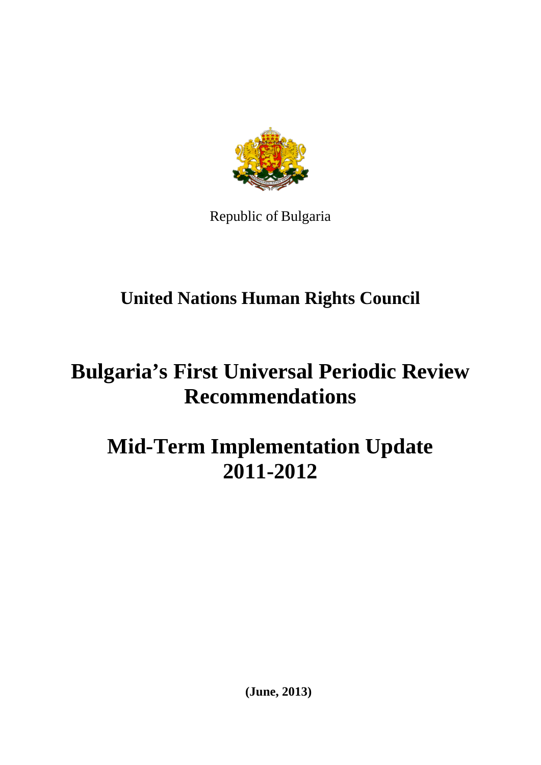Republic of Bulgaria

## United Nations Human Rights Council

# Bulgaria's First Universal Periodic Review Recommendations

# Mid-Term Implementation Update 2011-2012

**(June, 2013)**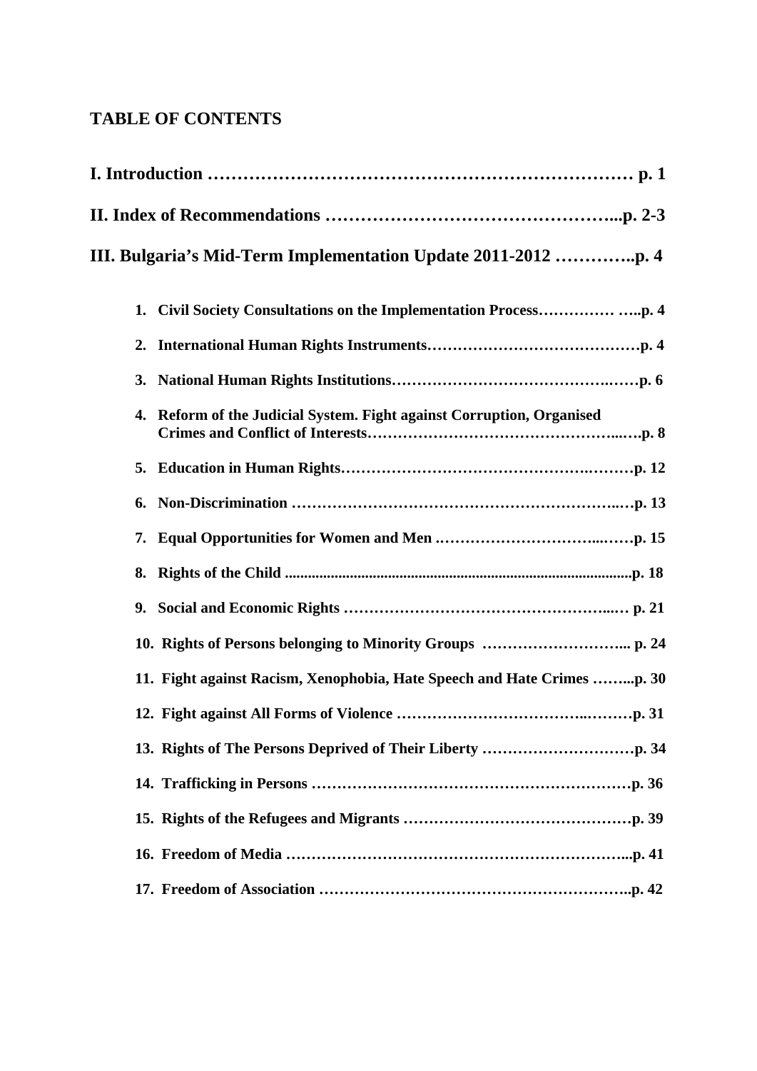## TABLE OF CONTENTS

**I. Introduction ……………………………………………………………… p. 1**

**II. Index of Recommendations ……………………………………………...p. 2-3**

**III. Bulgaria's Mid-Term Implementation Update 2011-2012 …………..p. 4**

1. **Civil Society Consultations on the Implementation Process…………… …..p. 4**
2. **International Human Rights Instruments……………………………………p. 4**
3. **National Human Rights Institutions……………………………………..……p. 6**
4. **Reform of the Judicial System. Fight against Corruption, Organised Crimes and Conflict of Interests…………………………………………...….p. 8**
5. **Education in Human Rights………………………………………….………p. 12**
6. **Non-Discrimination …………………………………………………….…p. 13**
7. **Equal Opportunities for Women and Men ………………………...……p. 15**
8. **Rights of the Child .........................................................................................p. 18**
9. **Social and Economic Rights …………………………………………...… p. 21**
10. **Rights of Persons belonging to Minority Groups ……………………….. p. 24**
11. **Fight against Racism, Xenophobia, Hate Speech and Hate Crimes ……...p. 30**
12. **Fight against All Forms of Violence ……………………………..………p. 31**
13. **Rights of The Persons Deprived of Their Liberty …………………………p. 34**
14. **Trafficking in Persons ………………………………………………………p. 36**
15. **Rights of the Refugees and Migrants ………………………………………p. 39**
16. **Freedom of Media …………………………………………………………...p. 41**
17. **Freedom of Association ……………………………………………………..p. 42**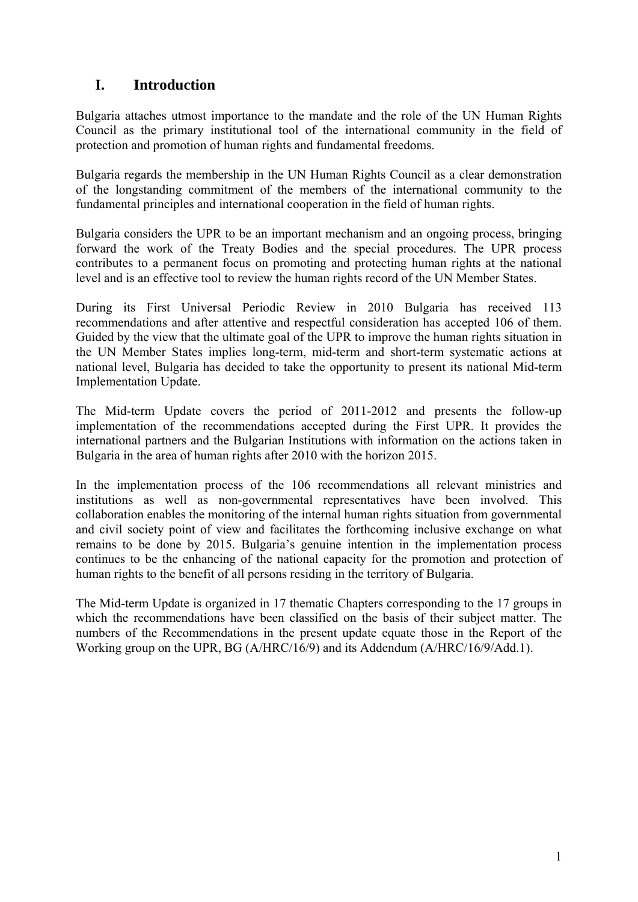# I. Introduction

Bulgaria attaches utmost importance to the mandate and the role of the UN Human Rights Council as the primary institutional tool of the international community in the field of protection and promotion of human rights and fundamental freedoms.

Bulgaria regards the membership in the UN Human Rights Council as a clear demonstration of the longstanding commitment of the members of the international community to the fundamental principles and international cooperation in the field of human rights.

Bulgaria considers the UPR to be an important mechanism and an ongoing process, bringing forward the work of the Treaty Bodies and the special procedures. The UPR process contributes to a permanent focus on promoting and protecting human rights at the national level and is an effective tool to review the human rights record of the UN Member States.

During its First Universal Periodic Review in 2010 Bulgaria has received 113 recommendations and after attentive and respectful consideration has accepted 106 of them. Guided by the view that the ultimate goal of the UPR to improve the human rights situation in the UN Member States implies long-term, mid-term and short-term systematic actions at national level, Bulgaria has decided to take the opportunity to present its national Mid-term Implementation Update.

The Mid-term Update covers the period of 2011-2012 and presents the follow-up implementation of the recommendations accepted during the First UPR. It provides the international partners and the Bulgarian Institutions with information on the actions taken in Bulgaria in the area of human rights after 2010 with the horizon 2015.

In the implementation process of the 106 recommendations all relevant ministries and institutions as well as non-governmental representatives have been involved. This collaboration enables the monitoring of the internal human rights situation from governmental and civil society point of view and facilitates the forthcoming inclusive exchange on what remains to be done by 2015. Bulgaria's genuine intention in the implementation process continues to be the enhancing of the national capacity for the promotion and protection of human rights to the benefit of all persons residing in the territory of Bulgaria.

The Mid-term Update is organized in 17 thematic Chapters corresponding to the 17 groups in which the recommendations have been classified on the basis of their subject matter. The numbers of the Recommendations in the present update equate those in the Report of the Working group on the UPR, BG (A/HRC/16/9) and its Addendum (A/HRC/16/9/Add.1).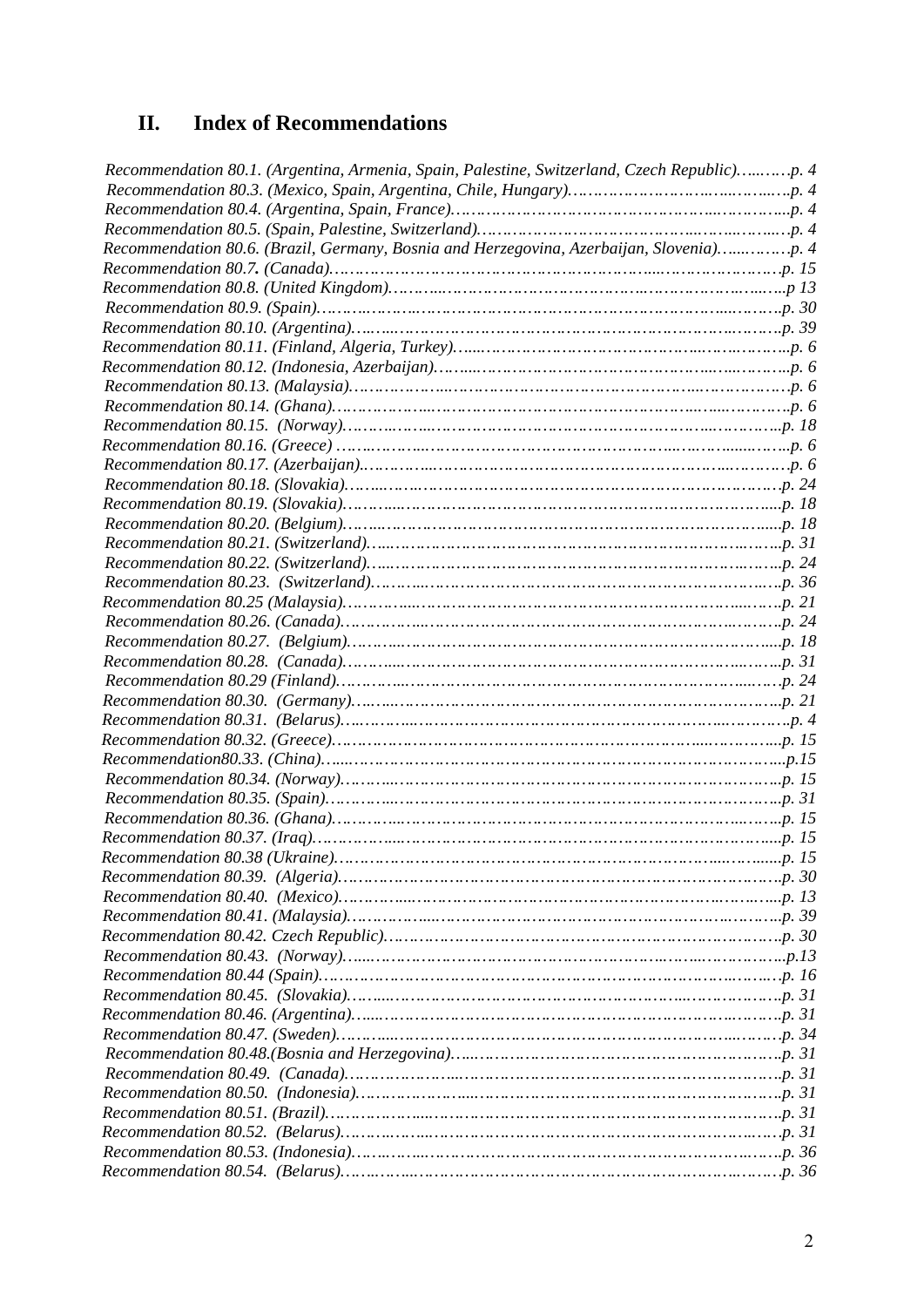## II. Index of Recommendations

*Recommendation 80.1. (Argentina, Armenia, Spain, Palestine, Switzerland, Czech Republic)…..……p. 4*
*Recommendation 80.3. (Mexico, Spain, Argentina, Chile, Hungary)………………………..…...……..p. 4*
*Recommendation 80.4. (Argentina, Spain, France)………………………………………..…………...p. 4*
*Recommendation 80.5. (Spain, Palestine, Switzerland)……………………………….....……..……..…p. 4*
*Recommendation 80.6. (Brazil, Germany, Bosnia and Herzegovina, Azerbaijan, Slovenia)…...……….p. 4*
*Recommendation 80.7. (Canada)…………………………………………………...……………………p. 15*
*Recommendation 80.8. (United Kingdom)………...………………………………………………...…..p 13*
*Recommendation 80.9. (Spain)…………………………………………………………………...……….p. 30*
*Recommendation 80.10. (Argentina)…..…..……………………………………………………………….p. 39*
*Recommendation 80.11. (Finland, Algeria, Turkey)…....…………………………………..……………..p. 6*
*Recommendation 80.12. (Indonesia, Azerbaijan)……....…………………………………..…..………..p. 6*
*Recommendation 80.13. (Malaysia)………………...……………………………………..……………p. 6*
*Recommendation 80.14. (Ghana)………………...……………………………………...…..……………..p. 6*
*Recommendation 80.15. (Norway)………..…...……………………………………………..……………..p. 18*
*Recommendation 80.16. (Greece) ……………...…………………………………………..…..…......……..p. 6*
*Recommendation 80.17. (Azerbaijan).……………...…………………………………………...…………p. 6*
*Recommendation 80.18. (Slovakia)……...……………………………………………………………….p. 24*
*Recommendation 80.19. (Slovakia)…………....………………………………………………………......p. 18*
*Recommendation 80.20. (Belgium)…….....…………………………………………………………….......p. 18*
*Recommendation 80.21. (Switzerland)…..………………………………………………………..……..p. 31*
*Recommendation 80.22. (Switzerland)…..…………………………………………………………..……..p. 24*
*Recommendation 80.23. (Switzerland)………...………………………………………………………..…..p. 36*
*Recommendation 80.25 (Malaysia)…………...……………………………………………………....……..p. 21*
*Recommendation 80.26. (Canada)……………...………………………………………………………..…..p. 24*
*Recommendation 80.27. (Belgium)………...……………………………………………………………......p. 18*
*Recommendation 80.28. (Canada)………....……………………………………………………...……..p. 31*
*Recommendation 80.29 (Finland)…………...………………………………………………………...…p. 24*
*Recommendation 80.30. (Germany)…….....……………………………………………………………..p. 21*
*Recommendation 80.31. (Belarus)…………...……………………………………………………..………..p. 4*
*Recommendation 80.32. (Greece)……………………………………………………………....…………...p. 15*
*Recommendation80.33. (China)…....……………………………………………………………………...p.15*
*Recommendation 80.34. (Norway)………...…………………………………………………………….....p. 15*
*Recommendation 80.35. (Spain)…………...…………………………………………………………………..p. 31*
*Recommendation 80.36. (Ghana)…………...…………………………………………………...………..p. 15*
*Recommendation 80.37. (Iraq)……………....………………………………………………………….......p. 15*
*Recommendation 80.38 (Ukraine)…………………………………………………………………...…......p. 15*
*Recommendation 80.39. (Algeria)……………………………………………………………………………..p. 30*
*Recommendation 80.40. (Mexico)…………....………………………………………………..……......p. 13*
*Recommendation 80.41. (Malaysia)……………....…………………………………………………..………..p. 39*
*Recommendation 80.42. Czech Republic)………………………………………………………………….p. 30*
*Recommendation 80.43. (Norway)…....……………………………………………………..……………..p.13*
*Recommendation 80.44 (Spain)…………………………………………………………………………..…p. 16*
*Recommendation 80.45. (Slovakia)……....……………………………………………...………………..p. 31*
*Recommendation 80.46. (Argentina)…....………………………………………………………………..p. 31*
*Recommendation 80.47. (Sweden)………....………………………………………………………...……p. 34*
*Recommendation 80.48.(Bosnia and Herzegovina)…...………………………………………………….p. 31*
*Recommendation 80.49. (Canada)……………………...…………………………………………………..p. 31*
*Recommendation 80.50. (Indonesia)………………….....………………………………………………..p. 31*
*Recommendation 80.51. (Brazil)………………....……………………………………………………….p. 31*
*Recommendation 80.52. (Belarus)………..…....………………………………………………………..…p. 31*
*Recommendation 80.53. (Indonesia)……..…...……………………………………………………..……..p. 36*
*Recommendation 80.54. (Belarus)…………...…………………………………………………..…………p. 36*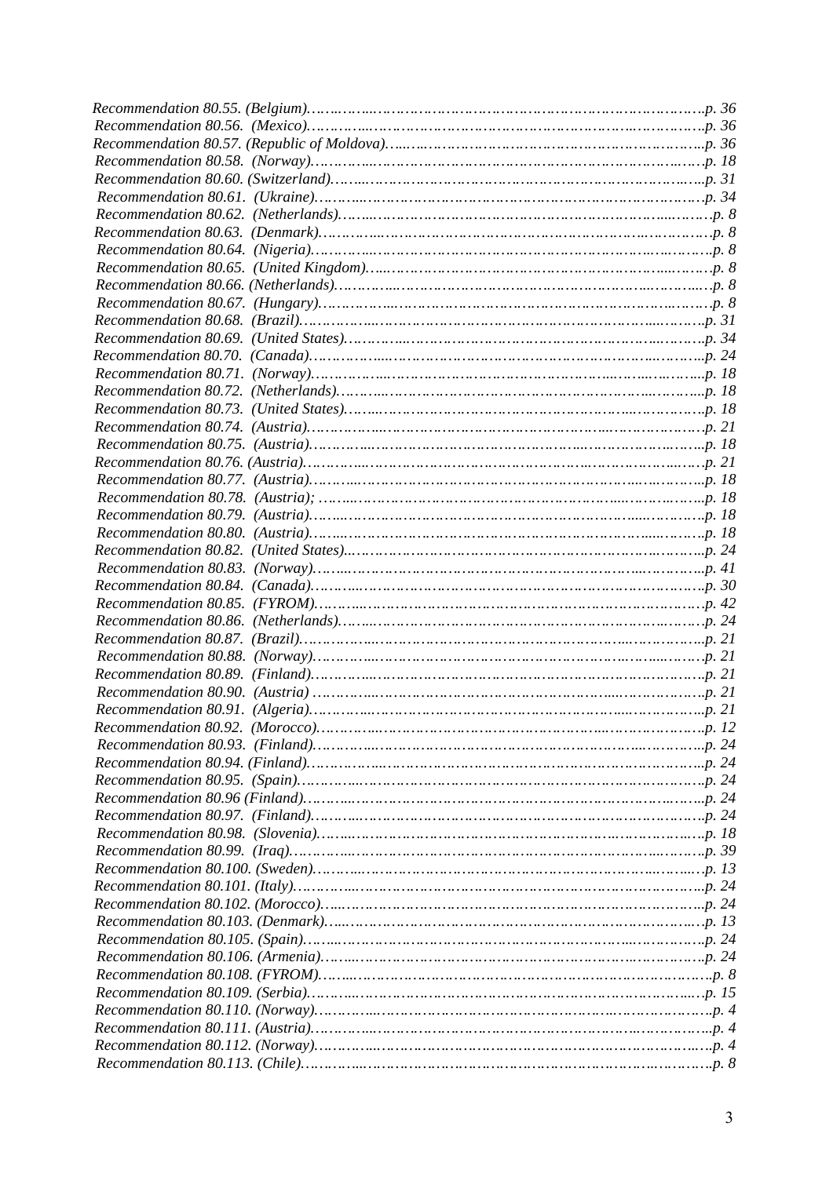*Recommendation 80.55. (Belgium)……………………………………………………………………….p. 36*
*Recommendation 80.56. (Mexico)………………………………………………………………………..p. 36*
*Recommendation 80.57. (Republic of Moldova)……………………………………………………….p. 36*
*Recommendation 80.58. (Norway)………………………………………………………………………p. 18*
*Recommendation 80.60. (Switzerland)………………………………………………………………….p. 31*
*Recommendation 80.61. (Ukraine)……………………………………………………………………….p. 34*
*Recommendation 80.62. (Netherlands)……………………………………………………………………p. 8*
*Recommendation 80.63. (Denmark)………………………………………………………………………p. 8*
*Recommendation 80.64. (Nigeria)………………………………………………………………………..p. 8*
*Recommendation 80.65. (United Kingdom)……………………………………………………………p. 8*
*Recommendation 80.66. (Netherlands)……………………………………………………………………p. 8*
*Recommendation 80.67. (Hungary)………………………………………………………………………p. 8*
*Recommendation 80.68. (Brazil)………………………………………………………………………….p. 31*
*Recommendation 80.69. (United States)…………………………………………………………………p. 34*
*Recommendation 80.70. (Canada)………………………………………………………………………..p. 24*
*Recommendation 80.71. (Norway)……………………………………………………………………….p. 18*
*Recommendation 80.72. (Netherlands)…………………………………………………………………..p. 18*
*Recommendation 80.73. (United States)…………………………………………………………………p. 18*
*Recommendation 80.74. (Austria)……………………………………………………………………….p. 21*
*Recommendation 80.75. (Austria)……………………………………………………………………….p. 18*
*Recommendation 80.76. (Austria)………………………………………………………………………..p. 21*
*Recommendation 80.77. (Austria)………………………………………………………………………..p. 18*
*Recommendation 80.78. (Austria); ………………………………………………………………………p. 18*
*Recommendation 80.79. (Austria)…………………………………………………………………………p. 18*
*Recommendation 80.80. (Austria)…………………………………………………………………………p. 18*
*Recommendation 80.82. (United States)…………………………………………………………………p. 24*
*Recommendation 80.83. (Norway)………………………………………………………………………..p. 41*
*Recommendation 80.84. (Canada)…………………………………………………………………………p. 30*
*Recommendation 80.85. (FYROM)………………………………………………………………………p. 42*
*Recommendation 80.86. (Netherlands)……………………………………………………………………p. 24*
*Recommendation 80.87. (Brazil)…………………………………………………………………………..p. 21*
*Recommendation 80.88. (Norway)…………………………………………………………………………p. 21*
*Recommendation 80.89. (Finland)…………………………………………………………………………p. 21*
*Recommendation 80.90. (Austria) ………………………………………………………………………..p. 21*
*Recommendation 80.91. (Algeria)…………………………………………………………………………p. 21*
*Recommendation 80.92. (Morocco)………………………………………………………………………..p. 12*
*Recommendation 80.93. (Finland)…………………………………………………………………………p. 24*
*Recommendation 80.94. (Finland)…………………………………………………………………………p. 24*
*Recommendation 80.95. (Spain)……………………………………………………………………………p. 24*
*Recommendation 80.96 (Finland)…………………………………………………………………………p. 24*
*Recommendation 80.97. (Finland)…………………………………………………………………………p. 24*
*Recommendation 80.98. (Slovenia)………………………………………………………………………..p. 18*
*Recommendation 80.99. (Iraq)……………………………………………………………………………..p. 39*
*Recommendation 80.100. (Sweden)………………………………………………………………………p. 13*
*Recommendation 80.101. (Italy)……………………………………………………………………………p. 24*
*Recommendation 80.102. (Morocco)……………………………………………………………………….p. 24*
*Recommendation 80.103. (Denmark)………………………………………………………………………p. 13*
*Recommendation 80.105. (Spain)……………………………………………………………………………p. 24*
*Recommendation 80.106. (Armenia)………………………………………………………………………p. 24*
*Recommendation 80.108. (FYROM)…………………………………………………………………………p. 8*
*Recommendation 80.109. (Serbia)…………………………………………………………………………p. 15*
*Recommendation 80.110. (Norway)…………………………………………………………………………p. 4*
*Recommendation 80.111. (Austria)…………………………………………………………………………p. 4*
*Recommendation 80.112. (Norway)…………………………………………………………………………p. 4*
*Recommendation 80.113. (Chile)……………………………………………………………………………p. 8*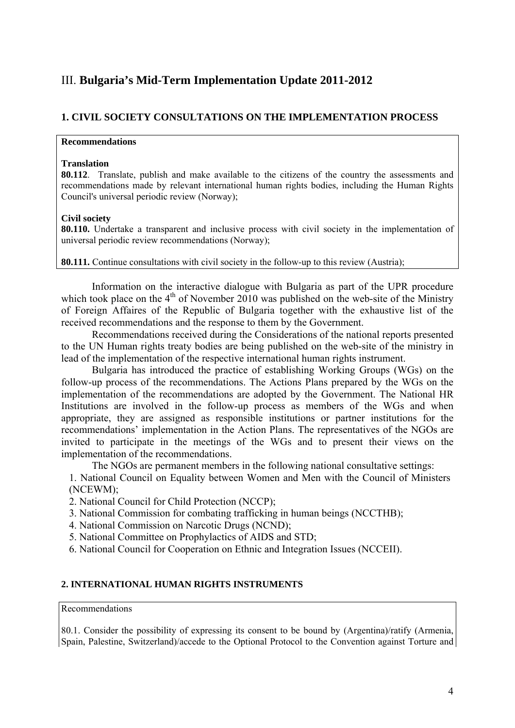# III. **Bulgaria's Mid-Term Implementation Update 2011-2012**

## 1. CIVIL SOCIETY CONSULTATIONS ON THE IMPLEMENTATION PROCESS

**Recommendations**

**Translation**

**80.112**. Translate, publish and make available to the citizens of the country the assessments and recommendations made by relevant international human rights bodies, including the Human Rights Council's universal periodic review (Norway);

**Civil society**

**80.110.** Undertake a transparent and inclusive process with civil society in the implementation of universal periodic review recommendations (Norway);

**80.111.** Continue consultations with civil society in the follow-up to this review (Austria);

Information on the interactive dialogue with Bulgaria as part of the UPR procedure which took place on the 4th of November 2010 was published on the web-site of the Ministry of Foreign Affaires of the Republic of Bulgaria together with the exhaustive list of the received recommendations and the response to them by the Government.

Recommendations received during the Considerations of the national reports presented to the UN Human rights treaty bodies are being published on the web-site of the ministry in lead of the implementation of the respective international human rights instrument.

Bulgaria has introduced the practice of establishing Working Groups (WGs) on the follow-up process of the recommendations. The Actions Plans prepared by the WGs on the implementation of the recommendations are adopted by the Government. The National HR Institutions are involved in the follow-up process as members of the WGs and when appropriate, they are assigned as responsible institutions or partner institutions for the recommendations' implementation in the Action Plans. The representatives of the NGOs are invited to participate in the meetings of the WGs and to present their views on the implementation of the recommendations.

The NGOs are permanent members in the following national consultative settings:

1. National Council on Equality between Women and Men with the Council of Ministers (NCEWM);
2. National Council for Child Protection (NCCP);
3. National Commission for combating trafficking in human beings (NCCTHB);
4. National Commission on Narcotic Drugs (NCND);
5. National Committee on Prophylactics of AIDS and STD;
6. National Council for Cooperation on Ethnic and Integration Issues (NCCEII).

## 2. INTERNATIONAL HUMAN RIGHTS INSTRUMENTS

Recommendations

80.1. Consider the possibility of expressing its consent to be bound by (Argentina)/ratify (Armenia, Spain, Palestine, Switzerland)/accede to the Optional Protocol to the Convention against Torture and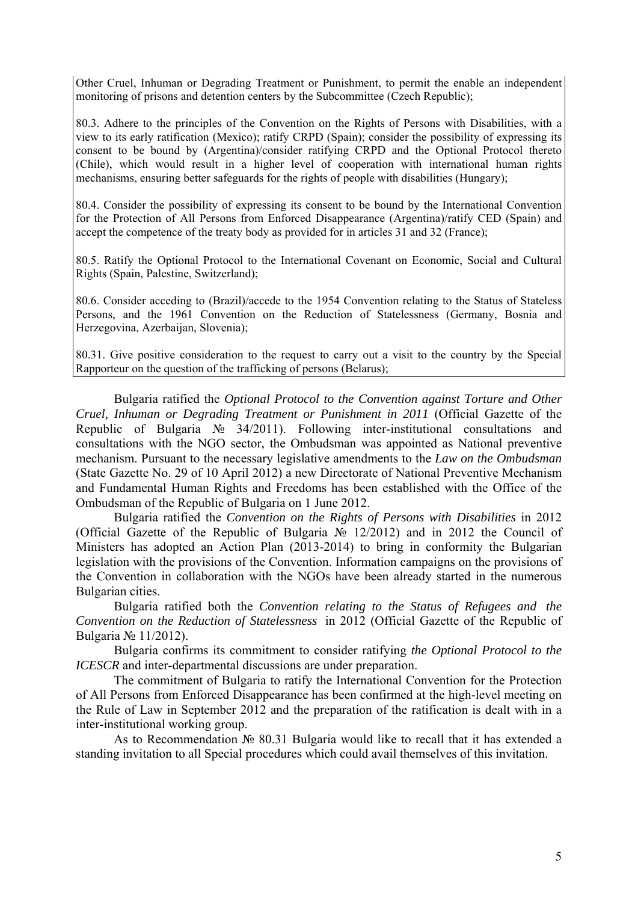Other Cruel, Inhuman or Degrading Treatment or Punishment, to permit the enable an independent monitoring of prisons and detention centers by the Subcommittee (Czech Republic);

80.3. Adhere to the principles of the Convention on the Rights of Persons with Disabilities, with a view to its early ratification (Mexico); ratify CRPD (Spain); consider the possibility of expressing its consent to be bound by (Argentina)/consider ratifying CRPD and the Optional Protocol thereto (Chile), which would result in a higher level of cooperation with international human rights mechanisms, ensuring better safeguards for the rights of people with disabilities (Hungary);

80.4. Consider the possibility of expressing its consent to be bound by the International Convention for the Protection of All Persons from Enforced Disappearance (Argentina)/ratify CED (Spain) and accept the competence of the treaty body as provided for in articles 31 and 32 (France);

80.5. Ratify the Optional Protocol to the International Covenant on Economic, Social and Cultural Rights (Spain, Palestine, Switzerland);

80.6. Consider acceding to (Brazil)/accede to the 1954 Convention relating to the Status of Stateless Persons, and the 1961 Convention on the Reduction of Statelessness (Germany, Bosnia and Herzegovina, Azerbaijan, Slovenia);

80.31. Give positive consideration to the request to carry out a visit to the country by the Special Rapporteur on the question of the trafficking of persons (Belarus);

Bulgaria ratified the *Optional Protocol to the Convention against Torture and Other Cruel, Inhuman or Degrading Treatment or Punishment in 2011* (Official Gazette of the Republic of Bulgaria № 34/2011). Following inter-institutional consultations and consultations with the NGO sector, the Ombudsman was appointed as National preventive mechanism. Pursuant to the necessary legislative amendments to the *Law on the Ombudsman* (State Gazette No. 29 of 10 April 2012) a new Directorate of National Preventive Mechanism and Fundamental Human Rights and Freedoms has been established with the Office of the Ombudsman of the Republic of Bulgaria on 1 June 2012.

Bulgaria ratified the *Convention on the Rights of Persons with Disabilities* in 2012 (Official Gazette of the Republic of Bulgaria № 12/2012) and in 2012 the Council of Ministers has adopted an Action Plan (2013-2014) to bring in conformity the Bulgarian legislation with the provisions of the Convention. Information campaigns on the provisions of the Convention in collaboration with the NGOs have been already started in the numerous Bulgarian cities.

Bulgaria ratified both the *Convention relating to the Status of Refugees and the Convention on the Reduction of Statelessness* in 2012 (Official Gazette of the Republic of Bulgaria № 11/2012).

Bulgaria confirms its commitment to consider ratifying *the Optional Protocol to the ICESCR* and inter-departmental discussions are under preparation.

The commitment of Bulgaria to ratify the International Convention for the Protection of All Persons from Enforced Disappearance has been confirmed at the high-level meeting on the Rule of Law in September 2012 and the preparation of the ratification is dealt with in a inter-institutional working group.

As to Recommendation № 80.31 Bulgaria would like to recall that it has extended a standing invitation to all Special procedures which could avail themselves of this invitation.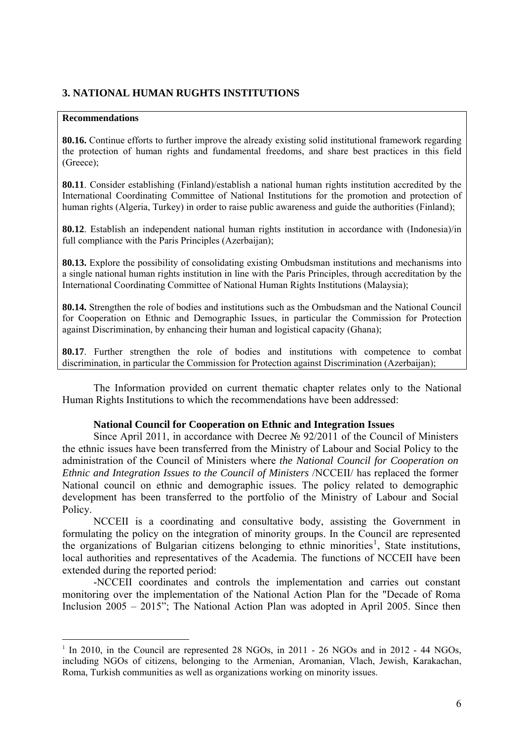## 3. NATIONAL HUMAN RUGHTS INSTITUTIONS

**Recommendations**

**80.16.** Continue efforts to further improve the already existing solid institutional framework regarding the protection of human rights and fundamental freedoms, and share best practices in this field (Greece);

**80.11**. Consider establishing (Finland)/establish a national human rights institution accredited by the International Coordinating Committee of National Institutions for the promotion and protection of human rights (Algeria, Turkey) in order to raise public awareness and guide the authorities (Finland);

**80.12**. Establish an independent national human rights institution in accordance with (Indonesia)/in full compliance with the Paris Principles (Azerbaijan);

**80.13.** Explore the possibility of consolidating existing Ombudsman institutions and mechanisms into a single national human rights institution in line with the Paris Principles, through accreditation by the International Coordinating Committee of National Human Rights Institutions (Malaysia);

**80.14.** Strengthen the role of bodies and institutions such as the Ombudsman and the National Council for Cooperation on Ethnic and Demographic Issues, in particular the Commission for Protection against Discrimination, by enhancing their human and logistical capacity (Ghana);

**80.17**. Further strengthen the role of bodies and institutions with competence to combat discrimination, in particular the Commission for Protection against Discrimination (Azerbaijan);

The Information provided on current thematic chapter relates only to the National Human Rights Institutions to which the recommendations have been addressed:

**National Council for Cooperation on Ethnic and Integration Issues**

Since April 2011, in accordance with Decree № 92/2011 of the Council of Ministers the ethnic issues have been transferred from the Ministry of Labour and Social Policy to the administration of the Council of Ministers where *the National Council for Cooperation on Ethnic and Integration Issues to the Council of Ministers* /NCCEII/ has replaced the former National council on ethnic and demographic issues. The policy related to demographic development has been transferred to the portfolio of the Ministry of Labour and Social Policy.

NCCEII is a coordinating and consultative body, assisting the Government in formulating the policy on the integration of minority groups. In the Council are represented the organizations of Bulgarian citizens belonging to ethnic minorities[1], State institutions, local authorities and representatives of the Academia. The functions of NCCEII have been extended during the reported period:

-NCCEII coordinates and controls the implementation and carries out constant monitoring over the implementation of the National Action Plan for the "Decade of Roma Inclusion 2005 – 2015"; The National Action Plan was adopted in April 2005. Since then

[1] In 2010, in the Council are represented 28 NGOs, in 2011 - 26 NGOs and in 2012 - 44 NGOs, including NGOs of citizens, belonging to the Armenian, Aromanian, Vlach, Jewish, Karakachan, Roma, Turkish communities as well as organizations working on minority issues.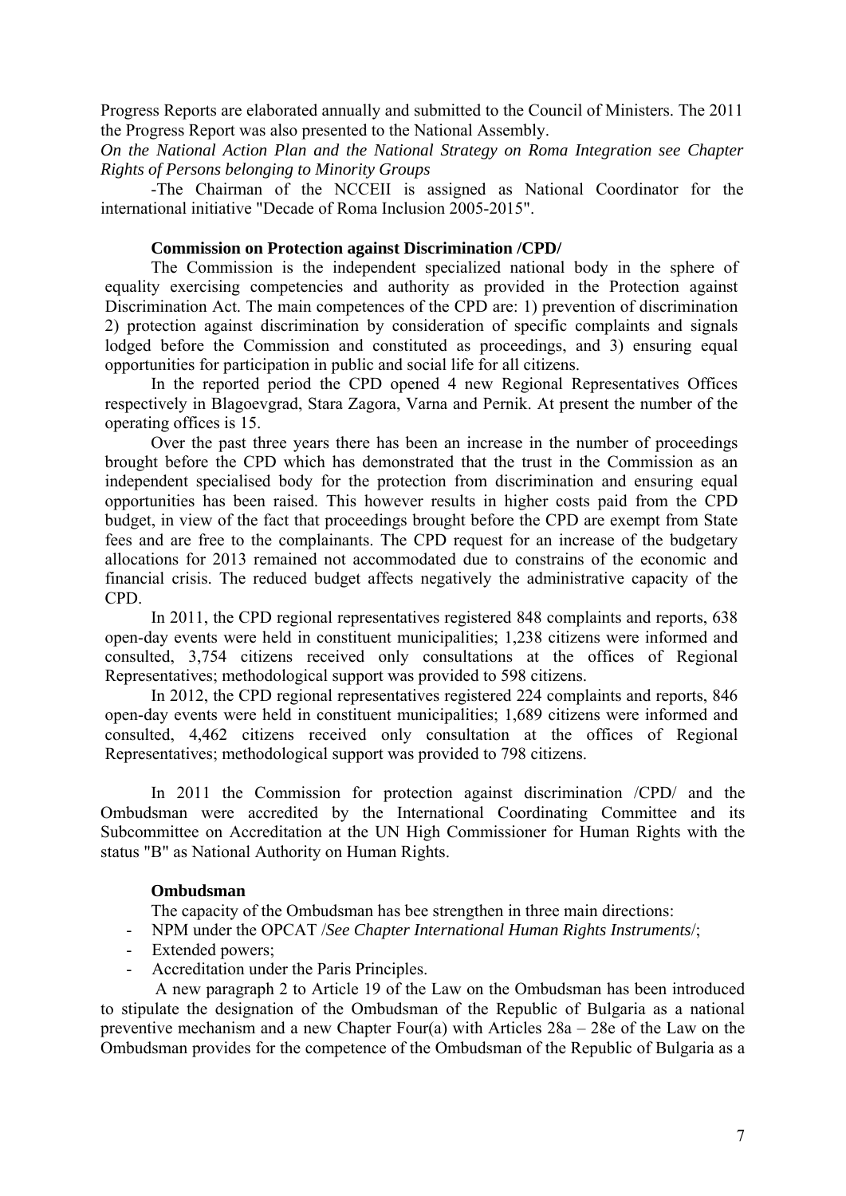Progress Reports are elaborated annually and submitted to the Council of Ministers. The 2011 the Progress Report was also presented to the National Assembly.

*On the National Action Plan and the National Strategy on Roma Integration see Chapter Rights of Persons belonging to Minority Groups*

-The Chairman of the NCCEII is assigned as National Coordinator for the international initiative "Decade of Roma Inclusion 2005-2015".

**Commission on Protection against Discrimination /CPD/**

The Commission is the independent specialized national body in the sphere of equality exercising competencies and authority as provided in the Protection against Discrimination Act. The main competences of the CPD are: 1) prevention of discrimination 2) protection against discrimination by consideration of specific complaints and signals lodged before the Commission and constituted as proceedings, and 3) ensuring equal opportunities for participation in public and social life for all citizens.

In the reported period the CPD opened 4 new Regional Representatives Offices respectively in Blagoevgrad, Stara Zagora, Varna and Pernik. At present the number of the operating offices is 15.

Over the past three years there has been an increase in the number of proceedings brought before the CPD which has demonstrated that the trust in the Commission as an independent specialised body for the protection from discrimination and ensuring equal opportunities has been raised. This however results in higher costs paid from the CPD budget, in view of the fact that proceedings brought before the CPD are exempt from State fees and are free to the complainants. The CPD request for an increase of the budgetary allocations for 2013 remained not accommodated due to constrains of the economic and financial crisis. The reduced budget affects negatively the administrative capacity of the CPD.

In 2011, the CPD regional representatives registered 848 complaints and reports, 638 open-day events were held in constituent municipalities; 1,238 citizens were informed and consulted, 3,754 citizens received only consultations at the offices of Regional Representatives; methodological support was provided to 598 citizens.

In 2012, the CPD regional representatives registered 224 complaints and reports, 846 open-day events were held in constituent municipalities; 1,689 citizens were informed and consulted, 4,462 citizens received only consultation at the offices of Regional Representatives; methodological support was provided to 798 citizens.

In 2011 the Commission for protection against discrimination /CPD/ and the Ombudsman were accredited by the International Coordinating Committee and its Subcommittee on Accreditation at the UN High Commissioner for Human Rights with the status "B" as National Authority on Human Rights.

**Ombudsman**

The capacity of the Ombudsman has bee strengthen in three main directions:

- NPM under the OPCAT /*See Chapter International Human Rights Instruments*/;
- Extended powers;
- Accreditation under the Paris Principles.

A new paragraph 2 to Article 19 of the Law on the Ombudsman has been introduced to stipulate the designation of the Ombudsman of the Republic of Bulgaria as a national preventive mechanism and a new Chapter Four(a) with Articles 28a – 28e of the Law on the Ombudsman provides for the competence of the Ombudsman of the Republic of Bulgaria as a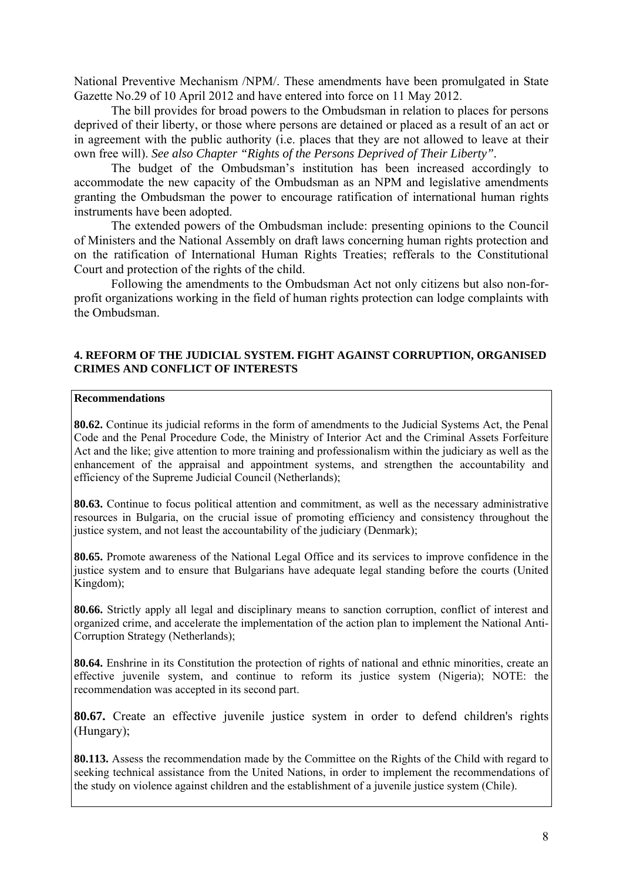National Preventive Mechanism /NPM/. These amendments have been promulgated in State Gazette No.29 of 10 April 2012 and have entered into force on 11 May 2012.

The bill provides for broad powers to the Ombudsman in relation to places for persons deprived of their liberty, or those where persons are detained or placed as a result of an act or in agreement with the public authority (i.e. places that they are not allowed to leave at their own free will). *See also Chapter "Rights of the Persons Deprived of Their Liberty".*

The budget of the Ombudsman's institution has been increased accordingly to accommodate the new capacity of the Ombudsman as an NPM and legislative amendments granting the Ombudsman the power to encourage ratification of international human rights instruments have been adopted.

The extended powers of the Ombudsman include: presenting opinions to the Council of Ministers and the National Assembly on draft laws concerning human rights protection and on the ratification of International Human Rights Treaties; refferals to the Constitutional Court and protection of the rights of the child.

Following the amendments to the Ombudsman Act not only citizens but also non-for-profit organizations working in the field of human rights protection can lodge complaints with the Ombudsman.

## 4. REFORM OF THE JUDICIAL SYSTEM. FIGHT AGAINST CORRUPTION, ORGANISED CRIMES AND CONFLICT OF INTERESTS

**Recommendations**

**80.62.** Continue its judicial reforms in the form of amendments to the Judicial Systems Act, the Penal Code and the Penal Procedure Code, the Ministry of Interior Act and the Criminal Assets Forfeiture Act and the like; give attention to more training and professionalism within the judiciary as well as the enhancement of the appraisal and appointment systems, and strengthen the accountability and efficiency of the Supreme Judicial Council (Netherlands);

**80.63.** Continue to focus political attention and commitment, as well as the necessary administrative resources in Bulgaria, on the crucial issue of promoting efficiency and consistency throughout the justice system, and not least the accountability of the judiciary (Denmark);

**80.65.** Promote awareness of the National Legal Office and its services to improve confidence in the justice system and to ensure that Bulgarians have adequate legal standing before the courts (United Kingdom);

**80.66.** Strictly apply all legal and disciplinary means to sanction corruption, conflict of interest and organized crime, and accelerate the implementation of the action plan to implement the National Anti-Corruption Strategy (Netherlands);

**80.64.** Enshrine in its Constitution the protection of rights of national and ethnic minorities, create an effective juvenile system, and continue to reform its justice system (Nigeria); NOTE: the recommendation was accepted in its second part.

**80.67.** Create an effective juvenile justice system in order to defend children's rights (Hungary);

**80.113.** Assess the recommendation made by the Committee on the Rights of the Child with regard to seeking technical assistance from the United Nations, in order to implement the recommendations of the study on violence against children and the establishment of a juvenile justice system (Chile).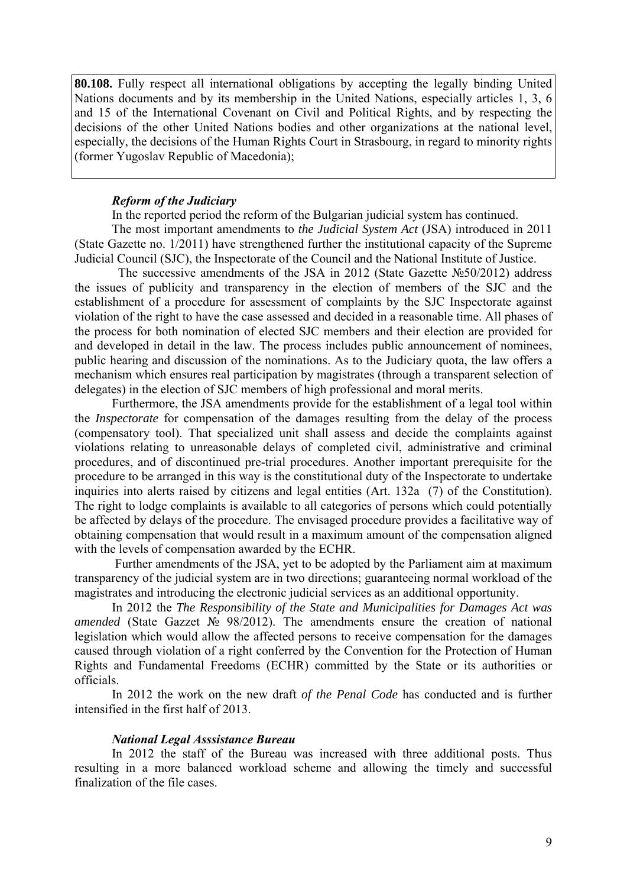| **80.108.** Fully respect all international obligations by accepting the legally binding United Nations documents and by its membership in the United Nations, especially articles 1, 3, 6 and 15 of the International Covenant on Civil and Political Rights, and by respecting the decisions of the other United Nations bodies and other organizations at the national level, especially, the decisions of the Human Rights Court in Strasbourg, in regard to minority rights (former Yugoslav Republic of Macedonia); |
|---|

***Reform of the Judiciary***

In the reported period the reform of the Bulgarian judicial system has continued.

The most important amendments to *the Judicial System Act* (JSA) introduced in 2011 (State Gazette no. 1/2011) have strengthened further the institutional capacity of the Supreme Judicial Council (SJC), the Inspectorate of the Council and the National Institute of Justice.

The successive amendments of the JSA in 2012 (State Gazette №50/2012) address the issues of publicity and transparency in the election of members of the SJC and the establishment of a procedure for assessment of complaints by the SJC Inspectorate against violation of the right to have the case assessed and decided in a reasonable time. All phases of the process for both nomination of elected SJC members and their election are provided for and developed in detail in the law. The process includes public announcement of nominees, public hearing and discussion of the nominations. As to the Judiciary quota, the law offers a mechanism which ensures real participation by magistrates (through a transparent selection of delegates) in the election of SJC members of high professional and moral merits.

Furthermore, the JSA amendments provide for the establishment of a legal tool within the *Inspectorate* for compensation of the damages resulting from the delay of the process (compensatory tool). That specialized unit shall assess and decide the complaints against violations relating to unreasonable delays of completed civil, administrative and criminal procedures, and of discontinued pre-trial procedures. Another important prerequisite for the procedure to be arranged in this way is the constitutional duty of the Inspectorate to undertake inquiries into alerts raised by citizens and legal entities (Art. 132a (7) of the Constitution). The right to lodge complaints is available to all categories of persons which could potentially be affected by delays of the procedure. The envisaged procedure provides a facilitative way of obtaining compensation that would result in a maximum amount of the compensation aligned with the levels of compensation awarded by the ECHR.

Further amendments of the JSA, yet to be adopted by the Parliament aim at maximum transparency of the judicial system are in two directions; guaranteeing normal workload of the magistrates and introducing the electronic judicial services as an additional opportunity.

In 2012 the *The Responsibility of the State and Municipalities for Damages Act was amended* (State Gazzet № 98/2012). The amendments ensure the creation of national legislation which would allow the affected persons to receive compensation for the damages caused through violation of a right conferred by the Convention for the Protection of Human Rights and Fundamental Freedoms (ECHR) committed by the State or its authorities or officials.

In 2012 the work on the new draft *of the Penal Code* has conducted and is further intensified in the first half of 2013.

***National Legal Asssistance Bureau***

In 2012 the staff of the Bureau was increased with three additional posts. Thus resulting in a more balanced workload scheme and allowing the timely and successful finalization of the file cases.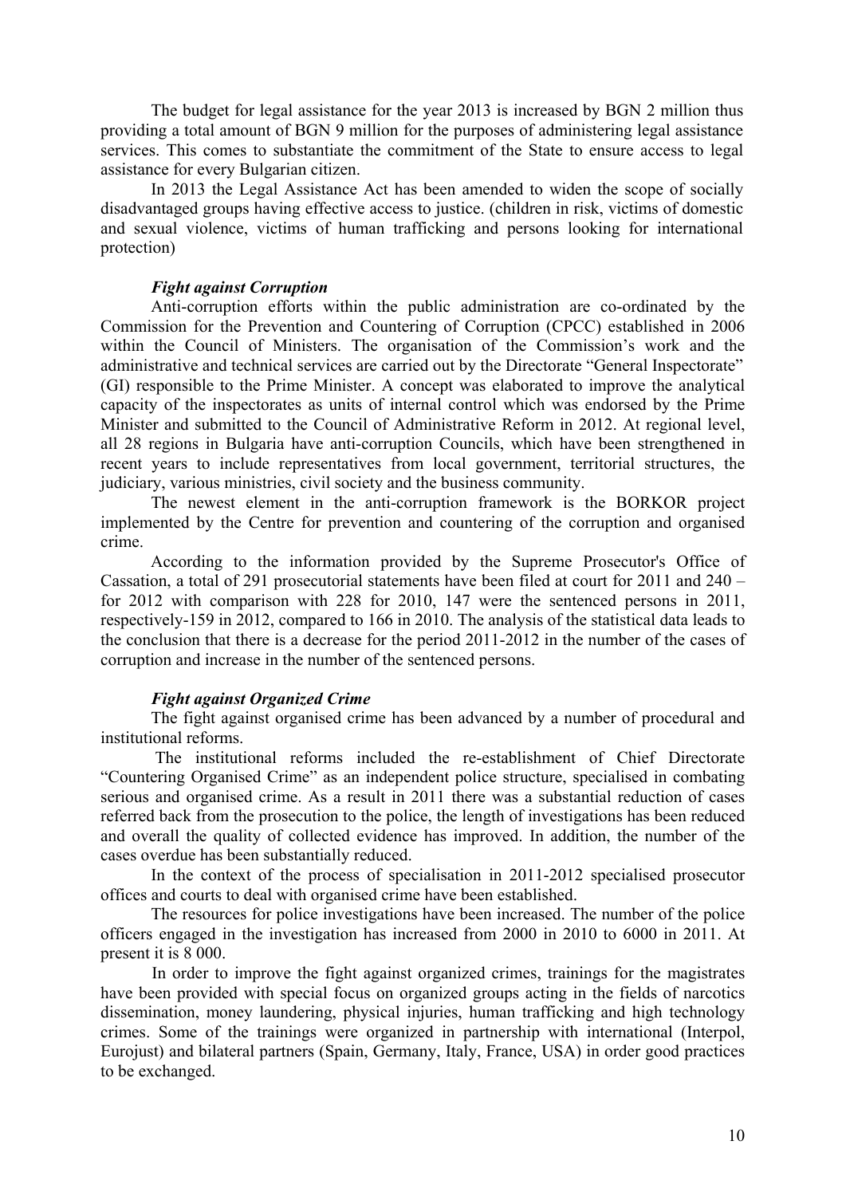The budget for legal assistance for the year 2013 is increased by BGN 2 million thus providing a total amount of BGN 9 million for the purposes of administering legal assistance services. This comes to substantiate the commitment of the State to ensure access to legal assistance for every Bulgarian citizen.

In 2013 the Legal Assistance Act has been amended to widen the scope of socially disadvantaged groups having effective access to justice. (children in risk, victims of domestic and sexual violence, victims of human trafficking and persons looking for international protection)

***Fight against Corruption***

Anti-corruption efforts within the public administration are co-ordinated by the Commission for the Prevention and Countering of Corruption (CPCC) established in 2006 within the Council of Ministers. The organisation of the Commission's work and the administrative and technical services are carried out by the Directorate "General Inspectorate" (GI) responsible to the Prime Minister. A concept was elaborated to improve the analytical capacity of the inspectorates as units of internal control which was endorsed by the Prime Minister and submitted to the Council of Administrative Reform in 2012. At regional level, all 28 regions in Bulgaria have anti-corruption Councils, which have been strengthened in recent years to include representatives from local government, territorial structures, the judiciary, various ministries, civil society and the business community.

The newest element in the anti-corruption framework is the BORKOR project implemented by the Centre for prevention and countering of the corruption and organised crime.

According to the information provided by the Supreme Prosecutor's Office of Cassation, a total of 291 prosecutorial statements have been filed at court for 2011 and 240 – for 2012 with comparison with 228 for 2010, 147 were the sentenced persons in 2011, respectively-159 in 2012, compared to 166 in 2010. The analysis of the statistical data leads to the conclusion that there is a decrease for the period 2011-2012 in the number of the cases of corruption and increase in the number of the sentenced persons.

***Fight against Organized Crime***

The fight against organised crime has been advanced by a number of procedural and institutional reforms.

The institutional reforms included the re-establishment of Chief Directorate "Countering Organised Crime" as an independent police structure, specialised in combating serious and organised crime. As a result in 2011 there was a substantial reduction of cases referred back from the prosecution to the police, the length of investigations has been reduced and overall the quality of collected evidence has improved. In addition, the number of the cases overdue has been substantially reduced.

In the context of the process of specialisation in 2011-2012 specialised prosecutor offices and courts to deal with organised crime have been established.

The resources for police investigations have been increased. The number of the police officers engaged in the investigation has increased from 2000 in 2010 to 6000 in 2011. At present it is 8 000.

In order to improve the fight against organized crimes, trainings for the magistrates have been provided with special focus on organized groups acting in the fields of narcotics dissemination, money laundering, physical injuries, human trafficking and high technology crimes. Some of the trainings were organized in partnership with international (Interpol, Eurojust) and bilateral partners (Spain, Germany, Italy, France, USA) in order good practices to be exchanged.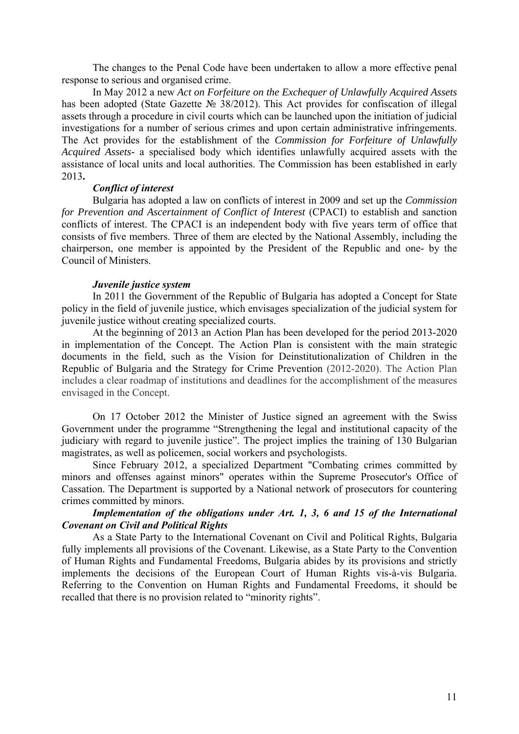The changes to the Penal Code have been undertaken to allow a more effective penal response to serious and organised crime.

In May 2012 a new *Act on Forfeiture on the Exchequer of Unlawfully Acquired Assets* has been adopted (State Gazette № 38/2012). This Act provides for confiscation of illegal assets through a procedure in civil courts which can be launched upon the initiation of judicial investigations for a number of serious crimes and upon certain administrative infringements. The Act provides for the establishment of the *Commission for Forfeiture of Unlawfully Acquired Assets*- a specialised body which identifies unlawfully acquired assets with the assistance of local units and local authorities. The Commission has been established in early 2013**.**

***Conflict of interest***

Bulgaria has adopted a law on conflicts of interest in 2009 and set up the *Commission for Prevention and Ascertainment of Conflict of Interest* (CPACI) to establish and sanction conflicts of interest. The CPACI is an independent body with five years term of office that consists of five members. Three of them are elected by the National Assembly, including the chairperson, one member is appointed by the President of the Republic and one- by the Council of Ministers.

***Juvenile justice system***

In 2011 the Government of the Republic of Bulgaria has adopted a Concept for State policy in the field of juvenile justice, which envisages specialization of the judicial system for juvenile justice without creating specialized courts.

At the beginning of 2013 an Action Plan has been developed for the period 2013-2020 in implementation of the Concept. The Action Plan is consistent with the main strategic documents in the field, such as the Vision for Deinstitutionalization of Children in the Republic of Bulgaria and the Strategy for Crime Prevention (2012-2020). The Action Plan includes a clear roadmap of institutions and deadlines for the accomplishment of the measures envisaged in the Concept.

On 17 October 2012 the Minister of Justice signed an agreement with the Swiss Government under the programme "Strengthening the legal and institutional capacity of the judiciary with regard to juvenile justice". The project implies the training of 130 Bulgarian magistrates, as well as policemen, social workers and psychologists.

Since February 2012, a specialized Department "Combating crimes committed by minors and offenses against minors" operates within the Supreme Prosecutor's Office of Cassation. The Department is supported by a National network of prosecutors for countering crimes committed by minors.

***Implementation of the obligations under Art. 1, 3, 6 and 15 of the International Covenant on Civil and Political Rights***

As a State Party to the International Covenant on Civil and Political Rights, Bulgaria fully implements all provisions of the Covenant. Likewise, as a State Party to the Convention of Human Rights and Fundamental Freedoms, Bulgaria abides by its provisions and strictly implements the decisions of the European Court of Human Rights vis-à-vis Bulgaria. Referring to the Convention on Human Rights and Fundamental Freedoms, it should be recalled that there is no provision related to "minority rights".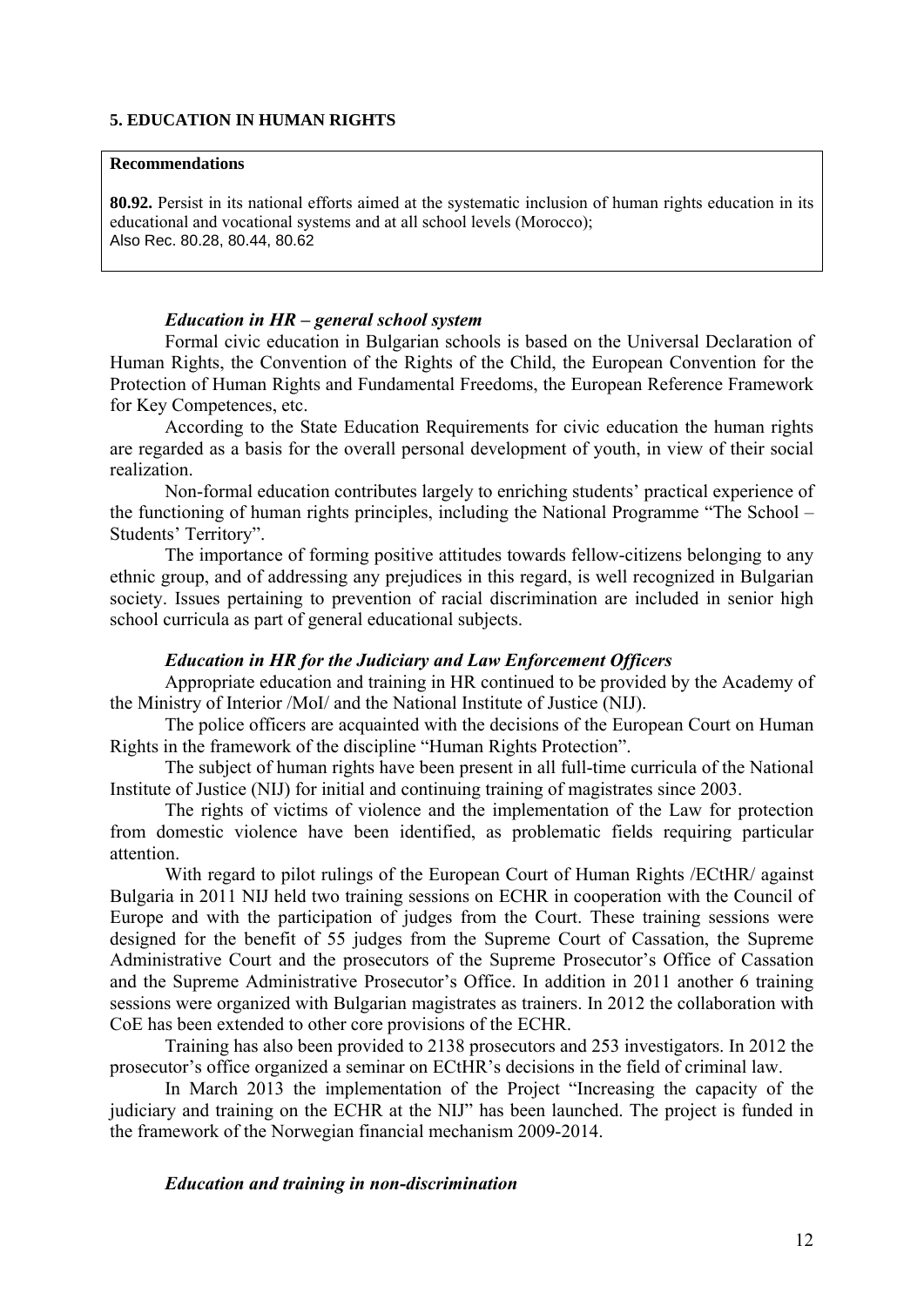## 5. EDUCATION IN HUMAN RIGHTS

**Recommendations**

**80.92.** Persist in its national efforts aimed at the systematic inclusion of human rights education in its educational and vocational systems and at all school levels (Morocco);
Also Rec. 80.28, 80.44, 80.62

### *Education in HR – general school system*

Formal civic education in Bulgarian schools is based on the Universal Declaration of Human Rights, the Convention of the Rights of the Child, the European Convention for the Protection of Human Rights and Fundamental Freedoms, the European Reference Framework for Key Competences, etc.

According to the State Education Requirements for civic education the human rights are regarded as a basis for the overall personal development of youth, in view of their social realization.

Non-formal education contributes largely to enriching students' practical experience of the functioning of human rights principles, including the National Programme "The School – Students' Territory".

The importance of forming positive attitudes towards fellow-citizens belonging to any ethnic group, and of addressing any prejudices in this regard, is well recognized in Bulgarian society. Issues pertaining to prevention of racial discrimination are included in senior high school curricula as part of general educational subjects.

### *Education in HR for the Judiciary and Law Enforcement Officers*

Appropriate education and training in HR continued to be provided by the Academy of the Ministry of Interior /MoI/ and the National Institute of Justice (NIJ).

The police officers are acquainted with the decisions of the European Court on Human Rights in the framework of the discipline "Human Rights Protection".

The subject of human rights have been present in all full-time curricula of the National Institute of Justice (NIJ) for initial and continuing training of magistrates since 2003.

The rights of victims of violence and the implementation of the Law for protection from domestic violence have been identified, as problematic fields requiring particular attention.

With regard to pilot rulings of the European Court of Human Rights /ECtHR/ against Bulgaria in 2011 NIJ held two training sessions on ECHR in cooperation with the Council of Europe and with the participation of judges from the Court. These training sessions were designed for the benefit of 55 judges from the Supreme Court of Cassation, the Supreme Administrative Court and the prosecutors of the Supreme Prosecutor's Office of Cassation and the Supreme Administrative Prosecutor's Office. In addition in 2011 another 6 training sessions were organized with Bulgarian magistrates as trainers. In 2012 the collaboration with CoE has been extended to other core provisions of the ECHR.

Training has also been provided to 2138 prosecutors and 253 investigators. In 2012 the prosecutor's office organized a seminar on ECtHR's decisions in the field of criminal law.

In March 2013 the implementation of the Project "Increasing the capacity of the judiciary and training on the ECHR at the NIJ" has been launched. The project is funded in the framework of the Norwegian financial mechanism 2009-2014.

### *Education and training in non-discrimination*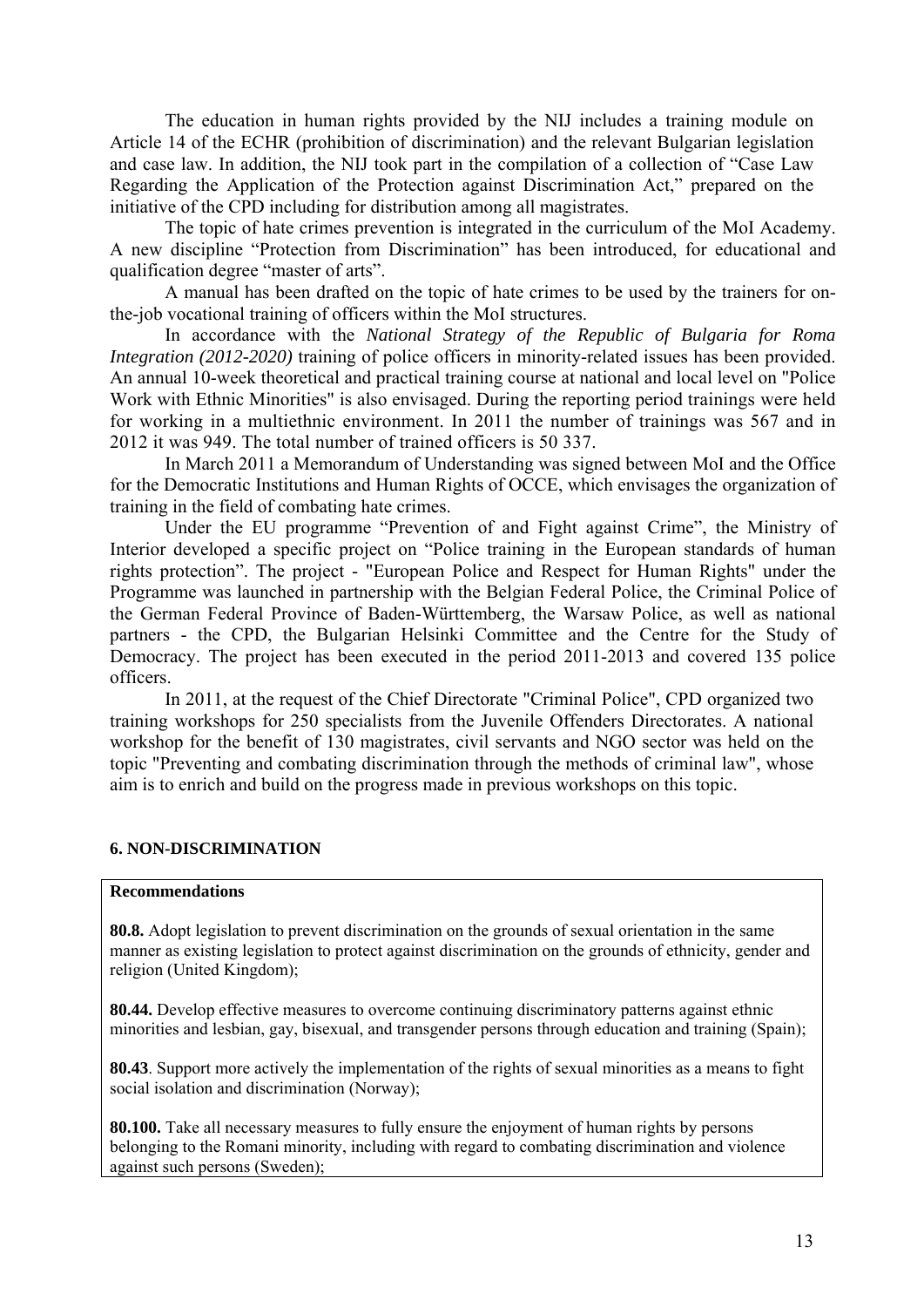The education in human rights provided by the NIJ includes a training module on Article 14 of the ECHR (prohibition of discrimination) and the relevant Bulgarian legislation and case law. In addition, the NIJ took part in the compilation of a collection of "Case Law Regarding the Application of the Protection against Discrimination Act," prepared on the initiative of the CPD including for distribution among all magistrates.

The topic of hate crimes prevention is integrated in the curriculum of the MoI Academy. A new discipline "Protection from Discrimination" has been introduced, for educational and qualification degree "master of arts".

A manual has been drafted on the topic of hate crimes to be used by the trainers for on-the-job vocational training of officers within the MoI structures.

In accordance with the *National Strategy of the Republic of Bulgaria for Roma Integration (2012-2020)* training of police officers in minority-related issues has been provided. An annual 10-week theoretical and practical training course at national and local level on "Police Work with Ethnic Minorities" is also envisaged. During the reporting period trainings were held for working in a multiethnic environment. In 2011 the number of trainings was 567 and in 2012 it was 949. The total number of trained officers is 50 337.

In March 2011 a Memorandum of Understanding was signed between MoI and the Office for the Democratic Institutions and Human Rights of OCCE, which envisages the organization of training in the field of combating hate crimes.

Under the EU programme "Prevention of and Fight against Crime", the Ministry of Interior developed a specific project on "Police training in the European standards of human rights protection". The project - "European Police and Respect for Human Rights" under the Programme was launched in partnership with the Belgian Federal Police, the Criminal Police of the German Federal Province of Baden-Württemberg, the Warsaw Police, as well as national partners - the CPD, the Bulgarian Helsinki Committee and the Centre for the Study of Democracy. The project has been executed in the period 2011-2013 and covered 135 police officers.

In 2011, at the request of the Chief Directorate "Criminal Police", CPD organized two training workshops for 250 specialists from the Juvenile Offenders Directorates. A national workshop for the benefit of 130 magistrates, civil servants and NGO sector was held on the topic "Preventing and combating discrimination through the methods of criminal law", whose aim is to enrich and build on the progress made in previous workshops on this topic.

## 6. NON-DISCRIMINATION

**Recommendations**

**80.8.** Adopt legislation to prevent discrimination on the grounds of sexual orientation in the same manner as existing legislation to protect against discrimination on the grounds of ethnicity, gender and religion (United Kingdom);

**80.44.** Develop effective measures to overcome continuing discriminatory patterns against ethnic minorities and lesbian, gay, bisexual, and transgender persons through education and training (Spain);

**80.43**. Support more actively the implementation of the rights of sexual minorities as a means to fight social isolation and discrimination (Norway);

**80.100.** Take all necessary measures to fully ensure the enjoyment of human rights by persons belonging to the Romani minority, including with regard to combating discrimination and violence against such persons (Sweden);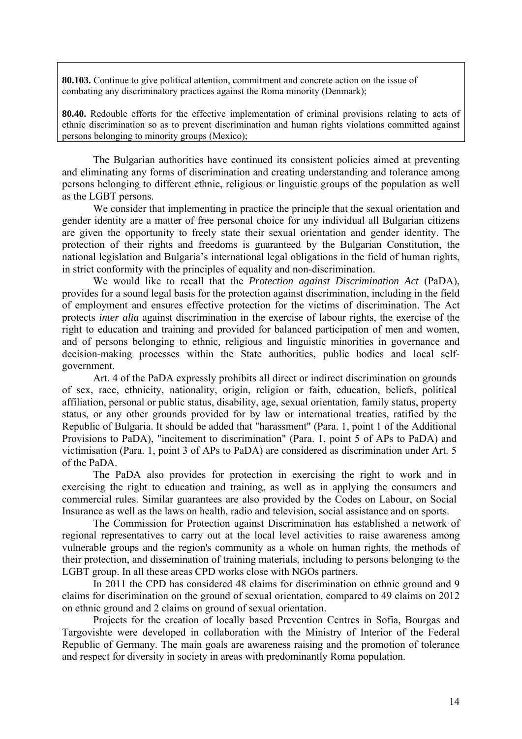**80.103.** Continue to give political attention, commitment and concrete action on the issue of combating any discriminatory practices against the Roma minority (Denmark);

**80.40.** Redouble efforts for the effective implementation of criminal provisions relating to acts of ethnic discrimination so as to prevent discrimination and human rights violations committed against persons belonging to minority groups (Mexico);

The Bulgarian authorities have continued its consistent policies aimed at preventing and eliminating any forms of discrimination and creating understanding and tolerance among persons belonging to different ethnic, religious or linguistic groups of the population as well as the LGBT persons.

We consider that implementing in practice the principle that the sexual orientation and gender identity are a matter of free personal choice for any individual all Bulgarian citizens are given the opportunity to freely state their sexual orientation and gender identity. The protection of their rights and freedoms is guaranteed by the Bulgarian Constitution, the national legislation and Bulgaria's international legal obligations in the field of human rights, in strict conformity with the principles of equality and non-discrimination.

We would like to recall that the *Protection against Discrimination Act* (PaDA), provides for a sound legal basis for the protection against discrimination, including in the field of employment and ensures effective protection for the victims of discrimination. The Act protects *inter alia* against discrimination in the exercise of labour rights, the exercise of the right to education and training and provided for balanced participation of men and women, and of persons belonging to ethnic, religious and linguistic minorities in governance and decision-making processes within the State authorities, public bodies and local self-government.

Art. 4 of the PaDA expressly prohibits all direct or indirect discrimination on grounds of sex, race, ethnicity, nationality, origin, religion or faith, education, beliefs, political affiliation, personal or public status, disability, age, sexual orientation, family status, property status, or any other grounds provided for by law or international treaties, ratified by the Republic of Bulgaria. It should be added that "harassment" (Para. 1, point 1 of the Additional Provisions to PaDA), "incitement to discrimination" (Para. 1, point 5 of APs to PaDA) and victimisation (Para. 1, point 3 of APs to PaDA) are considered as discrimination under Art. 5 of the PaDA.

The PaDA also provides for protection in exercising the right to work and in exercising the right to education and training, as well as in applying the consumers and commercial rules. Similar guarantees are also provided by the Codes on Labour, on Social Insurance as well as the laws on health, radio and television, social assistance and on sports.

The Commission for Protection against Discrimination has established a network of regional representatives to carry out at the local level activities to raise awareness among vulnerable groups and the region's community as a whole on human rights, the methods of their protection, and dissemination of training materials, including to persons belonging to the LGBT group. In all these areas CPD works close with NGOs partners.

In 2011 the CPD has considered 48 claims for discrimination on ethnic ground and 9 claims for discrimination on the ground of sexual orientation, compared to 49 claims on 2012 on ethnic ground and 2 claims on ground of sexual orientation.

Projects for the creation of locally based Prevention Centres in Sofia, Bourgas and Targovishte were developed in collaboration with the Ministry of Interior of the Federal Republic of Germany. The main goals are awareness raising and the promotion of tolerance and respect for diversity in society in areas with predominantly Roma population.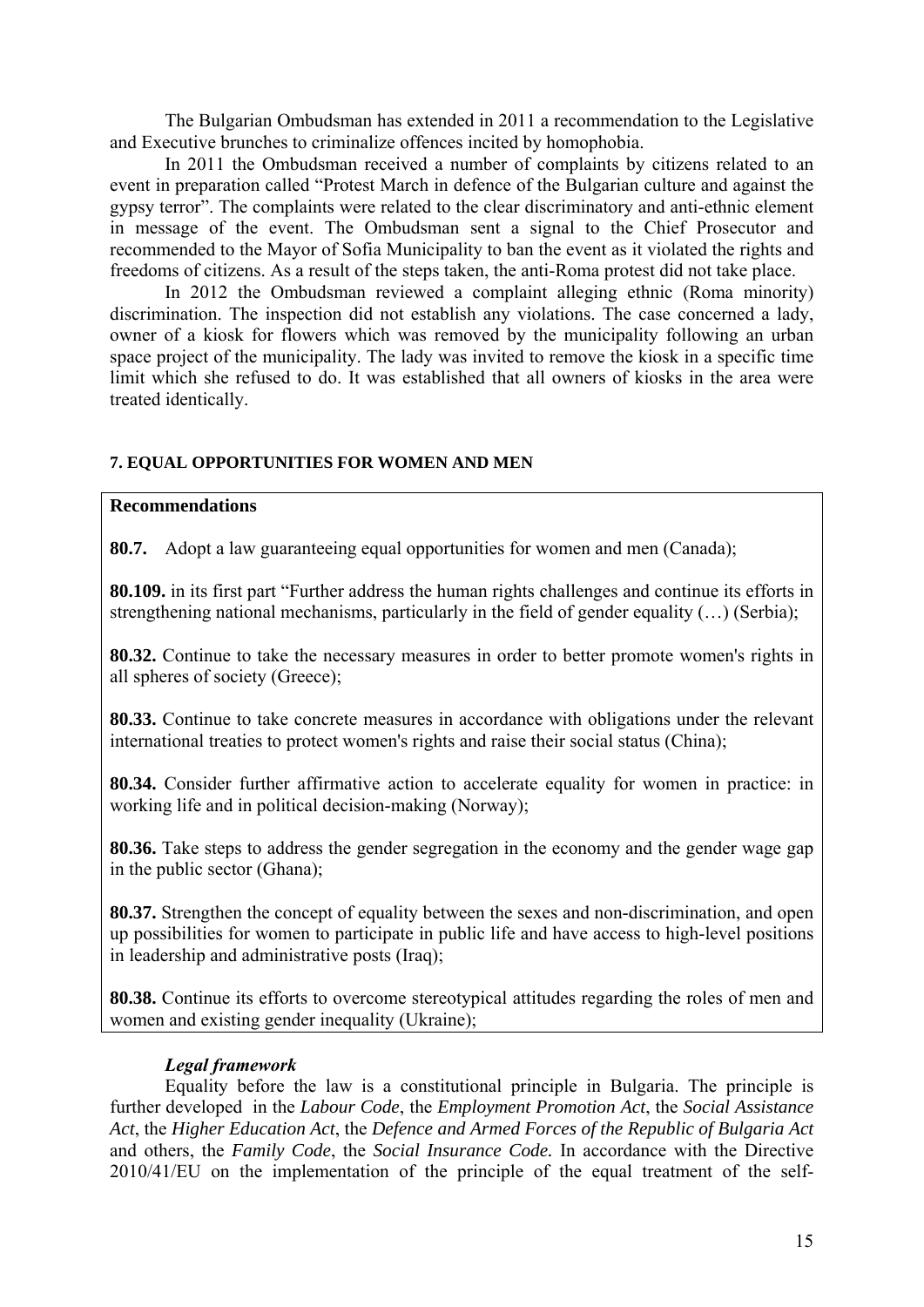The Bulgarian Ombudsman has extended in 2011 a recommendation to the Legislative and Executive brunches to criminalize offences incited by homophobia.

In 2011 the Ombudsman received a number of complaints by citizens related to an event in preparation called "Protest March in defence of the Bulgarian culture and against the gypsy terror". The complaints were related to the clear discriminatory and anti-ethnic element in message of the event. The Ombudsman sent a signal to the Chief Prosecutor and recommended to the Mayor of Sofia Municipality to ban the event as it violated the rights and freedoms of citizens. As a result of the steps taken, the anti-Roma protest did not take place.

In 2012 the Ombudsman reviewed a complaint alleging ethnic (Roma minority) discrimination. The inspection did not establish any violations. The case concerned a lady, owner of a kiosk for flowers which was removed by the municipality following an urban space project of the municipality. The lady was invited to remove the kiosk in a specific time limit which she refused to do. It was established that all owners of kiosks in the area were treated identically.

## 7. EQUAL OPPORTUNITIES FOR WOMEN AND MEN

**Recommendations**

**80.7.** Adopt a law guaranteeing equal opportunities for women and men (Canada);

**80.109.** in its first part "Further address the human rights challenges and continue its efforts in strengthening national mechanisms, particularly in the field of gender equality (…) (Serbia);

**80.32.** Continue to take the necessary measures in order to better promote women's rights in all spheres of society (Greece);

**80.33.** Continue to take concrete measures in accordance with obligations under the relevant international treaties to protect women's rights and raise their social status (China);

**80.34.** Consider further affirmative action to accelerate equality for women in practice: in working life and in political decision-making (Norway);

**80.36.** Take steps to address the gender segregation in the economy and the gender wage gap in the public sector (Ghana);

**80.37.** Strengthen the concept of equality between the sexes and non-discrimination, and open up possibilities for women to participate in public life and have access to high-level positions in leadership and administrative posts (Iraq);

**80.38.** Continue its efforts to overcome stereotypical attitudes regarding the roles of men and women and existing gender inequality (Ukraine);

***Legal framework***

Equality before the law is a constitutional principle in Bulgaria. The principle is further developed in the *Labour Code*, the *Employment Promotion Act*, the *Social Assistance Act*, the *Higher Education Act*, the *Defence and Armed Forces of the Republic of Bulgaria Act* and others, the *Family Code*, the *Social Insurance Code.* In accordance with the Directive 2010/41/EU on the implementation of the principle of the equal treatment of the self-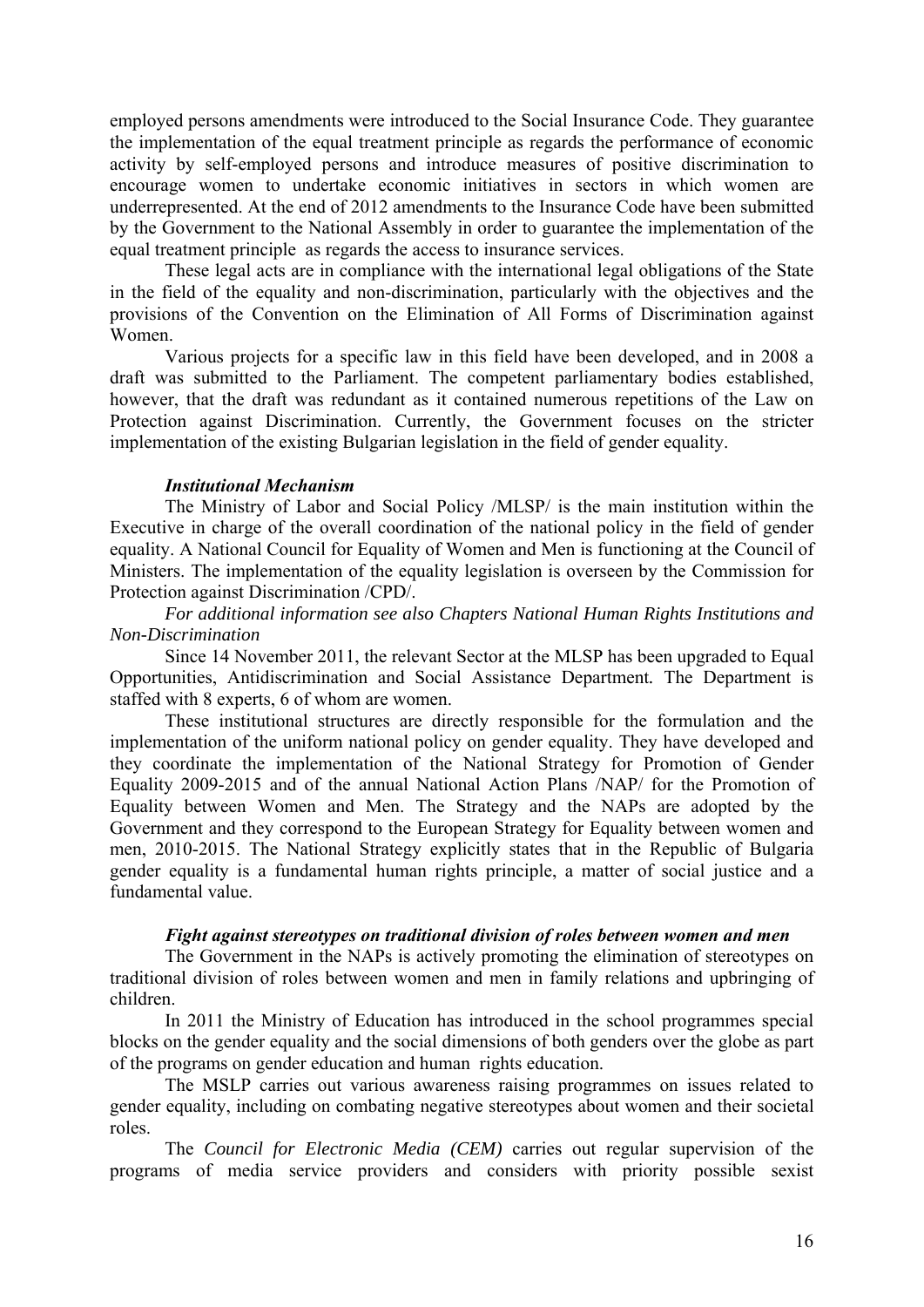employed persons amendments were introduced to the Social Insurance Code. They guarantee the implementation of the equal treatment principle as regards the performance of economic activity by self-employed persons and introduce measures of positive discrimination to encourage women to undertake economic initiatives in sectors in which women are underrepresented. At the end of 2012 amendments to the Insurance Code have been submitted by the Government to the National Assembly in order to guarantee the implementation of the equal treatment principle as regards the access to insurance services.

These legal acts are in compliance with the international legal obligations of the State in the field of the equality and non-discrimination, particularly with the objectives and the provisions of the Convention on the Elimination of All Forms of Discrimination against Women.

Various projects for a specific law in this field have been developed, and in 2008 a draft was submitted to the Parliament. The competent parliamentary bodies established, however, that the draft was redundant as it contained numerous repetitions of the Law on Protection against Discrimination. Currently, the Government focuses on the stricter implementation of the existing Bulgarian legislation in the field of gender equality.

***Institutional Mechanism***

The Ministry of Labor and Social Policy /MLSP/ is the main institution within the Executive in charge of the overall coordination of the national policy in the field of gender equality. A National Council for Equality of Women and Men is functioning at the Council of Ministers. The implementation of the equality legislation is overseen by the Commission for Protection against Discrimination /CPD/.

*For additional information see also Chapters National Human Rights Institutions and Non-Discrimination*

Since 14 November 2011, the relevant Sector at the MLSP has been upgraded to Equal Opportunities, Antidiscrimination and Social Assistance Department. The Department is staffed with 8 experts, 6 of whom are women.

These institutional structures are directly responsible for the formulation and the implementation of the uniform national policy on gender equality. They have developed and they coordinate the implementation of the National Strategy for Promotion of Gender Equality 2009-2015 and of the annual National Action Plans /NAP/ for the Promotion of Equality between Women and Men. The Strategy and the NAPs are adopted by the Government and they correspond to the European Strategy for Equality between women and men, 2010-2015. The National Strategy explicitly states that in the Republic of Bulgaria gender equality is a fundamental human rights principle, a matter of social justice and a fundamental value.

***Fight against stereotypes on traditional division of roles between women and men***

The Government in the NAPs is actively promoting the elimination of stereotypes on traditional division of roles between women and men in family relations and upbringing of children.

In 2011 the Ministry of Education has introduced in the school programmes special blocks on the gender equality and the social dimensions of both genders over the globe as part of the programs on gender education and human rights education.

The MSLP carries out various awareness raising programmes on issues related to gender equality, including on combating negative stereotypes about women and their societal roles.

The *Council for Electronic Media (CEM)* carries out regular supervision of the programs of media service providers and considers with priority possible sexist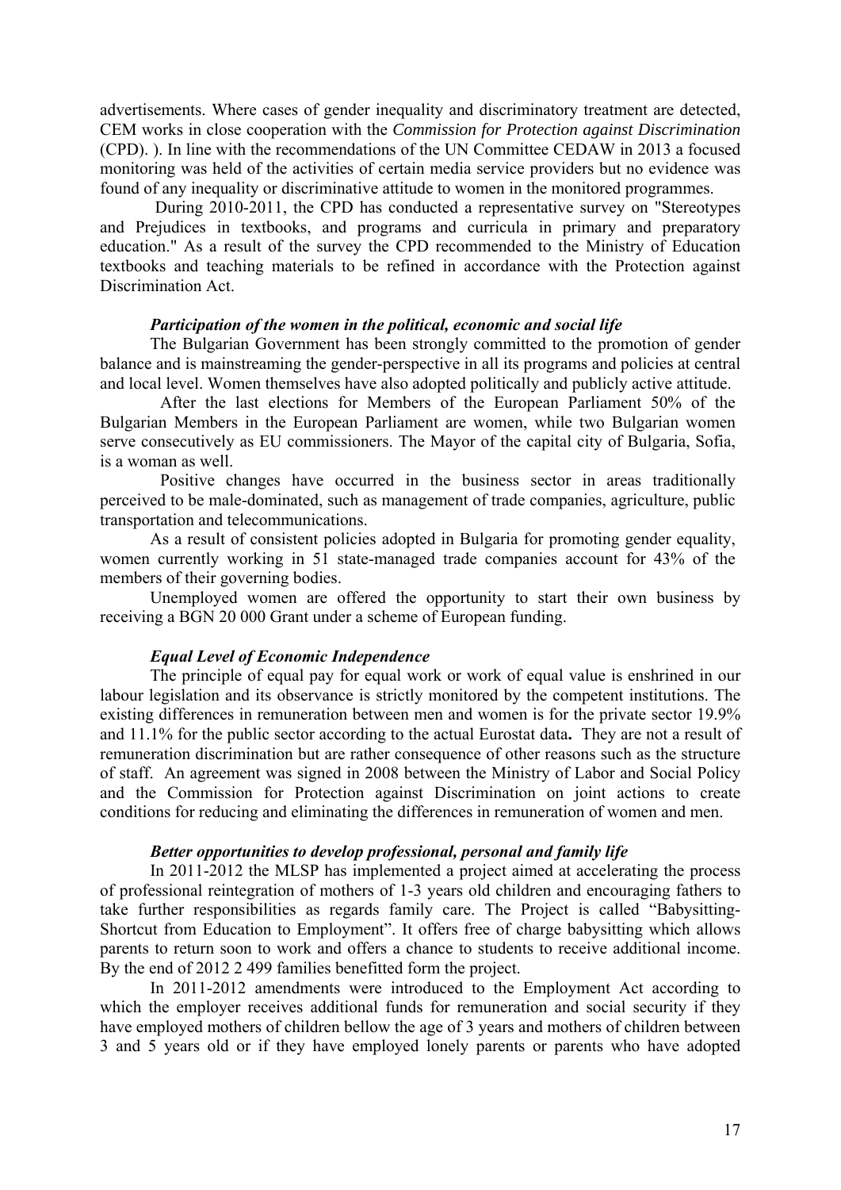advertisements. Where cases of gender inequality and discriminatory treatment are detected, CEM works in close cooperation with the *Commission for Protection against Discrimination* (CPD). ). In line with the recommendations of the UN Committee CEDAW in 2013 a focused monitoring was held of the activities of certain media service providers but no evidence was found of any inequality or discriminative attitude to women in the monitored programmes.

During 2010-2011, the CPD has conducted a representative survey on "Stereotypes and Prejudices in textbooks, and programs and curricula in primary and preparatory education." As a result of the survey the CPD recommended to the Ministry of Education textbooks and teaching materials to be refined in accordance with the Protection against Discrimination Act.

***Participation of the women in the political, economic and social life***

The Bulgarian Government has been strongly committed to the promotion of gender balance and is mainstreaming the gender-perspective in all its programs and policies at central and local level. Women themselves have also adopted politically and publicly active attitude.

After the last elections for Members of the European Parliament 50% of the Bulgarian Members in the European Parliament are women, while two Bulgarian women serve consecutively as EU commissioners. The Mayor of the capital city of Bulgaria, Sofia, is a woman as well.

Positive changes have occurred in the business sector in areas traditionally perceived to be male-dominated, such as management of trade companies, agriculture, public transportation and telecommunications.

As a result of consistent policies adopted in Bulgaria for promoting gender equality, women currently working in 51 state-managed trade companies account for 43% of the members of their governing bodies.

Unemployed women are offered the opportunity to start their own business by receiving a BGN 20 000 Grant under a scheme of European funding.

***Equal Level of Economic Independence***

The principle of equal pay for equal work or work of equal value is enshrined in our labour legislation and its observance is strictly monitored by the competent institutions. The existing differences in remuneration between men and women is for the private sector 19.9% and 11.1% for the public sector according to the actual Eurostat data**.** They are not a result of remuneration discrimination but are rather consequence of other reasons such as the structure of staff. An agreement was signed in 2008 between the Ministry of Labor and Social Policy and the Commission for Protection against Discrimination on joint actions to create conditions for reducing and eliminating the differences in remuneration of women and men.

***Better opportunities to develop professional, personal and family life***

In 2011-2012 the MLSP has implemented a project aimed at accelerating the process of professional reintegration of mothers of 1-3 years old children and encouraging fathers to take further responsibilities as regards family care. The Project is called "Babysitting-Shortcut from Education to Employment". It offers free of charge babysitting which allows parents to return soon to work and offers a chance to students to receive additional income. By the end of 2012 2 499 families benefitted form the project.

In 2011-2012 amendments were introduced to the Employment Act according to which the employer receives additional funds for remuneration and social security if they have employed mothers of children bellow the age of 3 years and mothers of children between 3 and 5 years old or if they have employed lonely parents or parents who have adopted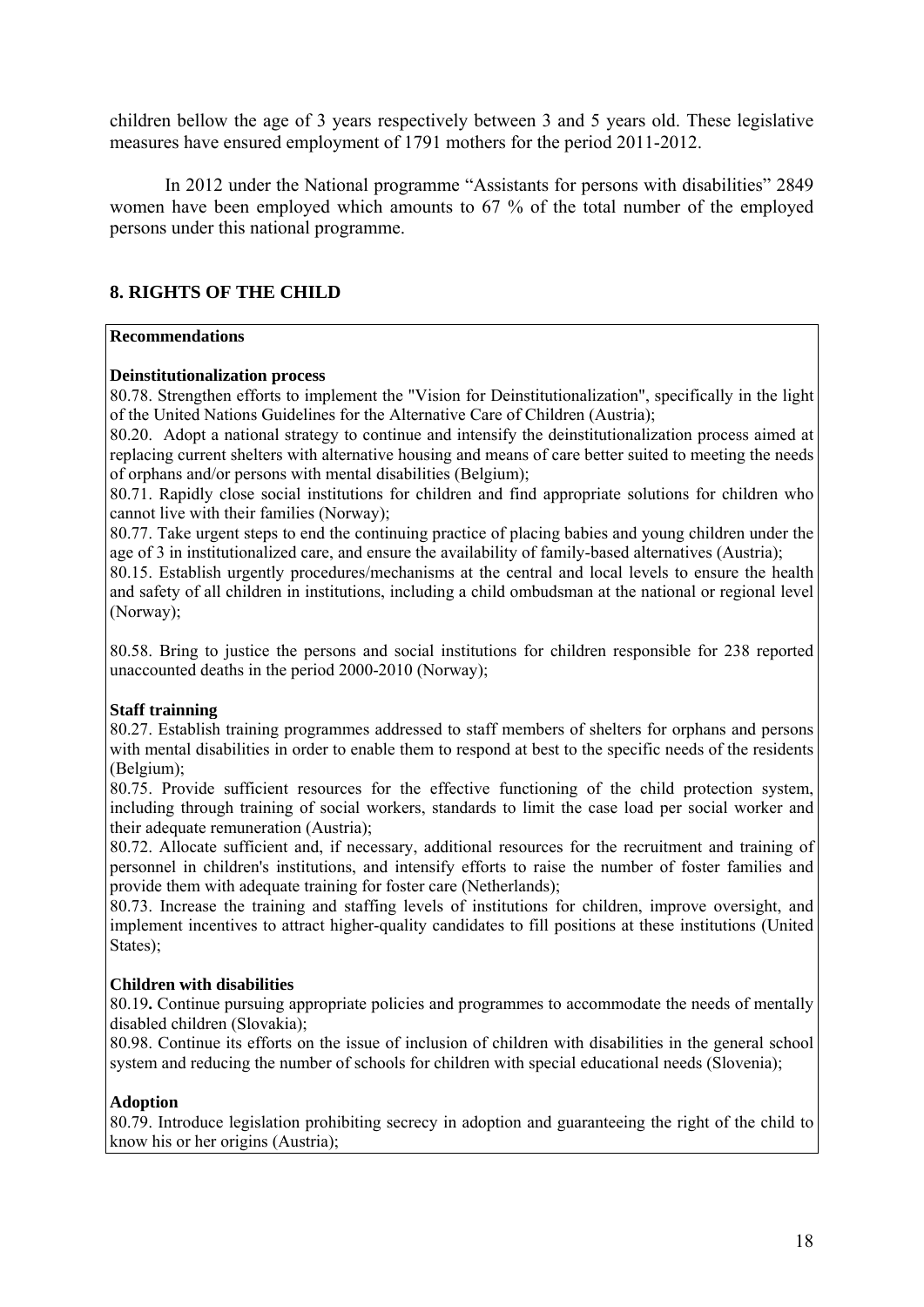children bellow the age of 3 years respectively between 3 and 5 years old. These legislative measures have ensured employment of 1791 mothers for the period 2011-2012.

In 2012 under the National programme "Assistants for persons with disabilities" 2849 women have been employed which amounts to 67 % of the total number of the employed persons under this national programme.

## 8. RIGHTS OF THE CHILD

**Recommendations**

**Deinstitutionalization process**

80.78. Strengthen efforts to implement the "Vision for Deinstitutionalization", specifically in the light of the United Nations Guidelines for the Alternative Care of Children (Austria);

80.20. Adopt a national strategy to continue and intensify the deinstitutionalization process aimed at replacing current shelters with alternative housing and means of care better suited to meeting the needs of orphans and/or persons with mental disabilities (Belgium);

80.71. Rapidly close social institutions for children and find appropriate solutions for children who cannot live with their families (Norway);

80.77. Take urgent steps to end the continuing practice of placing babies and young children under the age of 3 in institutionalized care, and ensure the availability of family-based alternatives (Austria);

80.15. Establish urgently procedures/mechanisms at the central and local levels to ensure the health and safety of all children in institutions, including a child ombudsman at the national or regional level (Norway);

80.58. Bring to justice the persons and social institutions for children responsible for 238 reported unaccounted deaths in the period 2000-2010 (Norway);

**Staff trainning**

80.27. Establish training programmes addressed to staff members of shelters for orphans and persons with mental disabilities in order to enable them to respond at best to the specific needs of the residents (Belgium);

80.75. Provide sufficient resources for the effective functioning of the child protection system, including through training of social workers, standards to limit the case load per social worker and their adequate remuneration (Austria);

80.72. Allocate sufficient and, if necessary, additional resources for the recruitment and training of personnel in children's institutions, and intensify efforts to raise the number of foster families and provide them with adequate training for foster care (Netherlands);

80.73. Increase the training and staffing levels of institutions for children, improve oversight, and implement incentives to attract higher-quality candidates to fill positions at these institutions (United States);

**Children with disabilities**

80.19**.** Continue pursuing appropriate policies and programmes to accommodate the needs of mentally disabled children (Slovakia);

80.98. Continue its efforts on the issue of inclusion of children with disabilities in the general school system and reducing the number of schools for children with special educational needs (Slovenia);

**Adoption**

80.79. Introduce legislation prohibiting secrecy in adoption and guaranteeing the right of the child to know his or her origins (Austria);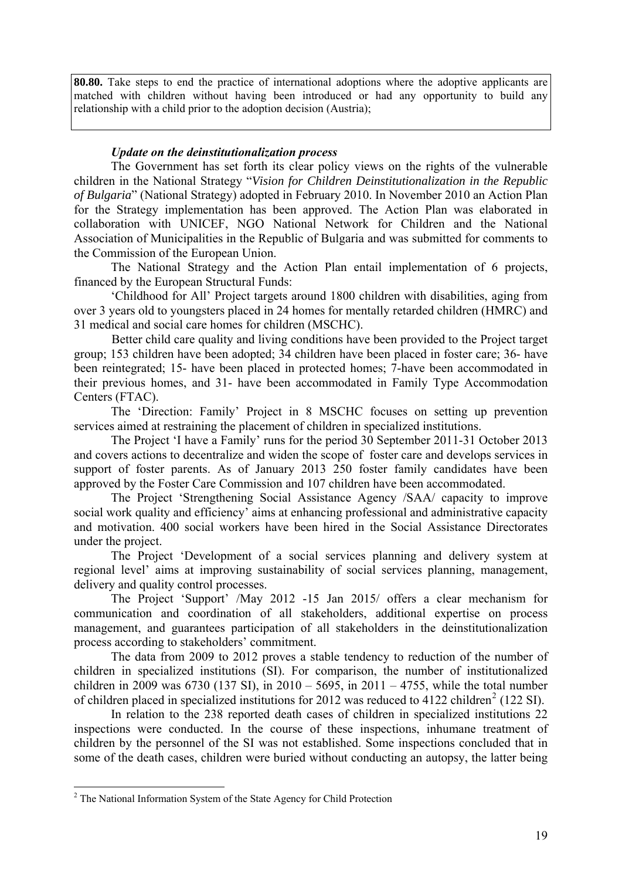**80.80.** Take steps to end the practice of international adoptions where the adoptive applicants are matched with children without having been introduced or had any opportunity to build any relationship with a child prior to the adoption decision (Austria);

***Update on the deinstitutionalization process***

The Government has set forth its clear policy views on the rights of the vulnerable children in the National Strategy "*Vision for Children Deinstitutionalization in the Republic of Bulgaria*" (National Strategy) adopted in February 2010. In November 2010 an Action Plan for the Strategy implementation has been approved. The Action Plan was elaborated in collaboration with UNICEF, NGO National Network for Children and the National Association of Municipalities in the Republic of Bulgaria and was submitted for comments to the Commission of the European Union.

The National Strategy and the Action Plan entail implementation of 6 projects, financed by the European Structural Funds:

'Childhood for All' Project targets around 1800 children with disabilities, aging from over 3 years old to youngsters placed in 24 homes for mentally retarded children (HMRC) and 31 medical and social care homes for children (MSCHC).

Better child care quality and living conditions have been provided to the Project target group; 153 children have been adopted; 34 children have been placed in foster care; 36- have been reintegrated; 15- have been placed in protected homes; 7-have been accommodated in their previous homes, and 31- have been accommodated in Family Type Accommodation Centers (FTAC).

The 'Direction: Family' Project in 8 MSCHC focuses on setting up prevention services aimed at restraining the placement of children in specialized institutions.

The Project 'I have a Family' runs for the period 30 September 2011-31 October 2013 and covers actions to decentralize and widen the scope of foster care and develops services in support of foster parents. As of January 2013 250 foster family candidates have been approved by the Foster Care Commission and 107 children have been accommodated.

The Project 'Strengthening Social Assistance Agency /SAA/ capacity to improve social work quality and efficiency' aims at enhancing professional and administrative capacity and motivation. 400 social workers have been hired in the Social Assistance Directorates under the project.

The Project 'Development of a social services planning and delivery system at regional level' aims at improving sustainability of social services planning, management, delivery and quality control processes.

The Project 'Support' /May 2012 -15 Jan 2015/ offers a clear mechanism for communication and coordination of all stakeholders, additional expertise on process management, and guarantees participation of all stakeholders in the deinstitutionalization process according to stakeholders' commitment.

The data from 2009 to 2012 proves a stable tendency to reduction of the number of children in specialized institutions (SI). For comparison, the number of institutionalized children in 2009 was 6730 (137 SI), in 2010 – 5695, in 2011 – 4755, while the total number of children placed in specialized institutions for 2012 was reduced to 4122 children[2] (122 SI).

In relation to the 238 reported death cases of children in specialized institutions 22 inspections were conducted. In the course of these inspections, inhumane treatment of children by the personnel of the SI was not established. Some inspections concluded that in some of the death cases, children were buried without conducting an autopsy, the latter being

[2] The National Information System of the State Agency for Child Protection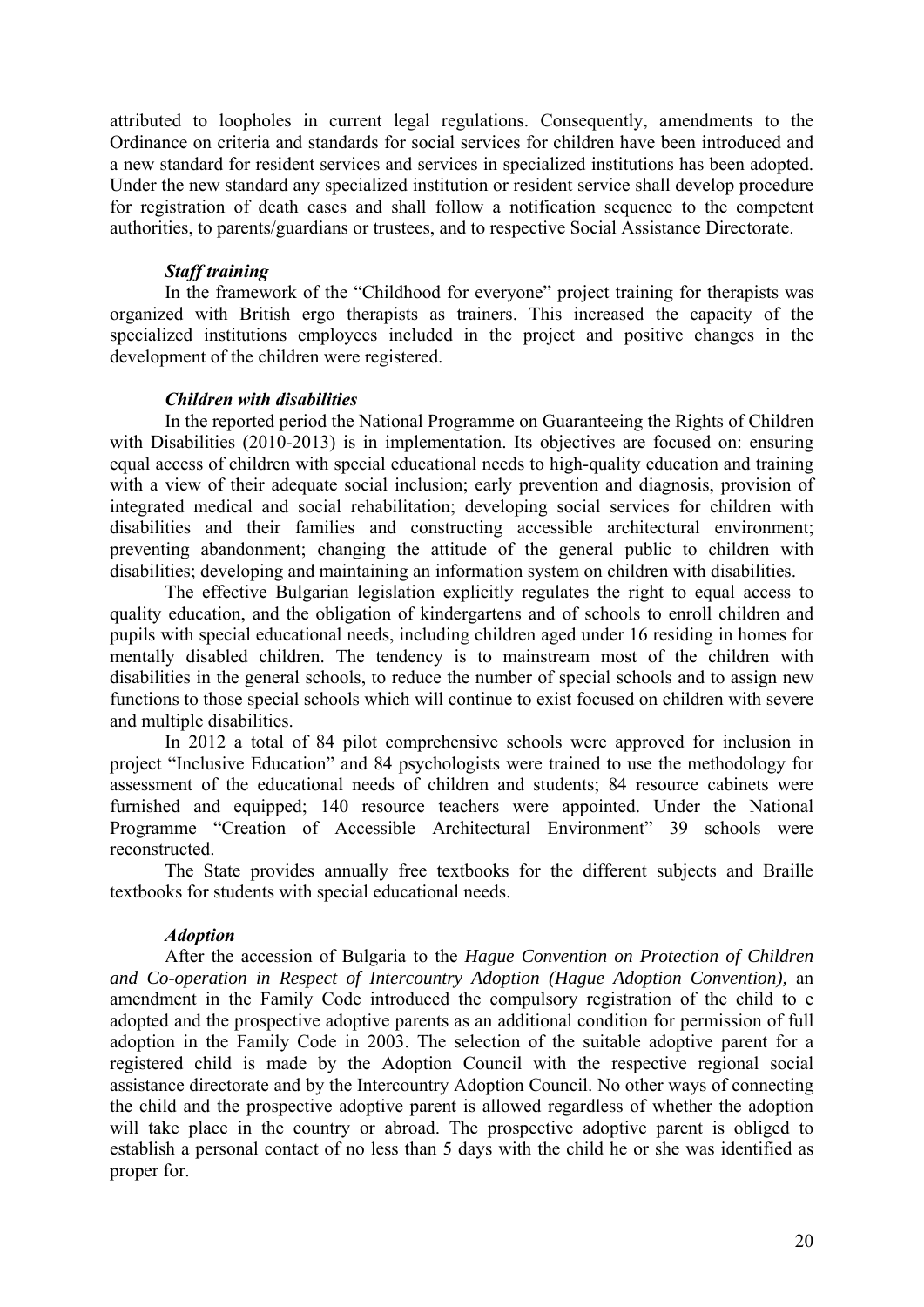attributed to loopholes in current legal regulations. Consequently, amendments to the Ordinance on criteria and standards for social services for children have been introduced and a new standard for resident services and services in specialized institutions has been adopted. Under the new standard any specialized institution or resident service shall develop procedure for registration of death cases and shall follow a notification sequence to the competent authorities, to parents/guardians or trustees, and to respective Social Assistance Directorate.

***Staff training***

In the framework of the "Childhood for everyone" project training for therapists was organized with British ergo therapists as trainers. This increased the capacity of the specialized institutions employees included in the project and positive changes in the development of the children were registered.

***Children with disabilities***

In the reported period the National Programme on Guaranteeing the Rights of Children with Disabilities (2010-2013) is in implementation. Its objectives are focused on: ensuring equal access of children with special educational needs to high-quality education and training with a view of their adequate social inclusion; early prevention and diagnosis, provision of integrated medical and social rehabilitation; developing social services for children with disabilities and their families and constructing accessible architectural environment; preventing abandonment; changing the attitude of the general public to children with disabilities; developing and maintaining an information system on children with disabilities.

The effective Bulgarian legislation explicitly regulates the right to equal access to quality education, and the obligation of kindergartens and of schools to enroll children and pupils with special educational needs, including children aged under 16 residing in homes for mentally disabled children. The tendency is to mainstream most of the children with disabilities in the general schools, to reduce the number of special schools and to assign new functions to those special schools which will continue to exist focused on children with severe and multiple disabilities.

In 2012 a total of 84 pilot comprehensive schools were approved for inclusion in project "Inclusive Education" and 84 psychologists were trained to use the methodology for assessment of the educational needs of children and students; 84 resource cabinets were furnished and equipped; 140 resource teachers were appointed. Under the National Programme "Creation of Accessible Architectural Environment" 39 schools were reconstructed.

The State provides annually free textbooks for the different subjects and Braille textbooks for students with special educational needs.

***Adoption***

After the accession of Bulgaria to the *Hague Convention on Protection of Children and Co-operation in Respect of Intercountry Adoption (Hague Adoption Convention),* an amendment in the Family Code introduced the compulsory registration of the child to e adopted and the prospective adoptive parents as an additional condition for permission of full adoption in the Family Code in 2003. The selection of the suitable adoptive parent for a registered child is made by the Adoption Council with the respective regional social assistance directorate and by the Intercountry Adoption Council. No other ways of connecting the child and the prospective adoptive parent is allowed regardless of whether the adoption will take place in the country or abroad. The prospective adoptive parent is obliged to establish a personal contact of no less than 5 days with the child he or she was identified as proper for.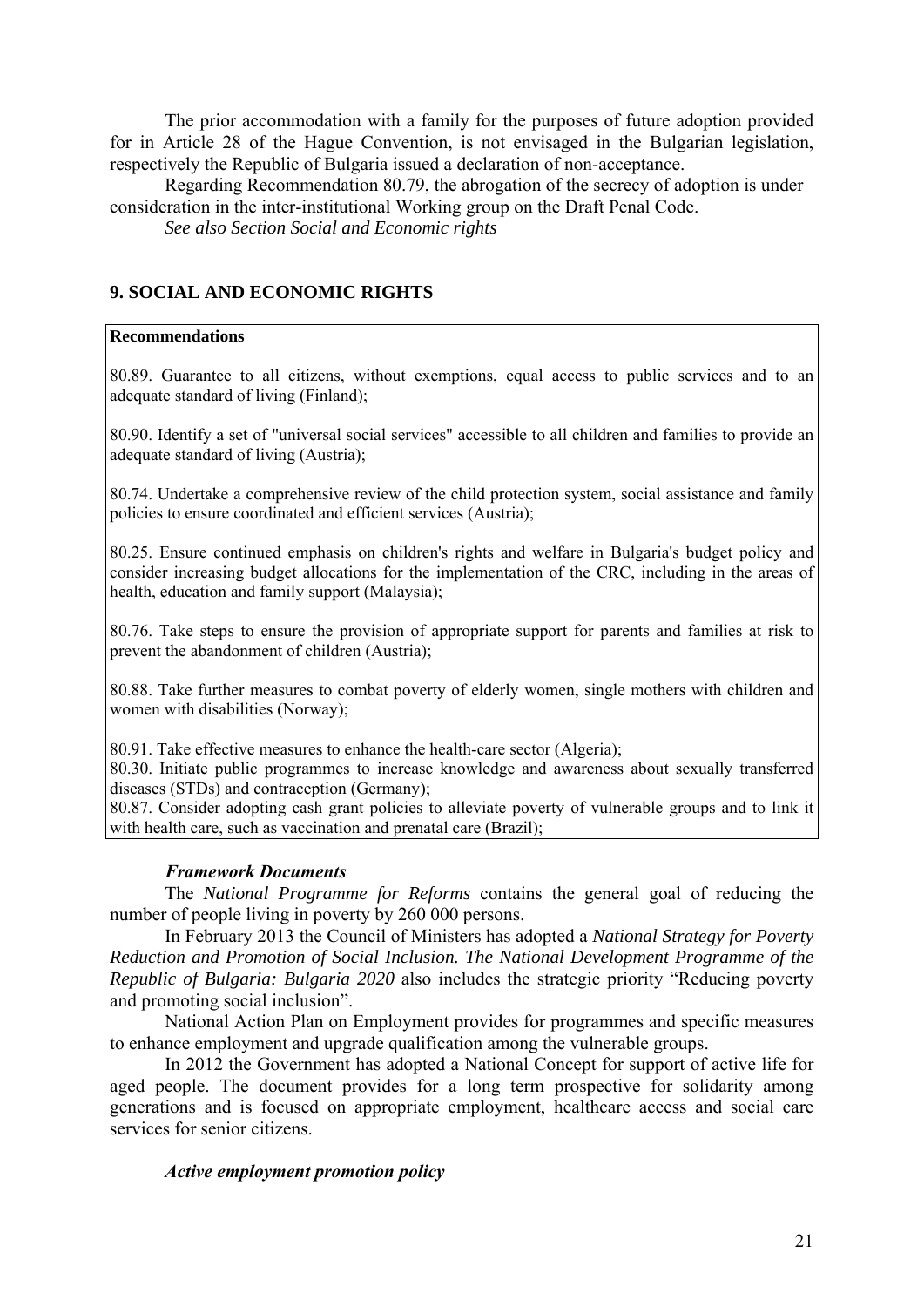The prior accommodation with a family for the purposes of future adoption provided for in Article 28 of the Hague Convention, is not envisaged in the Bulgarian legislation, respectively the Republic of Bulgaria issued a declaration of non-acceptance.

Regarding Recommendation 80.79, the abrogation of the secrecy of adoption is under consideration in the inter-institutional Working group on the Draft Penal Code.

*See also Section Social and Economic rights*

## 9. SOCIAL AND ECONOMIC RIGHTS

**Recommendations**

80.89. Guarantee to all citizens, without exemptions, equal access to public services and to an adequate standard of living (Finland);

80.90. Identify a set of "universal social services" accessible to all children and families to provide an adequate standard of living (Austria);

80.74. Undertake a comprehensive review of the child protection system, social assistance and family policies to ensure coordinated and efficient services (Austria);

80.25. Ensure continued emphasis on children's rights and welfare in Bulgaria's budget policy and consider increasing budget allocations for the implementation of the CRC, including in the areas of health, education and family support (Malaysia);

80.76. Take steps to ensure the provision of appropriate support for parents and families at risk to prevent the abandonment of children (Austria);

80.88. Take further measures to combat poverty of elderly women, single mothers with children and women with disabilities (Norway);

80.91. Take effective measures to enhance the health-care sector (Algeria);
80.30. Initiate public programmes to increase knowledge and awareness about sexually transferred diseases (STDs) and contraception (Germany);
80.87. Consider adopting cash grant policies to alleviate poverty of vulnerable groups and to link it with health care, such as vaccination and prenatal care (Brazil);

***Framework Documents***

The *National Programme for Reforms* contains the general goal of reducing the number of people living in poverty by 260 000 persons.

In February 2013 the Council of Ministers has adopted a *National Strategy for Poverty Reduction and Promotion of Social Inclusion. The National Development Programme of the Republic of Bulgaria: Bulgaria 2020* also includes the strategic priority "Reducing poverty and promoting social inclusion".

National Action Plan on Employment provides for programmes and specific measures to enhance employment and upgrade qualification among the vulnerable groups.

In 2012 the Government has adopted a National Concept for support of active life for aged people. The document provides for a long term prospective for solidarity among generations and is focused on appropriate employment, healthcare access and social care services for senior citizens.

***Active employment promotion policy***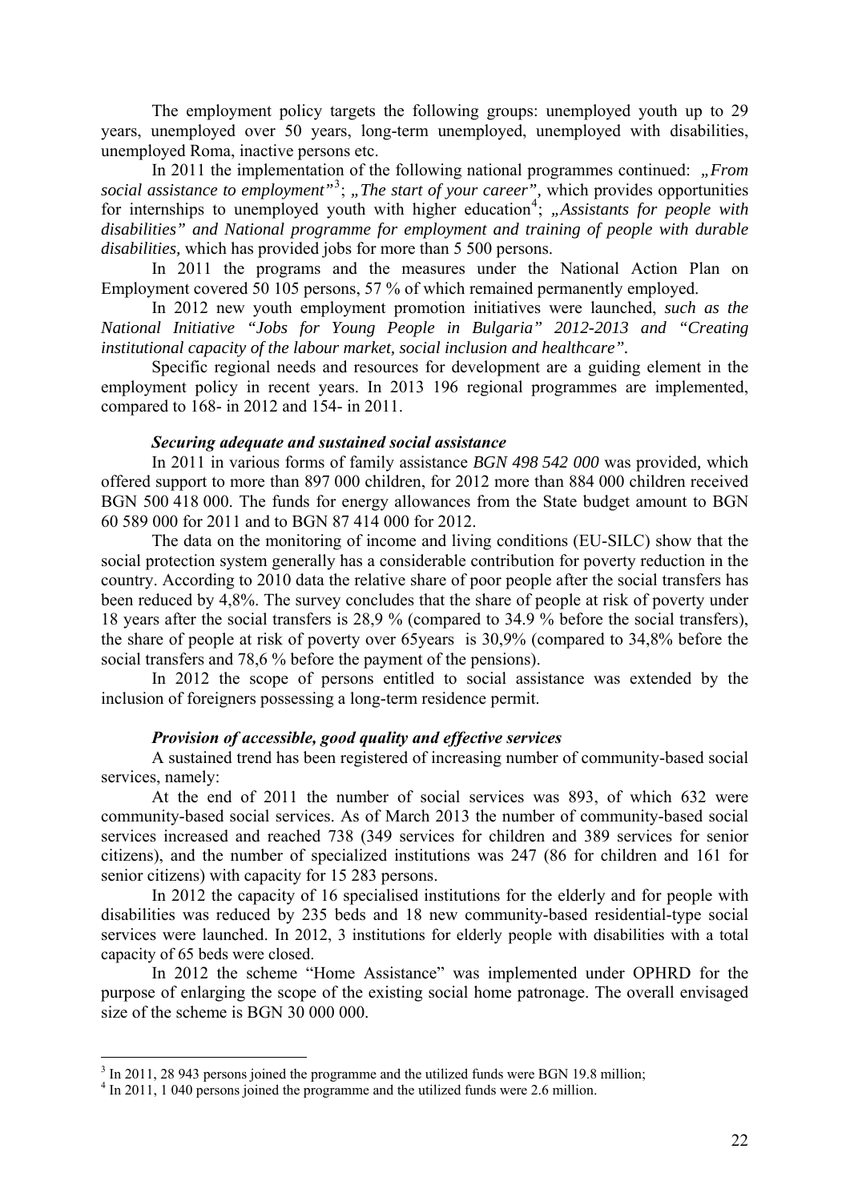The employment policy targets the following groups: unemployed youth up to 29 years, unemployed over 50 years, long-term unemployed, unemployed with disabilities, unemployed Roma, inactive persons etc.

In 2011 the implementation of the following national programmes continued: *„From social assistance to employment"*[3]; *„The start of your career",* which provides opportunities for internships to unemployed youth with higher education[4]; *„Assistants for people with disabilities" and National programme for employment and training of people with durable disabilities,* which has provided jobs for more than 5 500 persons.

In 2011 the programs and the measures under the National Action Plan on Employment covered 50 105 persons, 57 % of which remained permanently employed.

In 2012 new youth employment promotion initiatives were launched, *such as the National Initiative "Jobs for Young People in Bulgaria" 2012-2013 and "Creating institutional capacity of the labour market, social inclusion and healthcare".*

Specific regional needs and resources for development are a guiding element in the employment policy in recent years. In 2013 196 regional programmes are implemented, compared to 168- in 2012 and 154- in 2011.

***Securing adequate and sustained social assistance***

In 2011 in various forms of family assistance *BGN 498 542 000* was provided, which offered support to more than 897 000 children, for 2012 more than 884 000 children received BGN 500 418 000. The funds for energy allowances from the State budget amount to BGN 60 589 000 for 2011 and to BGN 87 414 000 for 2012.

The data on the monitoring of income and living conditions (EU-SILC) show that the social protection system generally has a considerable contribution for poverty reduction in the country. According to 2010 data the relative share of poor people after the social transfers has been reduced by 4,8%. The survey concludes that the share of people at risk of poverty under 18 years after the social transfers is 28,9 % (compared to 34.9 % before the social transfers), the share of people at risk of poverty over 65years is 30,9% (compared to 34,8% before the social transfers and 78,6 % before the payment of the pensions).

In 2012 the scope of persons entitled to social assistance was extended by the inclusion of foreigners possessing a long-term residence permit.

***Provision of accessible, good quality and effective services***

A sustained trend has been registered of increasing number of community-based social services, namely:

At the end of 2011 the number of social services was 893, of which 632 were community-based social services. As of March 2013 the number of community-based social services increased and reached 738 (349 services for children and 389 services for senior citizens), and the number of specialized institutions was 247 (86 for children and 161 for senior citizens) with capacity for 15 283 persons.

In 2012 the capacity of 16 specialised institutions for the elderly and for people with disabilities was reduced by 235 beds and 18 new community-based residential-type social services were launched. In 2012, 3 institutions for elderly people with disabilities with a total capacity of 65 beds were closed.

In 2012 the scheme "Home Assistance" was implemented under OPHRD for the purpose of enlarging the scope of the existing social home patronage. The overall envisaged size of the scheme is BGN 30 000 000.

---

[3] In 2011, 28 943 persons joined the programme and the utilized funds were BGN 19.8 million;

[4] In 2011, 1 040 persons joined the programme and the utilized funds were 2.6 million.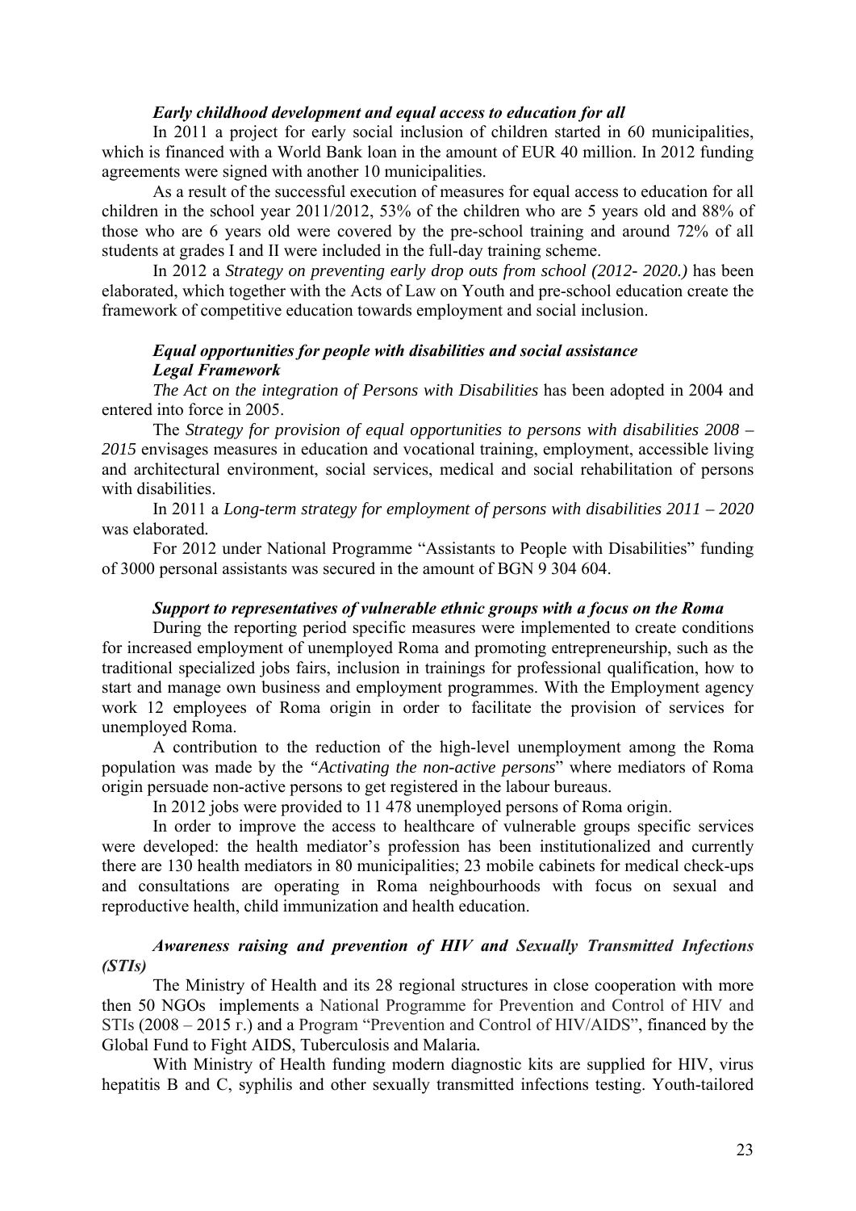***Early childhood development and equal access to education for all***

In 2011 a project for early social inclusion of children started in 60 municipalities, which is financed with a World Bank loan in the amount of EUR 40 million. In 2012 funding agreements were signed with another 10 municipalities.

As a result of the successful execution of measures for equal access to education for all children in the school year 2011/2012, 53% of the children who are 5 years old and 88% of those who are 6 years old were covered by the pre-school training and around 72% of all students at grades I and II were included in the full-day training scheme.

In 2012 a *Strategy on preventing early drop outs from school (2012- 2020.)* has been elaborated, which together with the Acts of Law on Youth and pre-school education create the framework of competitive education towards employment and social inclusion.

***Equal opportunities for people with disabilities and social assistance***
***Legal Framework***

*The Act on the integration of Persons with Disabilities* has been adopted in 2004 and entered into force in 2005.

The *Strategy for provision of equal opportunities to persons with disabilities 2008 – 2015* envisages measures in education and vocational training, employment, accessible living and architectural environment, social services, medical and social rehabilitation of persons with disabilities.

In 2011 a *Long-term strategy for employment of persons with disabilities 2011 – 2020* was elaborated.

For 2012 under National Programme "Assistants to People with Disabilities" funding of 3000 personal assistants was secured in the amount of BGN 9 304 604.

***Support to representatives of vulnerable ethnic groups with a focus on the Roma***

During the reporting period specific measures were implemented to create conditions for increased employment of unemployed Roma and promoting entrepreneurship, such as the traditional specialized jobs fairs, inclusion in trainings for professional qualification, how to start and manage own business and employment programmes. With the Employment agency work 12 employees of Roma origin in order to facilitate the provision of services for unemployed Roma.

A contribution to the reduction of the high-level unemployment among the Roma population was made by the *"Activating the non-active persons*" where mediators of Roma origin persuade non-active persons to get registered in the labour bureaus.

In 2012 jobs were provided to 11 478 unemployed persons of Roma origin.

In order to improve the access to healthcare of vulnerable groups specific services were developed: the health mediator's profession has been institutionalized and currently there are 130 health mediators in 80 municipalities; 23 mobile cabinets for medical check-ups and consultations are operating in Roma neighbourhoods with focus on sexual and reproductive health, child immunization and health education.

***Awareness raising and prevention of HIV and Sexually Transmitted Infections (STIs)***

The Ministry of Health and its 28 regional structures in close cooperation with more then 50 NGOs implements a National Programme for Prevention and Control of HIV and STIs (2008 – 2015 г.) and a Program "Prevention and Control of HIV/AIDS", financed by the Global Fund to Fight AIDS, Tuberculosis and Malaria.

With Ministry of Health funding modern diagnostic kits are supplied for HIV, virus hepatitis B and C, syphilis and other sexually transmitted infections testing. Youth-tailored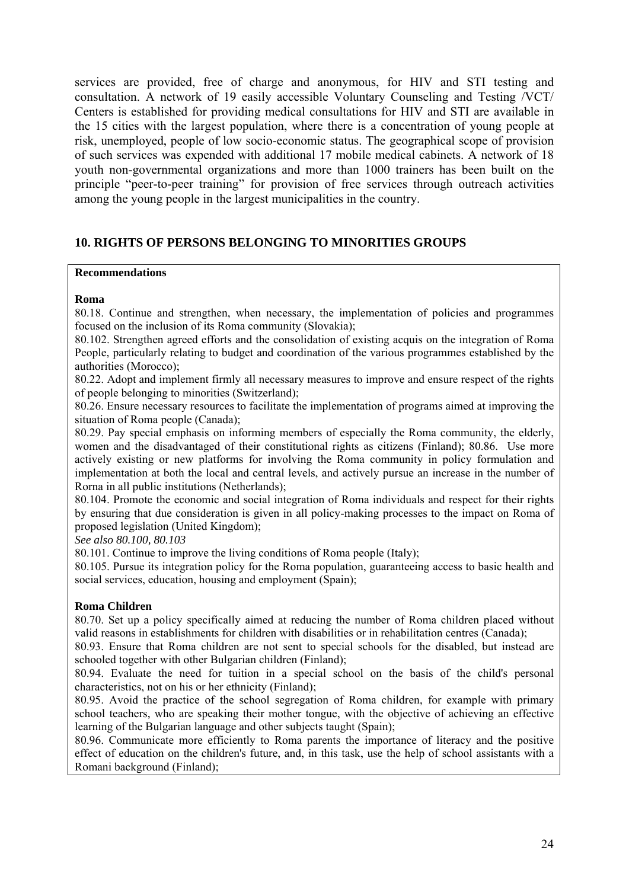services are provided, free of charge and anonymous, for HIV and STI testing and consultation. A network of 19 easily accessible Voluntary Counseling and Testing /VCT/ Centers is established for providing medical consultations for HIV and STI are available in the 15 cities with the largest population, where there is a concentration of young people at risk, unemployed, people of low socio-economic status. The geographical scope of provision of such services was expended with additional 17 mobile medical cabinets. A network of 18 youth non-governmental organizations and more than 1000 trainers has been built on the principle "peer-to-peer training" for provision of free services through outreach activities among the young people in the largest municipalities in the country.

## 10. RIGHTS OF PERSONS BELONGING TO MINORITIES GROUPS

**Recommendations**

**Roma**

80.18. Continue and strengthen, when necessary, the implementation of policies and programmes focused on the inclusion of its Roma community (Slovakia);

80.102. Strengthen agreed efforts and the consolidation of existing acquis on the integration of Roma People, particularly relating to budget and coordination of the various programmes established by the authorities (Morocco);

80.22. Adopt and implement firmly all necessary measures to improve and ensure respect of the rights of people belonging to minorities (Switzerland);

80.26. Ensure necessary resources to facilitate the implementation of programs aimed at improving the situation of Roma people (Canada);

80.29. Pay special emphasis on informing members of especially the Roma community, the elderly, women and the disadvantaged of their constitutional rights as citizens (Finland); 80.86. Use more actively existing or new platforms for involving the Roma community in policy formulation and implementation at both the local and central levels, and actively pursue an increase in the number of Rorna in all public institutions (Netherlands);

80.104. Promote the economic and social integration of Roma individuals and respect for their rights by ensuring that due consideration is given in all policy-making processes to the impact on Roma of proposed legislation (United Kingdom);

*See also 80.100, 80.103*

80.101. Continue to improve the living conditions of Roma people (Italy);

80.105. Pursue its integration policy for the Roma population, guaranteeing access to basic health and social services, education, housing and employment (Spain);

**Roma Children**

80.70. Set up a policy specifically aimed at reducing the number of Roma children placed without valid reasons in establishments for children with disabilities or in rehabilitation centres (Canada);

80.93. Ensure that Roma children are not sent to special schools for the disabled, but instead are schooled together with other Bulgarian children (Finland);

80.94. Evaluate the need for tuition in a special school on the basis of the child's personal characteristics, not on his or her ethnicity (Finland);

80.95. Avoid the practice of the school segregation of Roma children, for example with primary school teachers, who are speaking their mother tongue, with the objective of achieving an effective learning of the Bulgarian language and other subjects taught (Spain);

80.96. Communicate more efficiently to Roma parents the importance of literacy and the positive effect of education on the children's future, and, in this task, use the help of school assistants with a Romani background (Finland);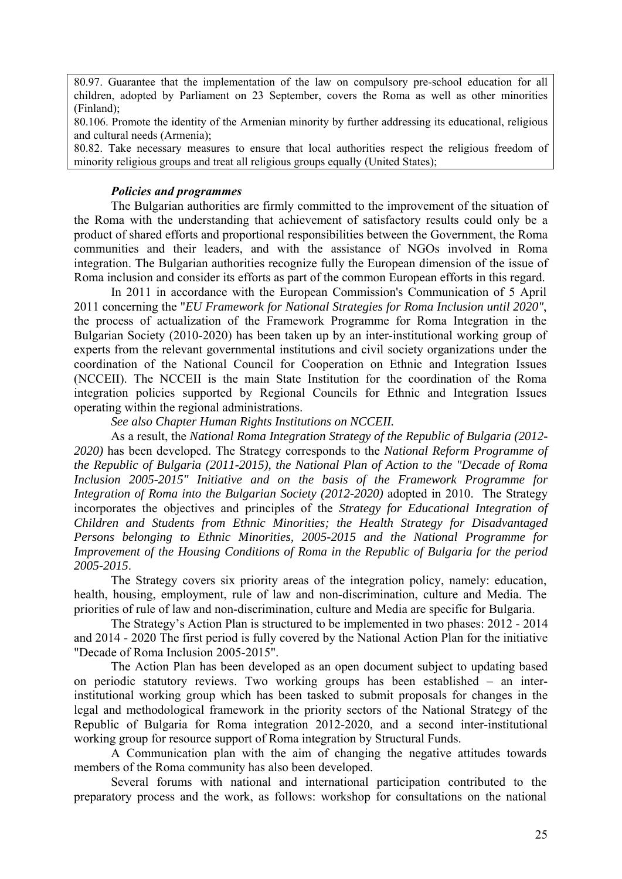80.97. Guarantee that the implementation of the law on compulsory pre-school education for all children, adopted by Parliament on 23 September, covers the Roma as well as other minorities (Finland);

80.106. Promote the identity of the Armenian minority by further addressing its educational, religious and cultural needs (Armenia);

80.82. Take necessary measures to ensure that local authorities respect the religious freedom of minority religious groups and treat all religious groups equally (United States);

***Policies and programmes***

The Bulgarian authorities are firmly committed to the improvement of the situation of the Roma with the understanding that achievement of satisfactory results could only be a product of shared efforts and proportional responsibilities between the Government, the Roma communities and their leaders, and with the assistance of NGOs involved in Roma integration. The Bulgarian authorities recognize fully the European dimension of the issue of Roma inclusion and consider its efforts as part of the common European efforts in this regard.

In 2011 in accordance with the European Commission's Communication of 5 April 2011 concerning the "*EU Framework for National Strategies for Roma Inclusion until 2020"*, the process of actualization of the Framework Programme for Roma Integration in the Bulgarian Society (2010-2020) has been taken up by an inter-institutional working group of experts from the relevant governmental institutions and civil society organizations under the coordination of the National Council for Cooperation on Ethnic and Integration Issues (NCCEII). The NCCEII is the main State Institution for the coordination of the Roma integration policies supported by Regional Councils for Ethnic and Integration Issues operating within the regional administrations.

*See also Chapter Human Rights Institutions on NCCEII.*

As a result, the *National Roma Integration Strategy of the Republic of Bulgaria (2012-2020)* has been developed. The Strategy corresponds to the *National Reform Programme of the Republic of Bulgaria (2011-2015), the National Plan of Action to the "Decade of Roma Inclusion 2005-2015" Initiative and on the basis of the Framework Programme for Integration of Roma into the Bulgarian Society (2012-2020)* adopted in 2010. The Strategy incorporates the objectives and principles of the *Strategy for Educational Integration of Children and Students from Ethnic Minorities; the Health Strategy for Disadvantaged Persons belonging to Ethnic Minorities, 2005-2015 and the National Programme for Improvement of the Housing Conditions of Roma in the Republic of Bulgaria for the period 2005-2015*.

The Strategy covers six priority areas of the integration policy, namely: education, health, housing, employment, rule of law and non-discrimination, culture and Media. The priorities of rule of law and non-discrimination, culture and Media are specific for Bulgaria.

The Strategy's Action Plan is structured to be implemented in two phases: 2012 - 2014 and 2014 - 2020 The first period is fully covered by the National Action Plan for the initiative "Decade of Roma Inclusion 2005-2015".

The Action Plan has been developed as an open document subject to updating based on periodic statutory reviews. Two working groups has been established – an inter-institutional working group which has been tasked to submit proposals for changes in the legal and methodological framework in the priority sectors of the National Strategy of the Republic of Bulgaria for Roma integration 2012-2020, and a second inter-institutional working group for resource support of Roma integration by Structural Funds.

A Communication plan with the aim of changing the negative attitudes towards members of the Roma community has also been developed.

Several forums with national and international participation contributed to the preparatory process and the work, as follows: workshop for consultations on the national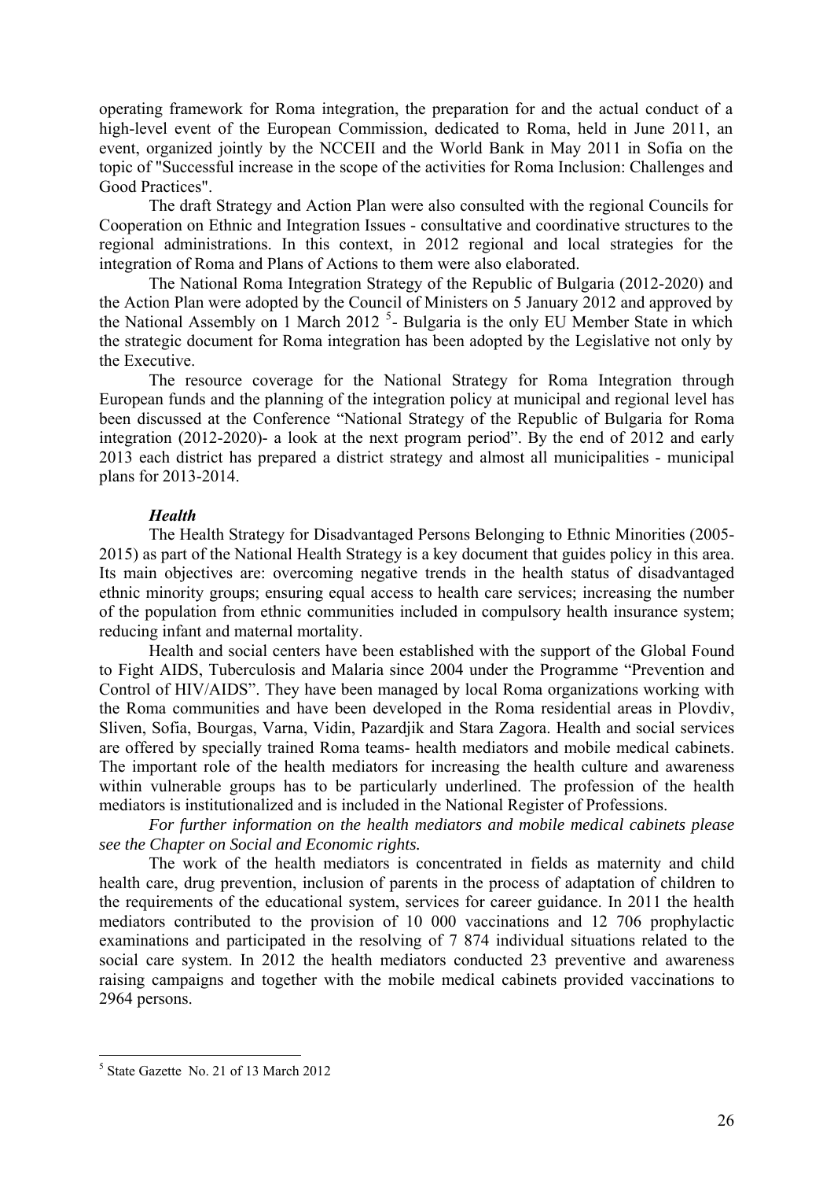operating framework for Roma integration, the preparation for and the actual conduct of a high-level event of the European Commission, dedicated to Roma, held in June 2011, an event, organized jointly by the NCCEII and the World Bank in May 2011 in Sofia on the topic of "Successful increase in the scope of the activities for Roma Inclusion: Challenges and Good Practices".

The draft Strategy and Action Plan were also consulted with the regional Councils for Cooperation on Ethnic and Integration Issues - consultative and coordinative structures to the regional administrations. In this context, in 2012 regional and local strategies for the integration of Roma and Plans of Actions to them were also elaborated.

The National Roma Integration Strategy of the Republic of Bulgaria (2012-2020) and the Action Plan were adopted by the Council of Ministers on 5 January 2012 and approved by the National Assembly on 1 March 2012 [5]- Bulgaria is the only EU Member State in which the strategic document for Roma integration has been adopted by the Legislative not only by the Executive.

The resource coverage for the National Strategy for Roma Integration through European funds and the planning of the integration policy at municipal and regional level has been discussed at the Conference "National Strategy of the Republic of Bulgaria for Roma integration (2012-2020)- a look at the next program period". By the end of 2012 and early 2013 each district has prepared a district strategy and almost all municipalities - municipal plans for 2013-2014.

### *Health*

The Health Strategy for Disadvantaged Persons Belonging to Ethnic Minorities (2005-2015) as part of the National Health Strategy is a key document that guides policy in this area. Its main objectives are: overcoming negative trends in the health status of disadvantaged ethnic minority groups; ensuring equal access to health care services; increasing the number of the population from ethnic communities included in compulsory health insurance system; reducing infant and maternal mortality.

Health and social centers have been established with the support of the Global Found to Fight AIDS, Tuberculosis and Malaria since 2004 under the Programme "Prevention and Control of HIV/AIDS". They have been managed by local Roma organizations working with the Roma communities and have been developed in the Roma residential areas in Plovdiv, Sliven, Sofia, Bourgas, Varna, Vidin, Pazardjik and Stara Zagora. Health and social services are offered by specially trained Roma teams- health mediators and mobile medical cabinets. The important role of the health mediators for increasing the health culture and awareness within vulnerable groups has to be particularly underlined. The profession of the health mediators is institutionalized and is included in the National Register of Professions.

*For further information on the health mediators and mobile medical cabinets please see the Chapter on Social and Economic rights.*

The work of the health mediators is concentrated in fields as maternity and child health care, drug prevention, inclusion of parents in the process of adaptation of children to the requirements of the educational system, services for career guidance. In 2011 the health mediators contributed to the provision of 10 000 vaccinations and 12 706 prophylactic examinations and participated in the resolving of 7 874 individual situations related to the social care system. In 2012 the health mediators conducted 23 preventive and awareness raising campaigns and together with the mobile medical cabinets provided vaccinations to 2964 persons.

---

[5] State Gazette No. 21 of 13 March 2012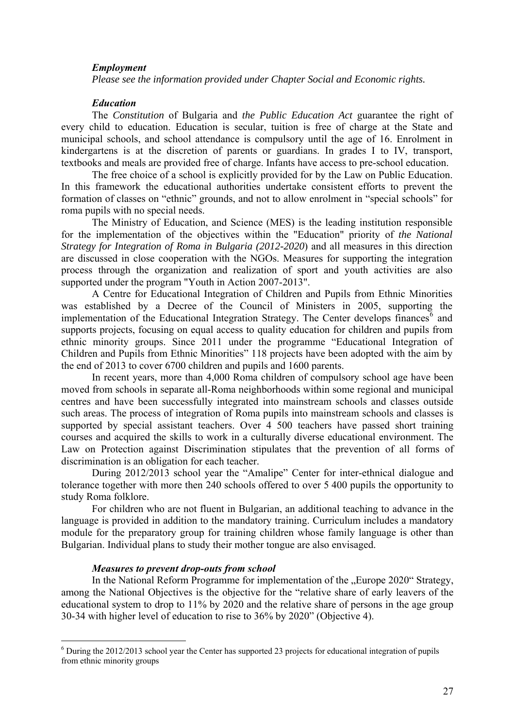***Employment***

*Please see the information provided under Chapter Social and Economic rights.*

***Education***

The *Constitution* of Bulgaria and *the Public Education Act* guarantee the right of every child to education. Education is secular, tuition is free of charge at the State and municipal schools, and school attendance is compulsory until the age of 16. Enrolment in kindergartens is at the discretion of parents or guardians. In grades I to IV, transport, textbooks and meals are provided free of charge. Infants have access to pre-school education.

The free choice of a school is explicitly provided for by the Law on Public Education. In this framework the educational authorities undertake consistent efforts to prevent the formation of classes on "ethnic" grounds, and not to allow enrolment in "special schools" for roma pupils with no special needs.

The Ministry of Education, and Science (MES) is the leading institution responsible for the implementation of the objectives within the "Education" priority of *the National Strategy for Integration of Roma in Bulgaria (2012-2020*) and all measures in this direction are discussed in close cooperation with the NGOs. Measures for supporting the integration process through the organization and realization of sport and youth activities are also supported under the program "Youth in Action 2007-2013".

A Centre for Educational Integration of Children and Pupils from Ethnic Minorities was established by a Decree of the Council of Ministers in 2005, supporting the implementation of the Educational Integration Strategy. The Center develops finances[6] and supports projects, focusing on equal access to quality education for children and pupils from ethnic minority groups. Since 2011 under the programme "Educational Integration of Children and Pupils from Ethnic Minorities" 118 projects have been adopted with the aim by the end of 2013 to cover 6700 children and pupils and 1600 parents.

In recent years, more than 4,000 Roma children of compulsory school age have been moved from schools in separate all-Roma neighborhoods within some regional and municipal centres and have been successfully integrated into mainstream schools and classes outside such areas. The process of integration of Roma pupils into mainstream schools and classes is supported by special assistant teachers. Over 4 500 teachers have passed short training courses and acquired the skills to work in a culturally diverse educational environment. The Law on Protection against Discrimination stipulates that the prevention of all forms of discrimination is an obligation for each teacher.

During 2012/2013 school year the "Amalipe" Center for inter-ethnical dialogue and tolerance together with more then 240 schools offered to over 5 400 pupils the opportunity to study Roma folklore.

For children who are not fluent in Bulgarian, an additional teaching to advance in the language is provided in addition to the mandatory training. Curriculum includes a mandatory module for the preparatory group for training children whose family language is other than Bulgarian. Individual plans to study their mother tongue are also envisaged.

***Measures to prevent drop-outs from school***

In the National Reform Programme for implementation of the „Europe 2020" Strategy, among the National Objectives is the objective for the "relative share of early leavers of the educational system to drop to 11% by 2020 and the relative share of persons in the age group 30-34 with higher level of education to rise to 36% by 2020" (Objective 4).

---

[6] During the 2012/2013 school year the Center has supported 23 projects for educational integration of pupils from ethnic minority groups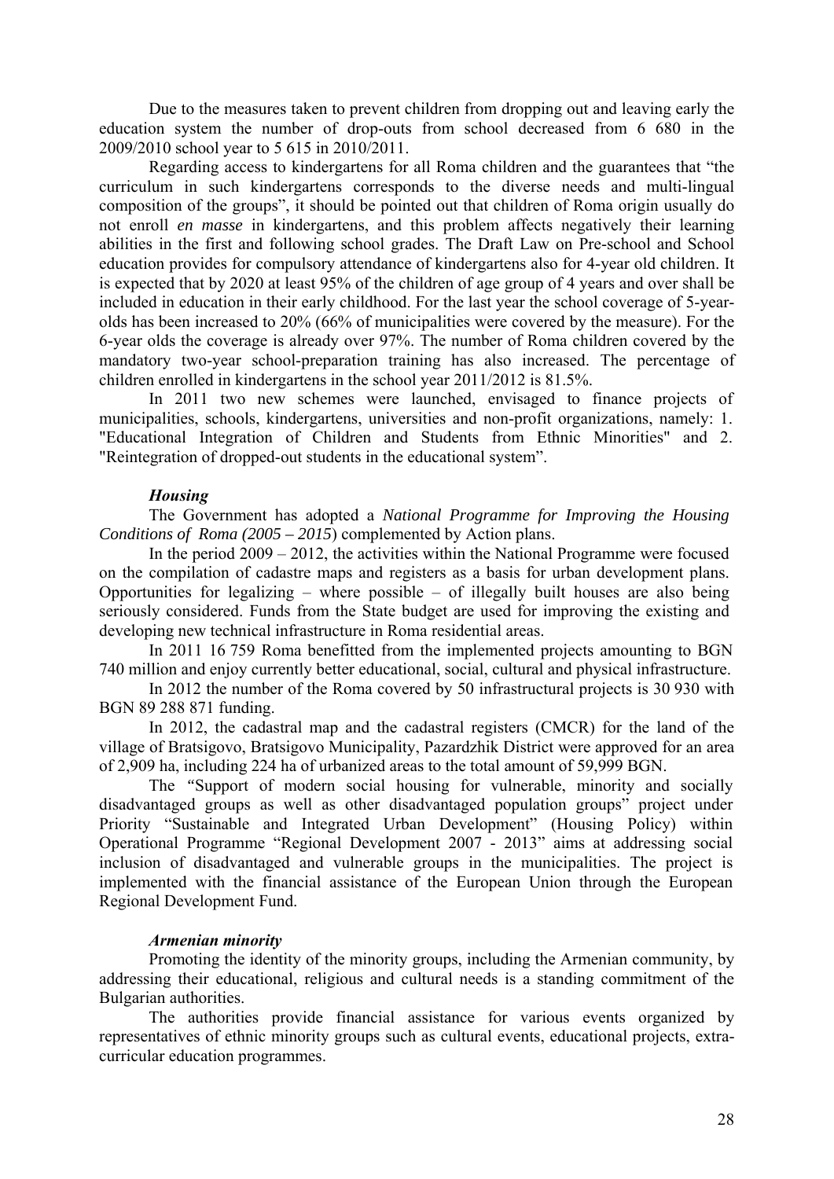Due to the measures taken to prevent children from dropping out and leaving early the education system the number of drop-outs from school decreased from 6 680 in the 2009/2010 school year to 5 615 in 2010/2011.

Regarding access to kindergartens for all Roma children and the guarantees that "the curriculum in such kindergartens corresponds to the diverse needs and multi-lingual composition of the groups", it should be pointed out that children of Roma origin usually do not enroll *en masse* in kindergartens, and this problem affects negatively their learning abilities in the first and following school grades. The Draft Law on Pre-school and School education provides for compulsory attendance of kindergartens also for 4-year old children. It is expected that by 2020 at least 95% of the children of age group of 4 years and over shall be included in education in their early childhood. For the last year the school coverage of 5-year-olds has been increased to 20% (66% of municipalities were covered by the measure). For the 6-year olds the coverage is already over 97%. The number of Roma children covered by the mandatory two-year school-preparation training has also increased. The percentage of children enrolled in kindergartens in the school year 2011/2012 is 81.5%.

In 2011 two new schemes were launched, envisaged to finance projects of municipalities, schools, kindergartens, universities and non-profit organizations, namely: 1. "Educational Integration of Children and Students from Ethnic Minorities" and 2. "Reintegration of dropped-out students in the educational system".

***Housing***

The Government has adopted a *National Programme for Improving the Housing Conditions of Roma (2005 – 2015*) complemented by Action plans.

In the period 2009 – 2012, the activities within the National Programme were focused on the compilation of cadastre maps and registers as a basis for urban development plans. Opportunities for legalizing – where possible – of illegally built houses are also being seriously considered. Funds from the State budget are used for improving the existing and developing new technical infrastructure in Roma residential areas.

In 2011 16 759 Roma benefitted from the implemented projects amounting to BGN 740 million and enjoy currently better educational, social, cultural and physical infrastructure.

In 2012 the number of the Roma covered by 50 infrastructural projects is 30 930 with BGN 89 288 871 funding.

In 2012, the cadastral map and the cadastral registers (CMCR) for the land of the village of Bratsigovo, Bratsigovo Municipality, Pazardzhik District were approved for an area of 2,909 ha, including 224 ha of urbanized areas to the total amount of 59,999 BGN.

The "Support of modern social housing for vulnerable, minority and socially disadvantaged groups as well as other disadvantaged population groups" project under Priority "Sustainable and Integrated Urban Development" (Housing Policy) within Operational Programme "Regional Development 2007 - 2013" aims at addressing social inclusion of disadvantaged and vulnerable groups in the municipalities. The project is implemented with the financial assistance of the European Union through the European Regional Development Fund.

***Armenian minority***

Promoting the identity of the minority groups, including the Armenian community, by addressing their educational, religious and cultural needs is a standing commitment of the Bulgarian authorities.

The authorities provide financial assistance for various events organized by representatives of ethnic minority groups such as cultural events, educational projects, extra-curricular education programmes.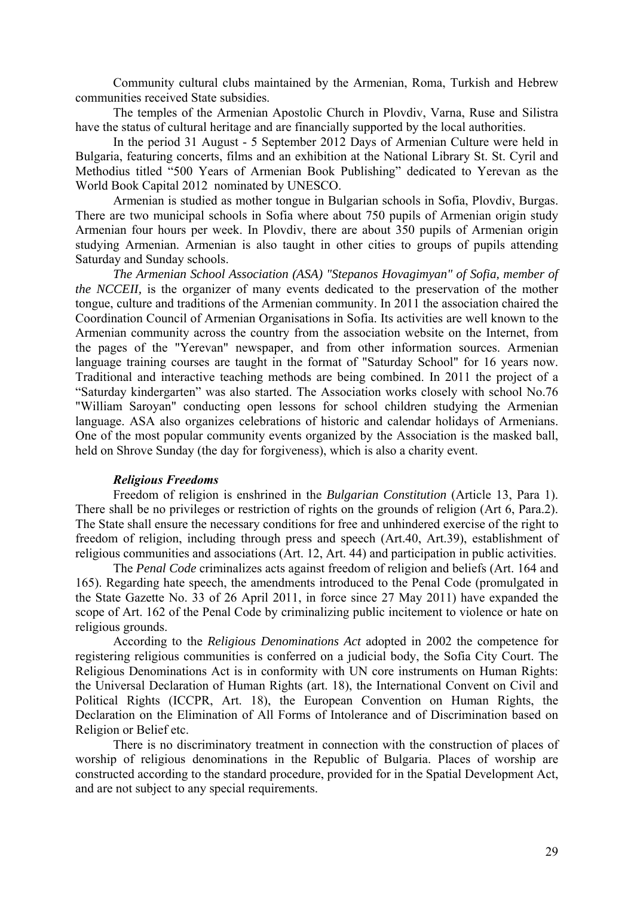Community cultural clubs maintained by the Armenian, Roma, Turkish and Hebrew communities received State subsidies.

The temples of the Armenian Apostolic Church in Plovdiv, Varna, Ruse and Silistra have the status of cultural heritage and are financially supported by the local authorities.

In the period 31 August - 5 September 2012 Days of Armenian Culture were held in Bulgaria, featuring concerts, films and an exhibition at the National Library St. St. Cyril and Methodius titled "500 Years of Armenian Book Publishing" dedicated to Yerevan as the World Book Capital 2012 nominated by UNESCO.

Armenian is studied as mother tongue in Bulgarian schools in Sofia, Plovdiv, Burgas. There are two municipal schools in Sofia where about 750 pupils of Armenian origin study Armenian four hours per week. In Plovdiv, there are about 350 pupils of Armenian origin studying Armenian. Armenian is also taught in other cities to groups of pupils attending Saturday and Sunday schools.

*The Armenian School Association (ASA) "Stepanos Hovagimyan" of Sofia, member of the NCCEII,* is the organizer of many events dedicated to the preservation of the mother tongue, culture and traditions of the Armenian community. In 2011 the association chaired the Coordination Council of Armenian Organisations in Sofia. Its activities are well known to the Armenian community across the country from the association website on the Internet, from the pages of the "Yerevan" newspaper, and from other information sources. Armenian language training courses are taught in the format of "Saturday School" for 16 years now. Traditional and interactive teaching methods are being combined. In 2011 the project of a "Saturday kindergarten" was also started. The Association works closely with school No.76 "William Saroyan" conducting open lessons for school children studying the Armenian language. ASA also organizes celebrations of historic and calendar holidays of Armenians. One of the most popular community events organized by the Association is the masked ball, held on Shrove Sunday (the day for forgiveness), which is also a charity event.

***Religious Freedoms***

Freedom of religion is enshrined in the *Bulgarian Constitution* (Article 13, Para 1). There shall be no privileges or restriction of rights on the grounds of religion (Art 6, Para.2). The State shall ensure the necessary conditions for free and unhindered exercise of the right to freedom of religion, including through press and speech (Art.40, Art.39), establishment of religious communities and associations (Art. 12, Art. 44) and participation in public activities.

The *Penal Code* criminalizes acts against freedom of religion and beliefs (Art. 164 and 165). Regarding hate speech, the amendments introduced to the Penal Code (promulgated in the State Gazette No. 33 of 26 April 2011, in force since 27 May 2011) have expanded the scope of Art. 162 of the Penal Code by criminalizing public incitement to violence or hate on religious grounds.

According to the *Religious Denominations Act* adopted in 2002 the competence for registering religious communities is conferred on a judicial body, the Sofia City Court. The Religious Denominations Act is in conformity with UN core instruments on Human Rights: the Universal Declaration of Human Rights (art. 18), the International Convent on Civil and Political Rights (ICCPR, Art. 18), the European Convention on Human Rights, the Declaration on the Elimination of All Forms of Intolerance and of Discrimination based on Religion or Belief etc.

There is no discriminatory treatment in connection with the construction of places of worship of religious denominations in the Republic of Bulgaria. Places of worship are constructed according to the standard procedure, provided for in the Spatial Development Act, and are not subject to any special requirements.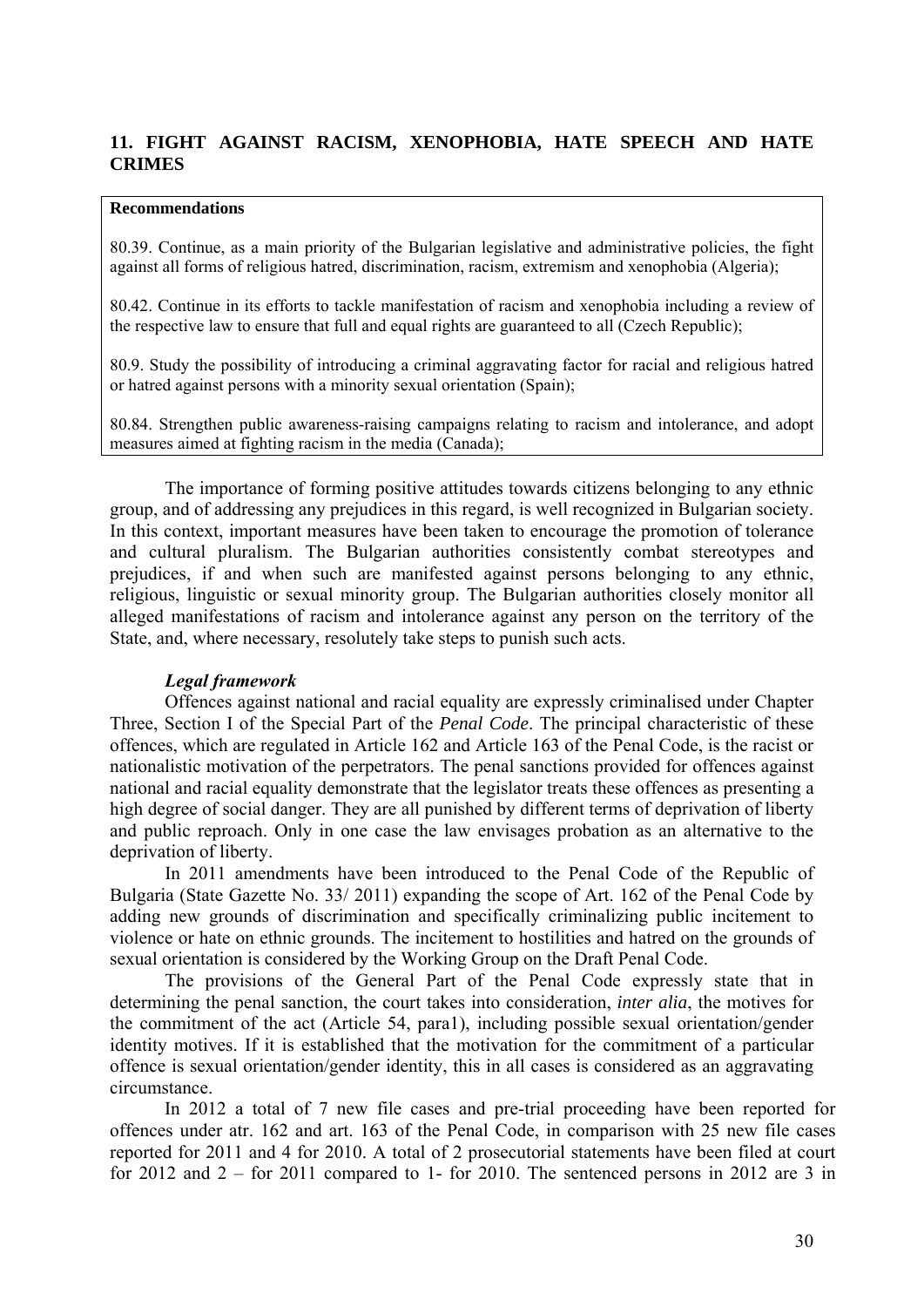## 11. FIGHT AGAINST RACISM, XENOPHOBIA, HATE SPEECH AND HATE CRIMES

**Recommendations**

80.39. Continue, as a main priority of the Bulgarian legislative and administrative policies, the fight against all forms of religious hatred, discrimination, racism, extremism and xenophobia (Algeria);

80.42. Continue in its efforts to tackle manifestation of racism and xenophobia including a review of the respective law to ensure that full and equal rights are guaranteed to all (Czech Republic);

80.9. Study the possibility of introducing a criminal aggravating factor for racial and religious hatred or hatred against persons with a minority sexual orientation (Spain);

80.84. Strengthen public awareness-raising campaigns relating to racism and intolerance, and adopt measures aimed at fighting racism in the media (Canada);

The importance of forming positive attitudes towards citizens belonging to any ethnic group, and of addressing any prejudices in this regard, is well recognized in Bulgarian society. In this context, important measures have been taken to encourage the promotion of tolerance and cultural pluralism. The Bulgarian authorities consistently combat stereotypes and prejudices, if and when such are manifested against persons belonging to any ethnic, religious, linguistic or sexual minority group. The Bulgarian authorities closely monitor all alleged manifestations of racism and intolerance against any person on the territory of the State, and, where necessary, resolutely take steps to punish such acts.

***Legal framework***

Offences against national and racial equality are expressly criminalised under Chapter Three, Section I of the Special Part of the *Penal Code*. The principal characteristic of these offences, which are regulated in Article 162 and Article 163 of the Penal Code, is the racist or nationalistic motivation of the perpetrators. The penal sanctions provided for offences against national and racial equality demonstrate that the legislator treats these offences as presenting a high degree of social danger. They are all punished by different terms of deprivation of liberty and public reproach. Only in one case the law envisages probation as an alternative to the deprivation of liberty.

In 2011 amendments have been introduced to the Penal Code of the Republic of Bulgaria (State Gazette No. 33/ 2011) expanding the scope of Art. 162 of the Penal Code by adding new grounds of discrimination and specifically criminalizing public incitement to violence or hate on ethnic grounds. The incitement to hostilities and hatred on the grounds of sexual orientation is considered by the Working Group on the Draft Penal Code.

The provisions of the General Part of the Penal Code expressly state that in determining the penal sanction, the court takes into consideration, *inter alia*, the motives for the commitment of the act (Article 54, para1), including possible sexual orientation/gender identity motives. If it is established that the motivation for the commitment of a particular offence is sexual orientation/gender identity, this in all cases is considered as an aggravating circumstance.

In 2012 a total of 7 new file cases and pre-trial proceeding have been reported for offences under atr. 162 and art. 163 of the Penal Code, in comparison with 25 new file cases reported for 2011 and 4 for 2010. A total of 2 prosecutorial statements have been filed at court for 2012 and 2 – for 2011 compared to 1- for 2010. The sentenced persons in 2012 are 3 in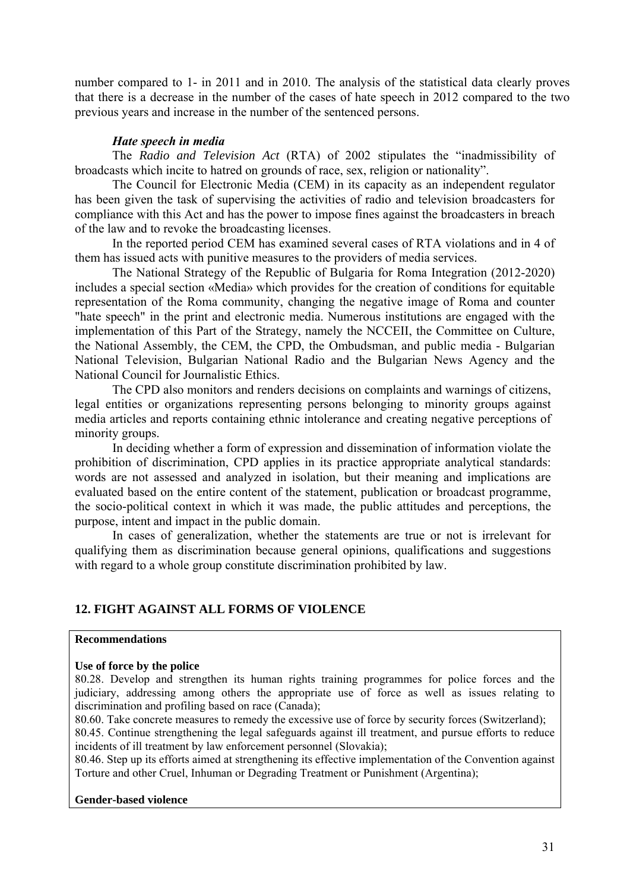number compared to 1- in 2011 and in 2010. The analysis of the statistical data clearly proves that there is a decrease in the number of the cases of hate speech in 2012 compared to the two previous years and increase in the number of the sentenced persons.

***Hate speech in media***

The *Radio and Television Act* (RTA) of 2002 stipulates the "inadmissibility of broadcasts which incite to hatred on grounds of race, sex, religion or nationality".

The Council for Electronic Media (CEM) in its capacity as an independent regulator has been given the task of supervising the activities of radio and television broadcasters for compliance with this Act and has the power to impose fines against the broadcasters in breach of the law and to revoke the broadcasting licenses.

In the reported period CEM has examined several cases of RTA violations and in 4 of them has issued acts with punitive measures to the providers of media services.

The National Strategy of the Republic of Bulgaria for Roma Integration (2012-2020) includes a special section «Media» which provides for the creation of conditions for equitable representation of the Roma community, changing the negative image of Roma and counter "hate speech" in the print and electronic media. Numerous institutions are engaged with the implementation of this Part of the Strategy, namely the NCCEII, the Committee on Culture, the National Assembly, the CEM, the CPD, the Ombudsman, and public media - Bulgarian National Television, Bulgarian National Radio and the Bulgarian News Agency and the National Council for Journalistic Ethics.

The CPD also monitors and renders decisions on complaints and warnings of citizens, legal entities or organizations representing persons belonging to minority groups against media articles and reports containing ethnic intolerance and creating negative perceptions of minority groups.

In deciding whether a form of expression and dissemination of information violate the prohibition of discrimination, CPD applies in its practice appropriate analytical standards: words are not assessed and analyzed in isolation, but their meaning and implications are evaluated based on the entire content of the statement, publication or broadcast programme, the socio-political context in which it was made, the public attitudes and perceptions, the purpose, intent and impact in the public domain.

In cases of generalization, whether the statements are true or not is irrelevant for qualifying them as discrimination because general opinions, qualifications and suggestions with regard to a whole group constitute discrimination prohibited by law.

## 12. FIGHT AGAINST ALL FORMS OF VIOLENCE

**Recommendations**

**Use of force by the police**

80.28. Develop and strengthen its human rights training programmes for police forces and the judiciary, addressing among others the appropriate use of force as well as issues relating to discrimination and profiling based on race (Canada);

80.60. Take concrete measures to remedy the excessive use of force by security forces (Switzerland);

80.45. Continue strengthening the legal safeguards against ill treatment, and pursue efforts to reduce incidents of ill treatment by law enforcement personnel (Slovakia);

80.46. Step up its efforts aimed at strengthening its effective implementation of the Convention against Torture and other Cruel, Inhuman or Degrading Treatment or Punishment (Argentina);

**Gender-based violence**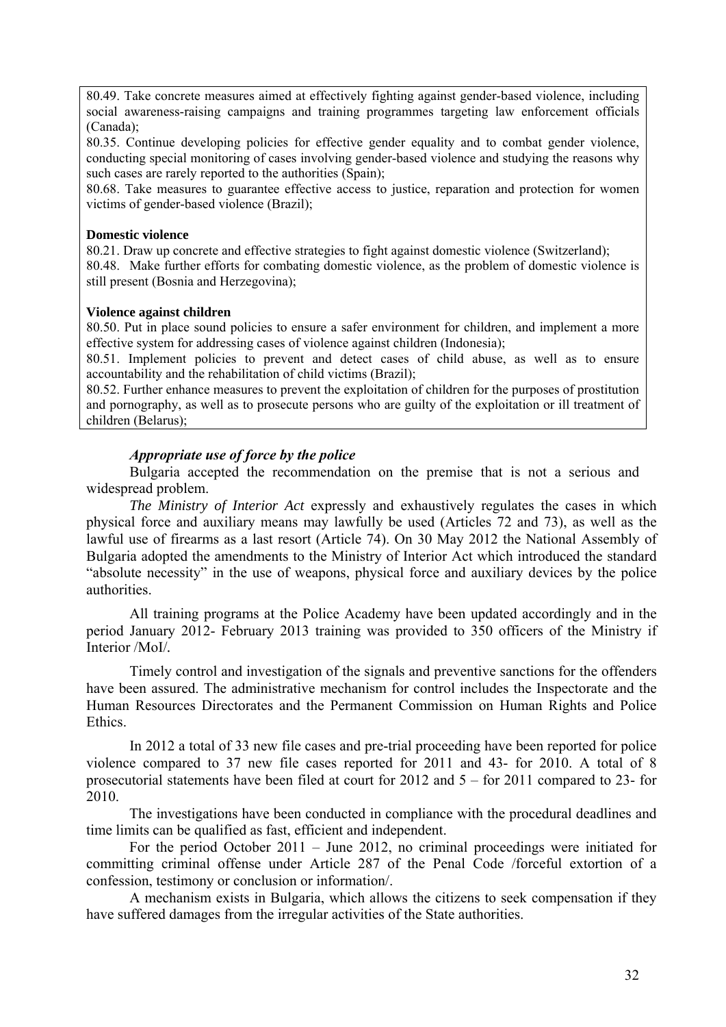80.49. Take concrete measures aimed at effectively fighting against gender-based violence, including social awareness-raising campaigns and training programmes targeting law enforcement officials (Canada);

80.35. Continue developing policies for effective gender equality and to combat gender violence, conducting special monitoring of cases involving gender-based violence and studying the reasons why such cases are rarely reported to the authorities (Spain);

80.68. Take measures to guarantee effective access to justice, reparation and protection for women victims of gender-based violence (Brazil);

**Domestic violence**

80.21. Draw up concrete and effective strategies to fight against domestic violence (Switzerland);

80.48. Make further efforts for combating domestic violence, as the problem of domestic violence is still present (Bosnia and Herzegovina);

**Violence against children**

80.50. Put in place sound policies to ensure a safer environment for children, and implement a more effective system for addressing cases of violence against children (Indonesia);

80.51. Implement policies to prevent and detect cases of child abuse, as well as to ensure accountability and the rehabilitation of child victims (Brazil);

80.52. Further enhance measures to prevent the exploitation of children for the purposes of prostitution and pornography, as well as to prosecute persons who are guilty of the exploitation or ill treatment of children (Belarus);

***Appropriate use of force by the police***

Bulgaria accepted the recommendation on the premise that is not a serious and widespread problem.

*The Ministry of Interior Act* expressly and exhaustively regulates the cases in which physical force and auxiliary means may lawfully be used (Articles 72 and 73), as well as the lawful use of firearms as a last resort (Article 74). On 30 May 2012 the National Assembly of Bulgaria adopted the amendments to the Ministry of Interior Act which introduced the standard "absolute necessity" in the use of weapons, physical force and auxiliary devices by the police authorities.

All training programs at the Police Academy have been updated accordingly and in the period January 2012- February 2013 training was provided to 350 officers of the Ministry if Interior /MoI/.

Timely control and investigation of the signals and preventive sanctions for the offenders have been assured. The administrative mechanism for control includes the Inspectorate and the Human Resources Directorates and the Permanent Commission on Human Rights and Police Ethics.

In 2012 a total of 33 new file cases and pre-trial proceeding have been reported for police violence compared to 37 new file cases reported for 2011 and 43- for 2010. A total of 8 prosecutorial statements have been filed at court for 2012 and 5 – for 2011 compared to 23- for 2010.

The investigations have been conducted in compliance with the procedural deadlines and time limits can be qualified as fast, efficient and independent.

For the period October 2011 – June 2012, no criminal proceedings were initiated for committing criminal offense under Article 287 of the Penal Code /forceful extortion of a confession, testimony or conclusion or information/.

A mechanism exists in Bulgaria, which allows the citizens to seek compensation if they have suffered damages from the irregular activities of the State authorities.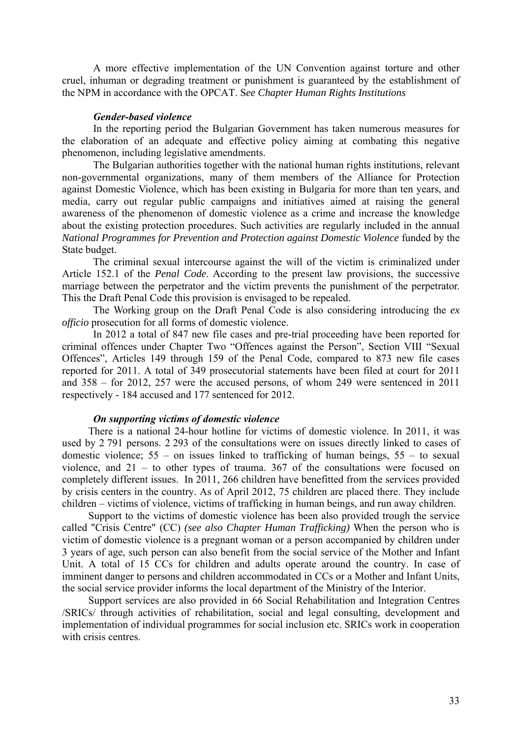A more effective implementation of the UN Convention against torture and other cruel, inhuman or degrading treatment or punishment is guaranteed by the establishment of the NPM in accordance with the OPCAT. S*ee Chapter Human Rights Institutions*

***Gender-based violence***

In the reporting period the Bulgarian Government has taken numerous measures for the elaboration of an adequate and effective policy aiming at combating this negative phenomenon, including legislative amendments.

The Bulgarian authorities together with the national human rights institutions, relevant non-governmental organizations, many of them members of the Alliance for Protection against Domestic Violence, which has been existing in Bulgaria for more than ten years, and media, carry out regular public campaigns and initiatives aimed at raising the general awareness of the phenomenon of domestic violence as a crime and increase the knowledge about the existing protection procedures. Such activities are regularly included in the annual *National Programmes for Prevention and Protection against Domestic Violence* funded by the State budget.

The criminal sexual intercourse against the will of the victim is criminalized under Article 152.1 of the *Penal Code*. According to the present law provisions, the successive marriage between the perpetrator and the victim prevents the punishment of the perpetrator. This the Draft Penal Code this provision is envisaged to be repealed.

The Working group on the Draft Penal Code is also considering introducing the *ex officio* prosecution for all forms of domestic violence.

In 2012 a total of 847 new file cases and pre-trial proceeding have been reported for criminal offences under Chapter Two "Offences against the Person", Section VIII "Sexual Offences", Articles 149 through 159 of the Penal Code, compared to 873 new file cases reported for 2011. A total of 349 prosecutorial statements have been filed at court for 2011 and 358 – for 2012, 257 were the accused persons, of whom 249 were sentenced in 2011 respectively - 184 accused and 177 sentenced for 2012.

***On supporting victims of domestic violence***

There is a national 24-hour hotline for victims of domestic violence. In 2011, it was used by 2 791 persons. 2 293 of the consultations were on issues directly linked to cases of domestic violence; 55 – on issues linked to trafficking of human beings, 55 – to sexual violence, and 21 – to other types of trauma. 367 of the consultations were focused on completely different issues. In 2011, 266 children have benefitted from the services provided by crisis centers in the country. As of April 2012, 75 children are placed there. They include children – victims of violence, victims of trafficking in human beings, and run away children.

Support to the victims of domestic violence has been also provided trough the service called "Crisis Centre" (CC) *(see also Chapter Human Trafficking)* When the person who is victim of domestic violence is a pregnant woman or a person accompanied by children under 3 years of age, such person can also benefit from the social service of the Mother and Infant Unit. A total of 15 CCs for children and adults operate around the country. In case of imminent danger to persons and children accommodated in CCs or a Mother and Infant Units, the social service provider informs the local department of the Ministry of the Interior.

Support services are also provided in 66 Social Rehabilitation and Integration Centres /SRICs/ through activities of rehabilitation, social and legal consulting, development and implementation of individual programmes for social inclusion etc. SRICs work in cooperation with crisis centres.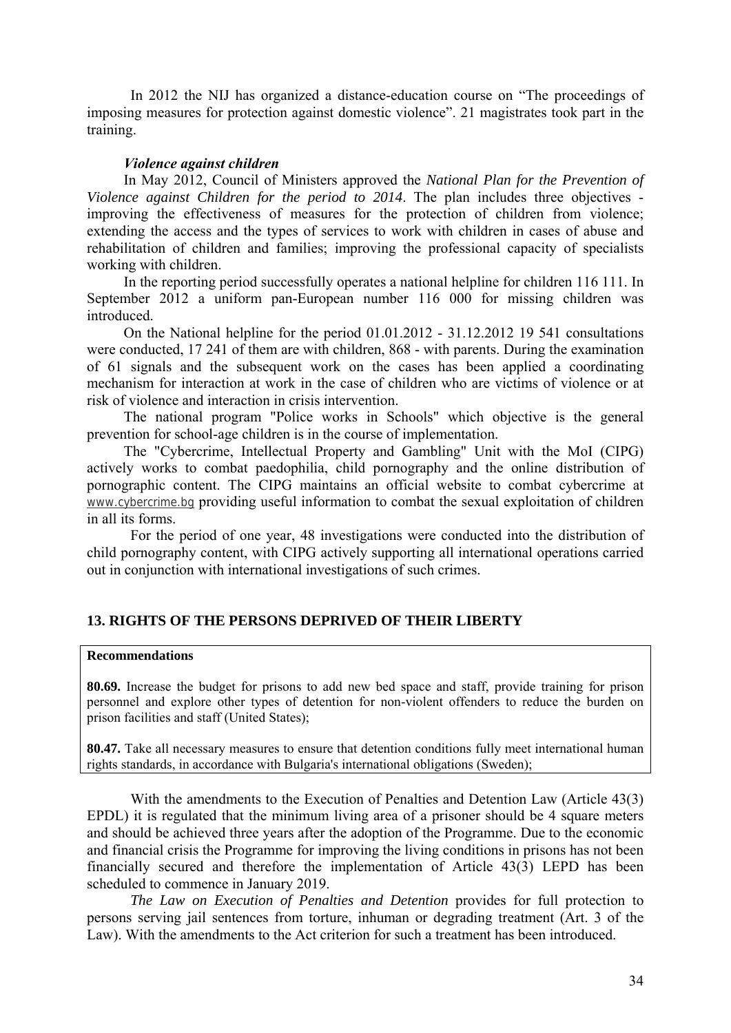In 2012 the NIJ has organized a distance-education course on "The proceedings of imposing measures for protection against domestic violence". 21 magistrates took part in the training.

***Violence against children***

In May 2012, Council of Ministers approved the *National Plan for the Prevention of Violence against Children for the period to 2014*. The plan includes three objectives - improving the effectiveness of measures for the protection of children from violence; extending the access and the types of services to work with children in cases of abuse and rehabilitation of children and families; improving the professional capacity of specialists working with children.

In the reporting period successfully operates a national helpline for children 116 111. In September 2012 a uniform pan-European number 116 000 for missing children was introduced.

On the National helpline for the period 01.01.2012 - 31.12.2012 19 541 consultations were conducted, 17 241 of them are with children, 868 - with parents. During the examination of 61 signals and the subsequent work on the cases has been applied a coordinating mechanism for interaction at work in the case of children who are victims of violence or at risk of violence and interaction in crisis intervention.

The national program "Police works in Schools" which objective is the general prevention for school-age children is in the course of implementation.

The "Cybercrime, Intellectual Property and Gambling" Unit with the MoI (CIPG) actively works to combat paedophilia, child pornography and the online distribution of pornographic content. The CIPG maintains an official website to combat cybercrime at www.cybercrime.bg providing useful information to combat the sexual exploitation of children in all its forms.

For the period of one year, 48 investigations were conducted into the distribution of child pornography content, with CIPG actively supporting all international operations carried out in conjunction with international investigations of such crimes.

## 13. RIGHTS OF THE PERSONS DEPRIVED OF THEIR LIBERTY

**Recommendations**

**80.69.** Increase the budget for prisons to add new bed space and staff, provide training for prison personnel and explore other types of detention for non-violent offenders to reduce the burden on prison facilities and staff (United States);

**80.47.** Take all necessary measures to ensure that detention conditions fully meet international human rights standards, in accordance with Bulgaria's international obligations (Sweden);

With the amendments to the Execution of Penalties and Detention Law (Article 43(3) EPDL) it is regulated that the minimum living area of a prisoner should be 4 square meters and should be achieved three years after the adoption of the Programme. Due to the economic and financial crisis the Programme for improving the living conditions in prisons has not been financially secured and therefore the implementation of Article 43(3) LEPD has been scheduled to commence in January 2019.

*The Law on Execution of Penalties and Detention* provides for full protection to persons serving jail sentences from torture, inhuman or degrading treatment (Art. 3 of the Law). With the amendments to the Act criterion for such a treatment has been introduced.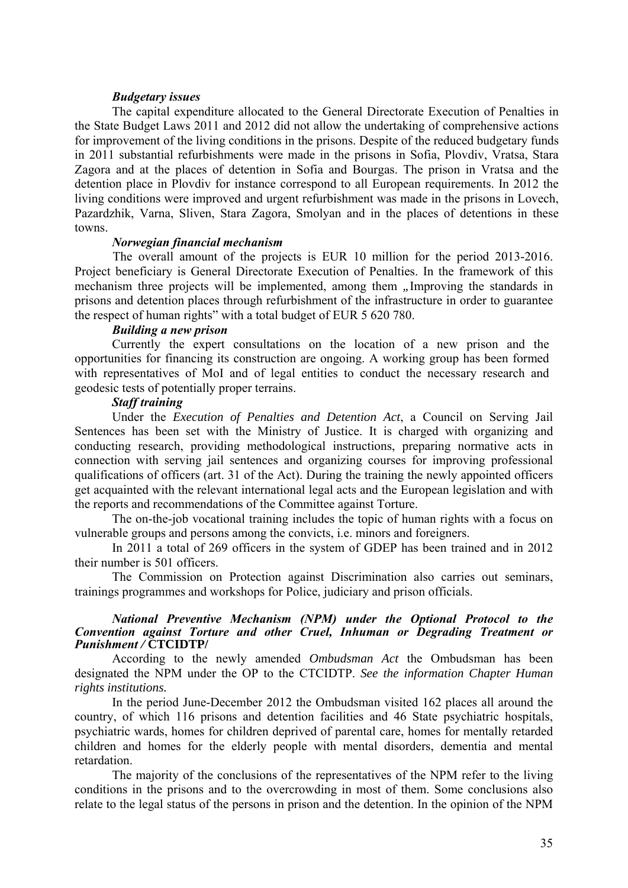***Budgetary issues***

The capital expenditure allocated to the General Directorate Execution of Penalties in the State Budget Laws 2011 and 2012 did not allow the undertaking of comprehensive actions for improvement of the living conditions in the prisons. Despite of the reduced budgetary funds in 2011 substantial refurbishments were made in the prisons in Sofia, Plovdiv, Vratsa, Stara Zagora and at the places of detention in Sofia and Bourgas. The prison in Vratsa and the detention place in Plovdiv for instance correspond to all European requirements. In 2012 the living conditions were improved and urgent refurbishment was made in the prisons in Lovech, Pazardzhik, Varna, Sliven, Stara Zagora, Smolyan and in the places of detentions in these towns.

***Norwegian financial mechanism***

The overall amount of the projects is EUR 10 million for the period 2013-2016. Project beneficiary is General Directorate Execution of Penalties. In the framework of this mechanism three projects will be implemented, among them „Improving the standards in prisons and detention places through refurbishment of the infrastructure in order to guarantee the respect of human rights" with a total budget of EUR 5 620 780.

***Building a new prison***

Currently the expert consultations on the location of a new prison and the opportunities for financing its construction are ongoing. A working group has been formed with representatives of MoI and of legal entities to conduct the necessary research and geodesic tests of potentially proper terrains.

***Staff training***

Under the *Execution of Penalties and Detention Act*, a Council on Serving Jail Sentences has been set with the Ministry of Justice. It is charged with organizing and conducting research, providing methodological instructions, preparing normative acts in connection with serving jail sentences and organizing courses for improving professional qualifications of officers (art. 31 of the Act). During the training the newly appointed officers get acquainted with the relevant international legal acts and the European legislation and with the reports and recommendations of the Committee against Torture.

The on-the-job vocational training includes the topic of human rights with a focus on vulnerable groups and persons among the convicts, i.e. minors and foreigners.

In 2011 a total of 269 officers in the system of GDEP has been trained and in 2012 their number is 501 officers.

The Commission on Protection against Discrimination also carries out seminars, trainings programmes and workshops for Police, judiciary and prison officials.

***National Preventive Mechanism (NPM) under the Optional Protocol to the Convention against Torture and other Cruel, Inhuman or Degrading Treatment or Punishment /* CTCIDTP/**

According to the newly amended *Ombudsman Act* the Ombudsman has been designated the NPM under the OP to the CTCIDTP. *See the information Chapter Human rights institutions.*

In the period June-December 2012 the Ombudsman visited 162 places all around the country, of which 116 prisons and detention facilities and 46 State psychiatric hospitals, psychiatric wards, homes for children deprived of parental care, homes for mentally retarded children and homes for the elderly people with mental disorders, dementia and mental retardation.

The majority of the conclusions of the representatives of the NPM refer to the living conditions in the prisons and to the overcrowding in most of them. Some conclusions also relate to the legal status of the persons in prison and the detention. In the opinion of the NPM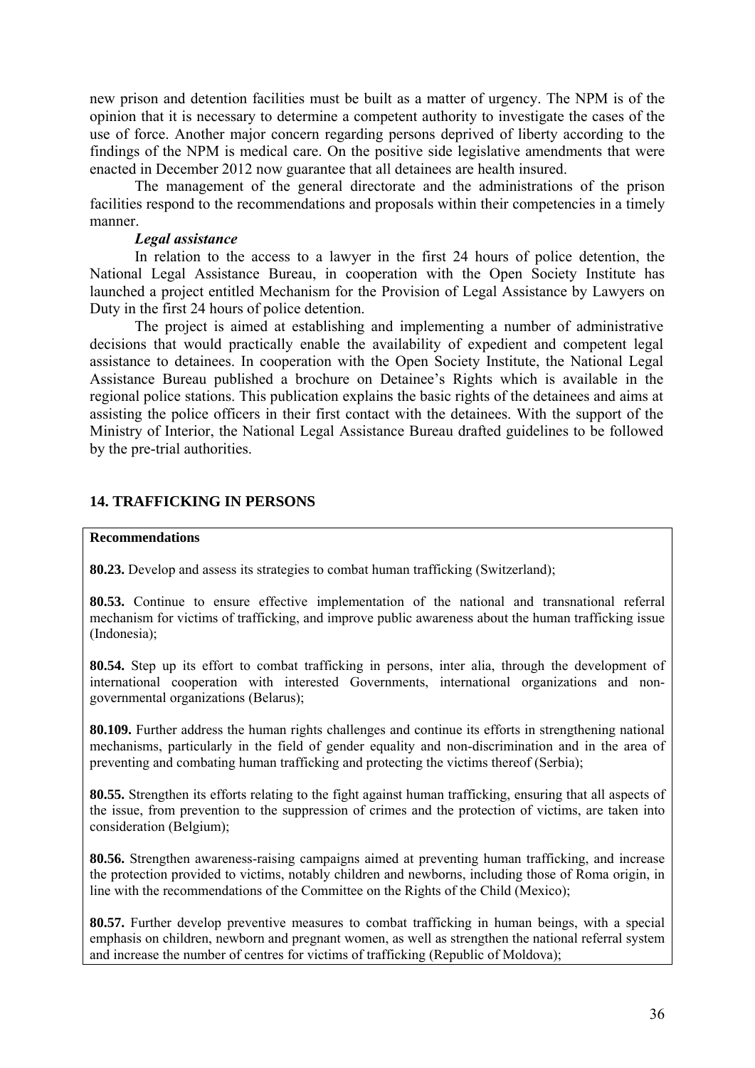new prison and detention facilities must be built as a matter of urgency. The NPM is of the opinion that it is necessary to determine a competent authority to investigate the cases of the use of force. Another major concern regarding persons deprived of liberty according to the findings of the NPM is medical care. On the positive side legislative amendments that were enacted in December 2012 now guarantee that all detainees are health insured.

The management of the general directorate and the administrations of the prison facilities respond to the recommendations and proposals within their competencies in a timely manner.

***Legal assistance***

In relation to the access to a lawyer in the first 24 hours of police detention, the National Legal Assistance Bureau, in cooperation with the Open Society Institute has launched a project entitled Mechanism for the Provision of Legal Assistance by Lawyers on Duty in the first 24 hours of police detention.

The project is aimed at establishing and implementing a number of administrative decisions that would practically enable the availability of expedient and competent legal assistance to detainees. In cooperation with the Open Society Institute, the National Legal Assistance Bureau published a brochure on Detainee's Rights which is available in the regional police stations. This publication explains the basic rights of the detainees and aims at assisting the police officers in their first contact with the detainees. With the support of the Ministry of Interior, the National Legal Assistance Bureau drafted guidelines to be followed by the pre-trial authorities.

## 14. TRAFFICKING IN PERSONS

**Recommendations**

**80.23.** Develop and assess its strategies to combat human trafficking (Switzerland);

**80.53.** Continue to ensure effective implementation of the national and transnational referral mechanism for victims of trafficking, and improve public awareness about the human trafficking issue (Indonesia);

**80.54.** Step up its effort to combat trafficking in persons, inter alia, through the development of international cooperation with interested Governments, international organizations and non-governmental organizations (Belarus);

**80.109.** Further address the human rights challenges and continue its efforts in strengthening national mechanisms, particularly in the field of gender equality and non-discrimination and in the area of preventing and combating human trafficking and protecting the victims thereof (Serbia);

**80.55.** Strengthen its efforts relating to the fight against human trafficking, ensuring that all aspects of the issue, from prevention to the suppression of crimes and the protection of victims, are taken into consideration (Belgium);

**80.56.** Strengthen awareness-raising campaigns aimed at preventing human trafficking, and increase the protection provided to victims, notably children and newborns, including those of Roma origin, in line with the recommendations of the Committee on the Rights of the Child (Mexico);

**80.57.** Further develop preventive measures to combat trafficking in human beings, with a special emphasis on children, newborn and pregnant women, as well as strengthen the national referral system and increase the number of centres for victims of trafficking (Republic of Moldova);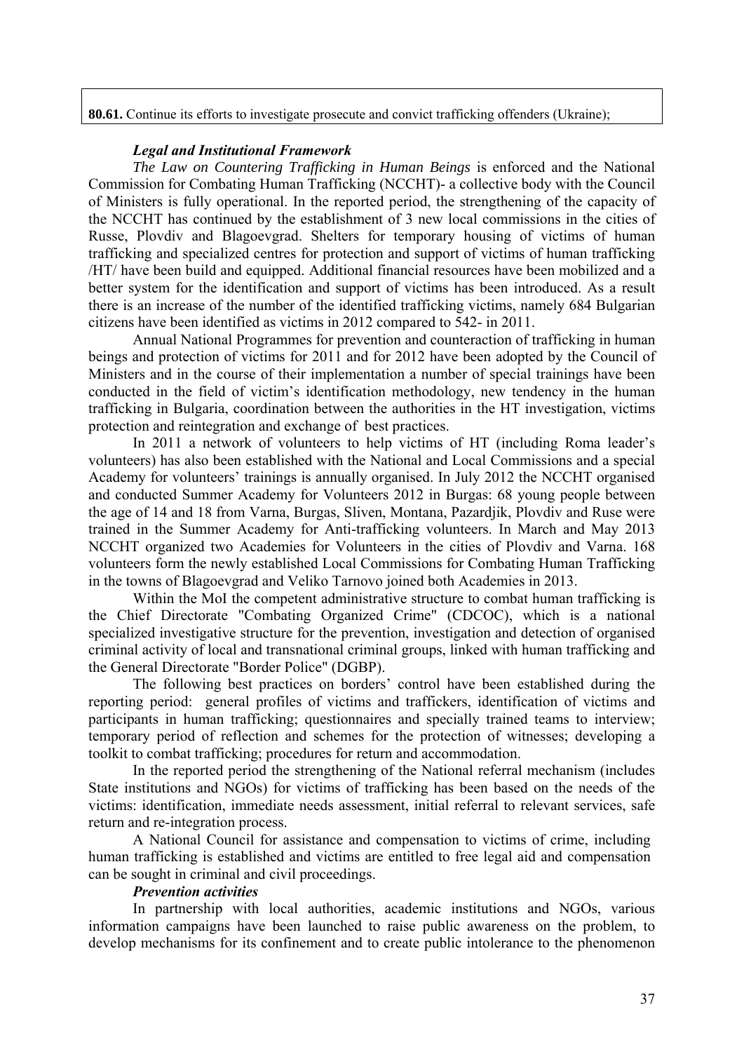**80.61.** Continue its efforts to investigate prosecute and convict trafficking offenders (Ukraine);

***Legal and Institutional Framework***

*The Law on Countering Trafficking in Human Beings* is enforced and the National Commission for Combating Human Trafficking (NCCHT)- a collective body with the Council of Ministers is fully operational. In the reported period, the strengthening of the capacity of the NCCHT has continued by the establishment of 3 new local commissions in the cities of Russe, Plovdiv and Blagoevgrad. Shelters for temporary housing of victims of human trafficking and specialized centres for protection and support of victims of human trafficking /HT/ have been build and equipped. Additional financial resources have been mobilized and a better system for the identification and support of victims has been introduced. As a result there is an increase of the number of the identified trafficking victims, namely 684 Bulgarian citizens have been identified as victims in 2012 compared to 542- in 2011.

Annual National Programmes for prevention and counteraction of trafficking in human beings and protection of victims for 2011 and for 2012 have been adopted by the Council of Ministers and in the course of their implementation a number of special trainings have been conducted in the field of victim's identification methodology, new tendency in the human trafficking in Bulgaria, coordination between the authorities in the HT investigation, victims protection and reintegration and exchange of best practices.

In 2011 a network of volunteers to help victims of HT (including Roma leader's volunteers) has also been established with the National and Local Commissions and a special Academy for volunteers' trainings is annually organised. In July 2012 the NCCHT organised and conducted Summer Academy for Volunteers 2012 in Burgas: 68 young people between the age of 14 and 18 from Varna, Burgas, Sliven, Montana, Pazardjik, Plovdiv and Ruse were trained in the Summer Academy for Anti-trafficking volunteers. In March and May 2013 NCCHT organized two Academies for Volunteers in the cities of Plovdiv and Varna. 168 volunteers form the newly established Local Commissions for Combating Human Trafficking in the towns of Blagoevgrad and Veliko Tarnovo joined both Academies in 2013.

Within the MoI the competent administrative structure to combat human trafficking is the Chief Directorate "Combating Organized Crime" (CDCOC), which is a national specialized investigative structure for the prevention, investigation and detection of organised criminal activity of local and transnational criminal groups, linked with human trafficking and the General Directorate "Border Police" (DGBP).

The following best practices on borders' control have been established during the reporting period: general profiles of victims and traffickers, identification of victims and participants in human trafficking; questionnaires and specially trained teams to interview; temporary period of reflection and schemes for the protection of witnesses; developing a toolkit to combat trafficking; procedures for return and accommodation.

In the reported period the strengthening of the National referral mechanism (includes State institutions and NGOs) for victims of trafficking has been based on the needs of the victims: identification, immediate needs assessment, initial referral to relevant services, safe return and re-integration process.

A National Council for assistance and compensation to victims of crime, including human trafficking is established and victims are entitled to free legal aid and compensation can be sought in criminal and civil proceedings.

***Prevention activities***

In partnership with local authorities, academic institutions and NGOs, various information campaigns have been launched to raise public awareness on the problem, to develop mechanisms for its confinement and to create public intolerance to the phenomenon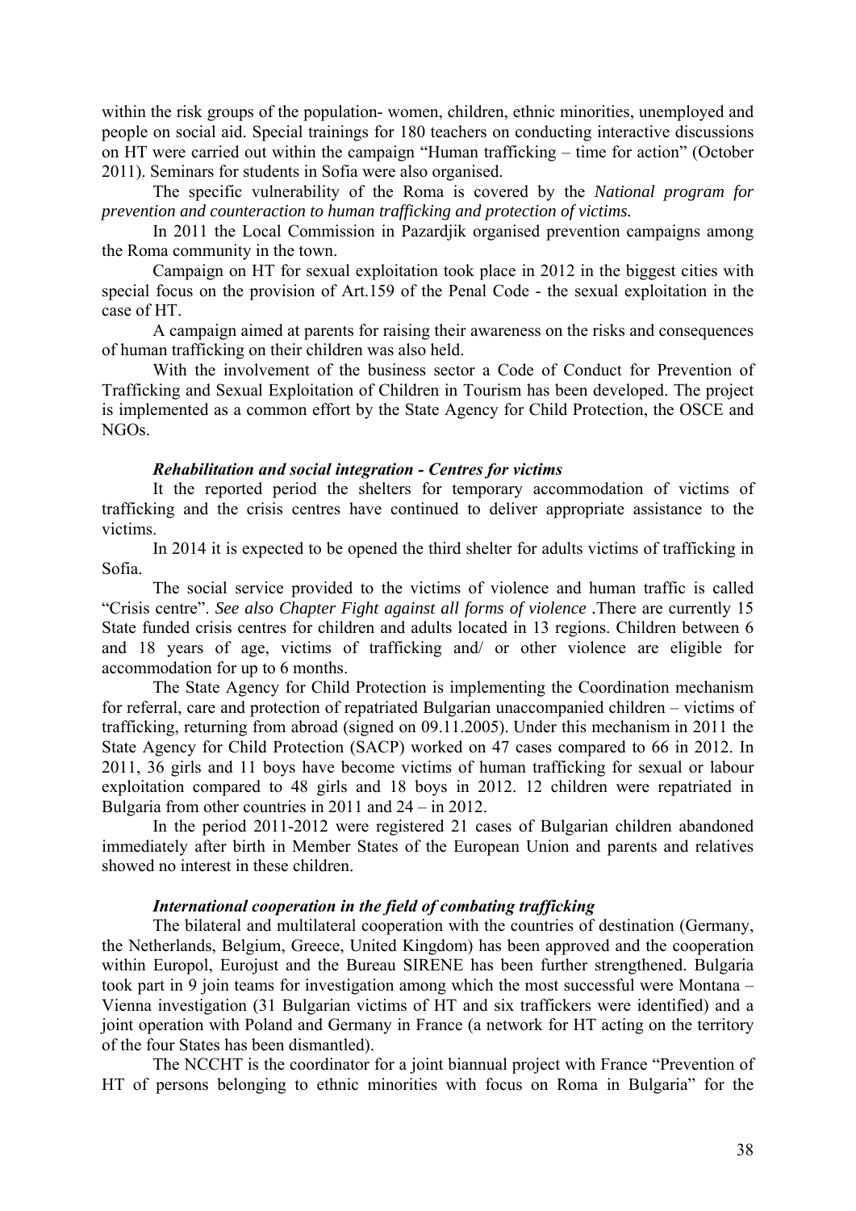within the risk groups of the population- women, children, ethnic minorities, unemployed and people on social aid. Special trainings for 180 teachers on conducting interactive discussions on HT were carried out within the campaign "Human trafficking – time for action" (October 2011). Seminars for students in Sofia were also organised.

The specific vulnerability of the Roma is covered by the *National program for prevention and counteraction to human trafficking and protection of victims.*

In 2011 the Local Commission in Pazardjik organised prevention campaigns among the Roma community in the town.

Campaign on HT for sexual exploitation took place in 2012 in the biggest cities with special focus on the provision of Art.159 of the Penal Code - the sexual exploitation in the case of HT.

A campaign aimed at parents for raising their awareness on the risks and consequences of human trafficking on their children was also held.

With the involvement of the business sector a Code of Conduct for Prevention of Trafficking and Sexual Exploitation of Children in Tourism has been developed. The project is implemented as a common effort by the State Agency for Child Protection, the OSCE and NGOs.

***Rehabilitation and social integration - Centres for victims***

It the reported period the shelters for temporary accommodation of victims of trafficking and the crisis centres have continued to deliver appropriate assistance to the victims.

In 2014 it is expected to be opened the third shelter for adults victims of trafficking in Sofia.

The social service provided to the victims of violence and human traffic is called "Crisis centre". *See also Chapter Fight against all forms of violence* .There are currently 15 State funded crisis centres for children and adults located in 13 regions. Children between 6 and 18 years of age, victims of trafficking and/ or other violence are eligible for accommodation for up to 6 months.

The State Agency for Child Protection is implementing the Coordination mechanism for referral, care and protection of repatriated Bulgarian unaccompanied children – victims of trafficking, returning from abroad (signed on 09.11.2005). Under this mechanism in 2011 the State Agency for Child Protection (SACP) worked on 47 cases compared to 66 in 2012. In 2011, 36 girls and 11 boys have become victims of human trafficking for sexual or labour exploitation compared to 48 girls and 18 boys in 2012. 12 children were repatriated in Bulgaria from other countries in 2011 and 24 – in 2012.

In the period 2011-2012 were registered 21 cases of Bulgarian children abandoned immediately after birth in Member States of the European Union and parents and relatives showed no interest in these children.

***International cooperation in the field of combating trafficking***

The bilateral and multilateral cooperation with the countries of destination (Germany, the Netherlands, Belgium, Greece, United Kingdom) has been approved and the cooperation within Europol, Eurojust and the Bureau SIRENE has been further strengthened. Bulgaria took part in 9 join teams for investigation among which the most successful were Montana – Vienna investigation (31 Bulgarian victims of HT and six traffickers were identified) and a joint operation with Poland and Germany in France (a network for HT acting on the territory of the four States has been dismantled).

The NCCHT is the coordinator for a joint biannual project with France "Prevention of HT of persons belonging to ethnic minorities with focus on Roma in Bulgaria" for the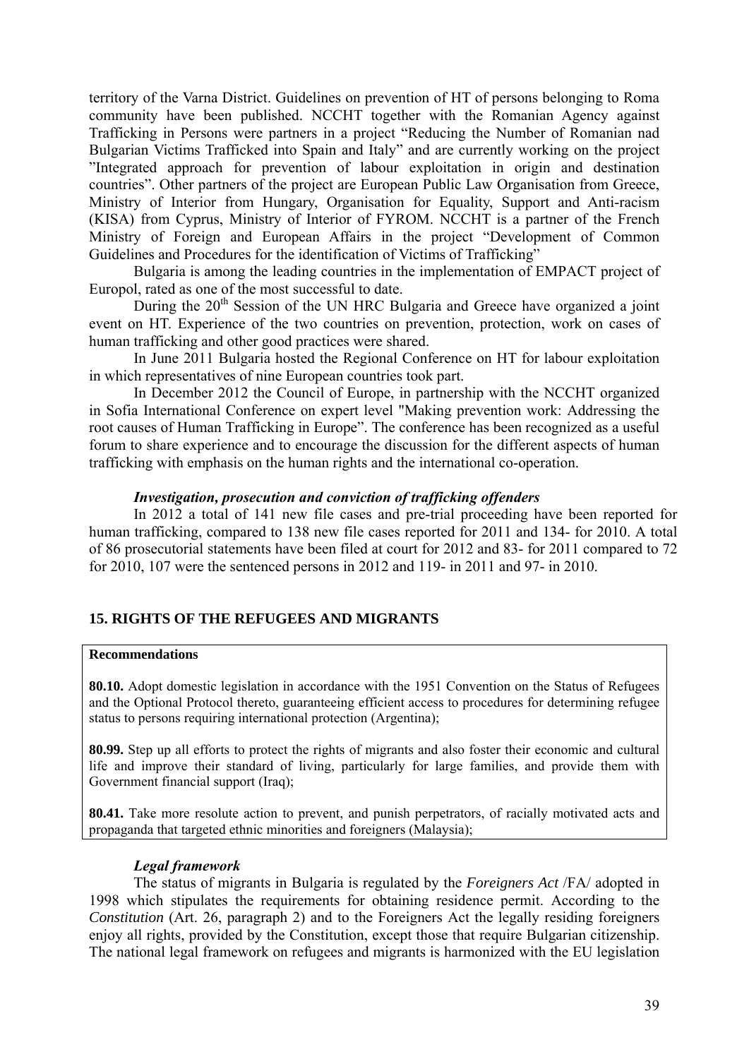territory of the Varna District. Guidelines on prevention of HT of persons belonging to Roma community have been published. NCCHT together with the Romanian Agency against Trafficking in Persons were partners in a project "Reducing the Number of Romanian nad Bulgarian Victims Trafficked into Spain and Italy" and are currently working on the project "Integrated approach for prevention of labour exploitation in origin and destination countries". Other partners of the project are European Public Law Organisation from Greece, Ministry of Interior from Hungary, Organisation for Equality, Support and Anti-racism (KISA) from Cyprus, Ministry of Interior of FYROM. NCCHT is a partner of the French Ministry of Foreign and European Affairs in the project "Development of Common Guidelines and Procedures for the identification of Victims of Trafficking"

Bulgaria is among the leading countries in the implementation of EMPACT project of Europol, rated as one of the most successful to date.

During the 20th Session of the UN HRC Bulgaria and Greece have organized a joint event on HT. Experience of the two countries on prevention, protection, work on cases of human trafficking and other good practices were shared.

In June 2011 Bulgaria hosted the Regional Conference on HT for labour exploitation in which representatives of nine European countries took part.

In December 2012 the Council of Europe, in partnership with the NCCHT organized in Sofia International Conference on expert level "Making prevention work: Addressing the root causes of Human Trafficking in Europe". The conference has been recognized as a useful forum to share experience and to encourage the discussion for the different aspects of human trafficking with emphasis on the human rights and the international co-operation.

***Investigation, prosecution and conviction of trafficking offenders***

In 2012 a total of 141 new file cases and pre-trial proceeding have been reported for human trafficking, compared to 138 new file cases reported for 2011 and 134- for 2010. A total of 86 prosecutorial statements have been filed at court for 2012 and 83- for 2011 compared to 72 for 2010, 107 were the sentenced persons in 2012 and 119- in 2011 and 97- in 2010.

## 15. RIGHTS OF THE REFUGEES AND MIGRANTS

**Recommendations**

**80.10.** Adopt domestic legislation in accordance with the 1951 Convention on the Status of Refugees and the Optional Protocol thereto, guaranteeing efficient access to procedures for determining refugee status to persons requiring international protection (Argentina);

**80.99.** Step up all efforts to protect the rights of migrants and also foster their economic and cultural life and improve their standard of living, particularly for large families, and provide them with Government financial support (Iraq);

**80.41.** Take more resolute action to prevent, and punish perpetrators, of racially motivated acts and propaganda that targeted ethnic minorities and foreigners (Malaysia);

***Legal framework***

The status of migrants in Bulgaria is regulated by the *Foreigners Act* /FA/ adopted in 1998 which stipulates the requirements for obtaining residence permit. According to the *Constitution* (Art. 26, paragraph 2) and to the Foreigners Act the legally residing foreigners enjoy all rights, provided by the Constitution, except those that require Bulgarian citizenship. The national legal framework on refugees and migrants is harmonized with the EU legislation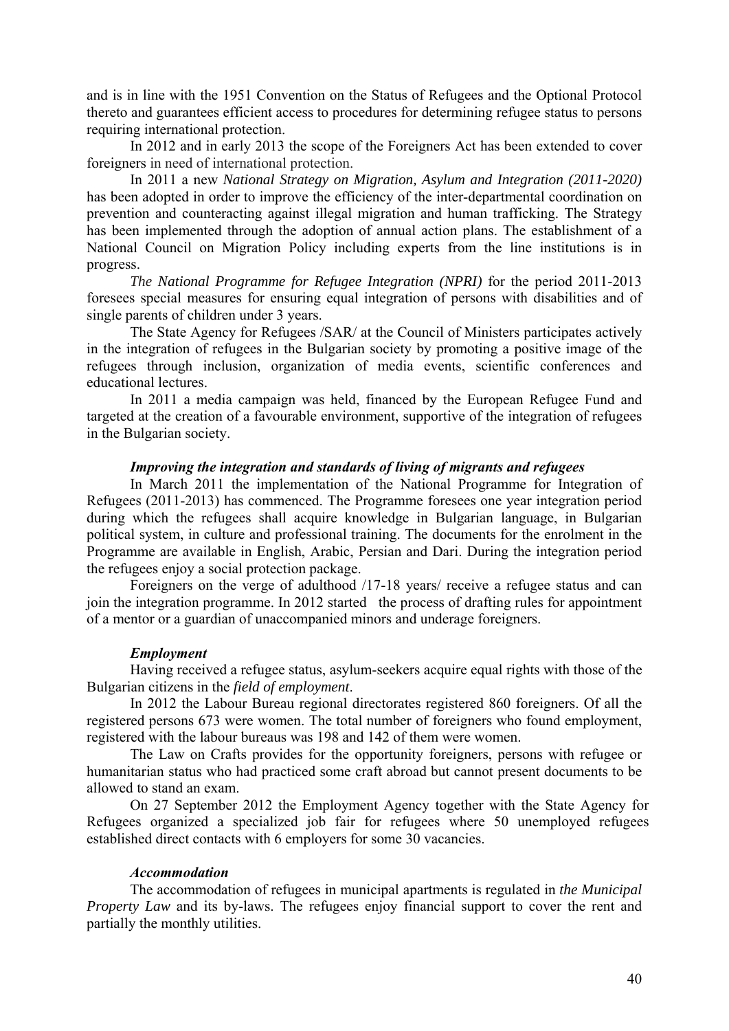and is in line with the 1951 Convention on the Status of Refugees and the Optional Protocol thereto and guarantees efficient access to procedures for determining refugee status to persons requiring international protection.

In 2012 and in early 2013 the scope of the Foreigners Act has been extended to cover foreigners in need of international protection.

In 2011 a new *National Strategy on Migration, Asylum and Integration (2011-2020)* has been adopted in order to improve the efficiency of the inter-departmental coordination on prevention and counteracting against illegal migration and human trafficking. The Strategy has been implemented through the adoption of annual action plans. The establishment of a National Council on Migration Policy including experts from the line institutions is in progress.

*The National Programme for Refugee Integration (NPRI)* for the period 2011-2013 foresees special measures for ensuring equal integration of persons with disabilities and of single parents of children under 3 years.

The State Agency for Refugees /SAR/ at the Council of Ministers participates actively in the integration of refugees in the Bulgarian society by promoting a positive image of the refugees through inclusion, organization of media events, scientific conferences and educational lectures.

In 2011 a media campaign was held, financed by the European Refugee Fund and targeted at the creation of a favourable environment, supportive of the integration of refugees in the Bulgarian society.

***Improving the integration and standards of living of migrants and refugees***

In March 2011 the implementation of the National Programme for Integration of Refugees (2011-2013) has commenced. The Programme foresees one year integration period during which the refugees shall acquire knowledge in Bulgarian language, in Bulgarian political system, in culture and professional training. The documents for the enrolment in the Programme are available in English, Arabic, Persian and Dari. During the integration period the refugees enjoy a social protection package.

Foreigners on the verge of adulthood /17-18 years/ receive a refugee status and can join the integration programme. In 2012 started the process of drafting rules for appointment of a mentor or a guardian of unaccompanied minors and underage foreigners.

***Employment***

Having received a refugee status, asylum-seekers acquire equal rights with those of the Bulgarian citizens in the *field of employment*.

In 2012 the Labour Bureau regional directorates registered 860 foreigners. Of all the registered persons 673 were women. The total number of foreigners who found employment, registered with the labour bureaus was 198 and 142 of them were women.

The Law on Crafts provides for the opportunity foreigners, persons with refugee or humanitarian status who had practiced some craft abroad but cannot present documents to be allowed to stand an exam.

On 27 September 2012 the Employment Agency together with the State Agency for Refugees organized a specialized job fair for refugees where 50 unemployed refugees established direct contacts with 6 employers for some 30 vacancies.

***Accommodation***

The accommodation of refugees in municipal apartments is regulated in *the Municipal Property Law* and its by-laws. The refugees enjoy financial support to cover the rent and partially the monthly utilities.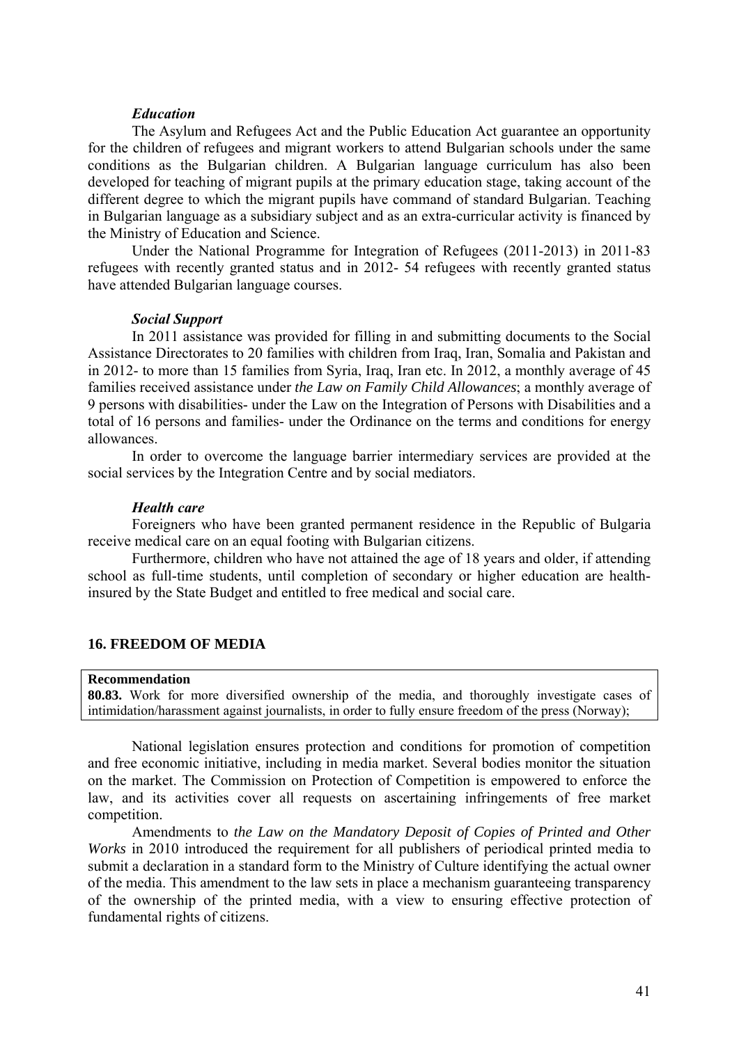***Education***

The Asylum and Refugees Act and the Public Education Act guarantee an opportunity for the children of refugees and migrant workers to attend Bulgarian schools under the same conditions as the Bulgarian children. A Bulgarian language curriculum has also been developed for teaching of migrant pupils at the primary education stage, taking account of the different degree to which the migrant pupils have command of standard Bulgarian. Teaching in Bulgarian language as a subsidiary subject and as an extra-curricular activity is financed by the Ministry of Education and Science.

Under the National Programme for Integration of Refugees (2011-2013) in 2011-83 refugees with recently granted status and in 2012- 54 refugees with recently granted status have attended Bulgarian language courses.

***Social Support***

In 2011 assistance was provided for filling in and submitting documents to the Social Assistance Directorates to 20 families with children from Iraq, Iran, Somalia and Pakistan and in 2012- to more than 15 families from Syria, Iraq, Iran etc. In 2012, a monthly average of 45 families received assistance under *the Law on Family Child Allowances*; a monthly average of 9 persons with disabilities- under the Law on the Integration of Persons with Disabilities and a total of 16 persons and families- under the Ordinance on the terms and conditions for energy allowances.

In order to overcome the language barrier intermediary services are provided at the social services by the Integration Centre and by social mediators.

***Health care***

Foreigners who have been granted permanent residence in the Republic of Bulgaria receive medical care on an equal footing with Bulgarian citizens.

Furthermore, children who have not attained the age of 18 years and older, if attending school as full-time students, until completion of secondary or higher education are health-insured by the State Budget and entitled to free medical and social care.

## 16. FREEDOM OF MEDIA

**Recommendation**

**80.83.** Work for more diversified ownership of the media, and thoroughly investigate cases of intimidation/harassment against journalists, in order to fully ensure freedom of the press (Norway);

National legislation ensures protection and conditions for promotion of competition and free economic initiative, including in media market. Several bodies monitor the situation on the market. The Commission on Protection of Competition is empowered to enforce the law, and its activities cover all requests on ascertaining infringements of free market competition.

Amendments to *the Law on the Mandatory Deposit of Copies of Printed and Other Works* in 2010 introduced the requirement for all publishers of periodical printed media to submit a declaration in a standard form to the Ministry of Culture identifying the actual owner of the media. This amendment to the law sets in place a mechanism guaranteeing transparency of the ownership of the printed media, with a view to ensuring effective protection of fundamental rights of citizens.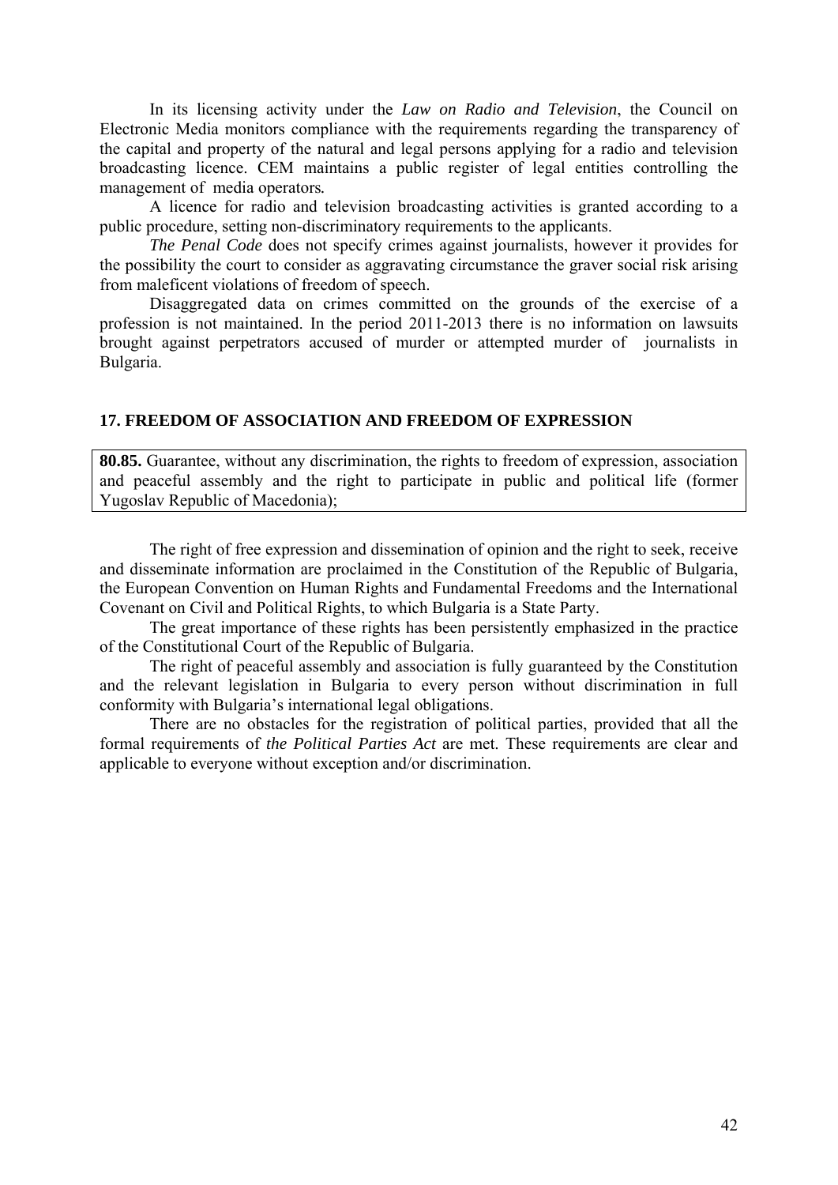In its licensing activity under the *Law on Radio and Television*, the Council on Electronic Media monitors compliance with the requirements regarding the transparency of the capital and property of the natural and legal persons applying for a radio and television broadcasting licence. CEM maintains a public register of legal entities controlling the management of media operators*.*

A licence for radio and television broadcasting activities is granted according to a public procedure, setting non-discriminatory requirements to the applicants.

*The Penal Code* does not specify crimes against journalists, however it provides for the possibility the court to consider as aggravating circumstance the graver social risk arising from maleficent violations of freedom of speech.

Disaggregated data on crimes committed on the grounds of the exercise of a profession is not maintained. In the period 2011-2013 there is no information on lawsuits brought against perpetrators accused of murder or attempted murder of journalists in Bulgaria.

## 17. FREEDOM OF ASSOCIATION AND FREEDOM OF EXPRESSION

**80.85.** Guarantee, without any discrimination, the rights to freedom of expression, association and peaceful assembly and the right to participate in public and political life (former Yugoslav Republic of Macedonia);

The right of free expression and dissemination of opinion and the right to seek, receive and disseminate information are proclaimed in the Constitution of the Republic of Bulgaria, the European Convention on Human Rights and Fundamental Freedoms and the International Covenant on Civil and Political Rights, to which Bulgaria is a State Party.

The great importance of these rights has been persistently emphasized in the practice of the Constitutional Court of the Republic of Bulgaria.

The right of peaceful assembly and association is fully guaranteed by the Constitution and the relevant legislation in Bulgaria to every person without discrimination in full conformity with Bulgaria's international legal obligations.

There are no obstacles for the registration of political parties, provided that all the formal requirements of *the Political Parties Act* are met. These requirements are clear and applicable to everyone without exception and/or discrimination.